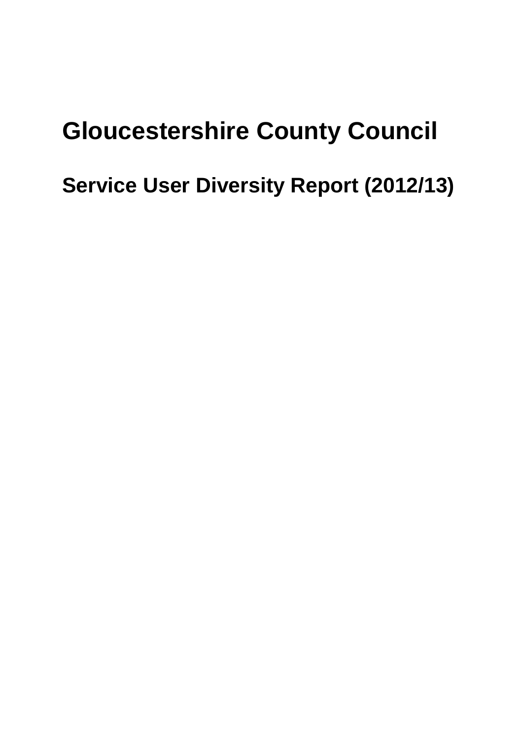# Gloucestershire County Council

## Service User Diversity Report (2012/13)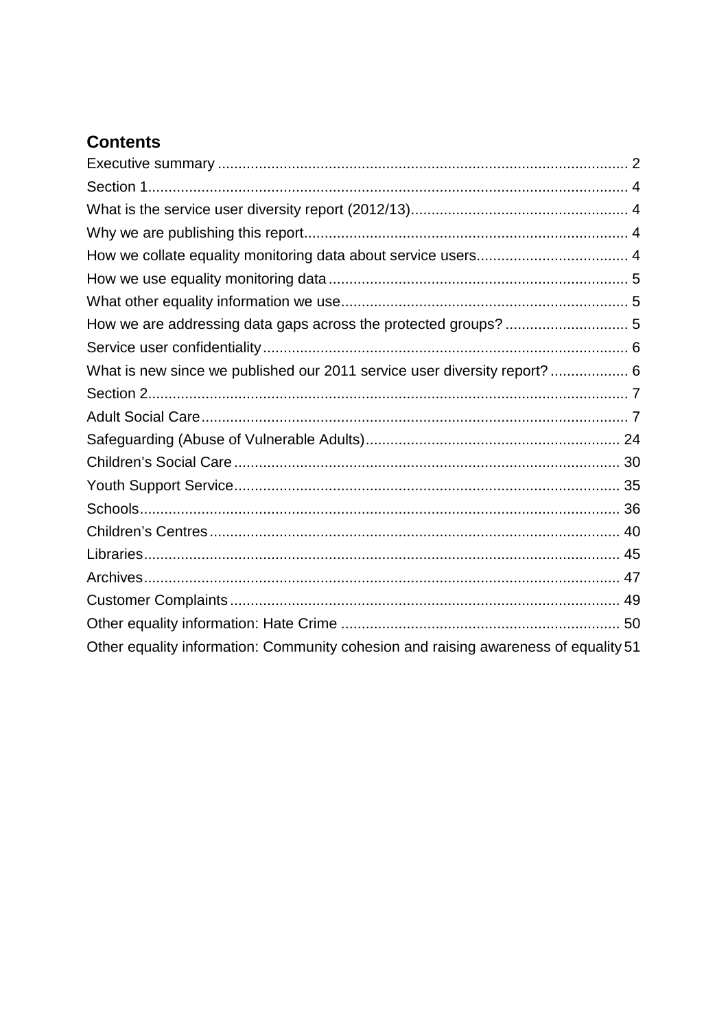## Contents

Executive summary ... 2
Section 1 ... 4
What is the service user diversity report (2012/13) ... 4
Why we are publishing this report ... 4
How we collate equality monitoring data about service users ... 4
How we use equality monitoring data ... 5
What other equality information we use ... 5
How we are addressing data gaps across the protected groups? ... 5
Service user confidentiality ... 6
What is new since we published our 2011 service user diversity report? ... 6
Section 2 ... 7
Adult Social Care ... 7
Safeguarding (Abuse of Vulnerable Adults) ... 24
Children's Social Care ... 30
Youth Support Service ... 35
Schools ... 36
Children's Centres ... 40
Libraries ... 45
Archives ... 47
Customer Complaints ... 49
Other equality information: Hate Crime ... 50
Other equality information: Community cohesion and raising awareness of equality 51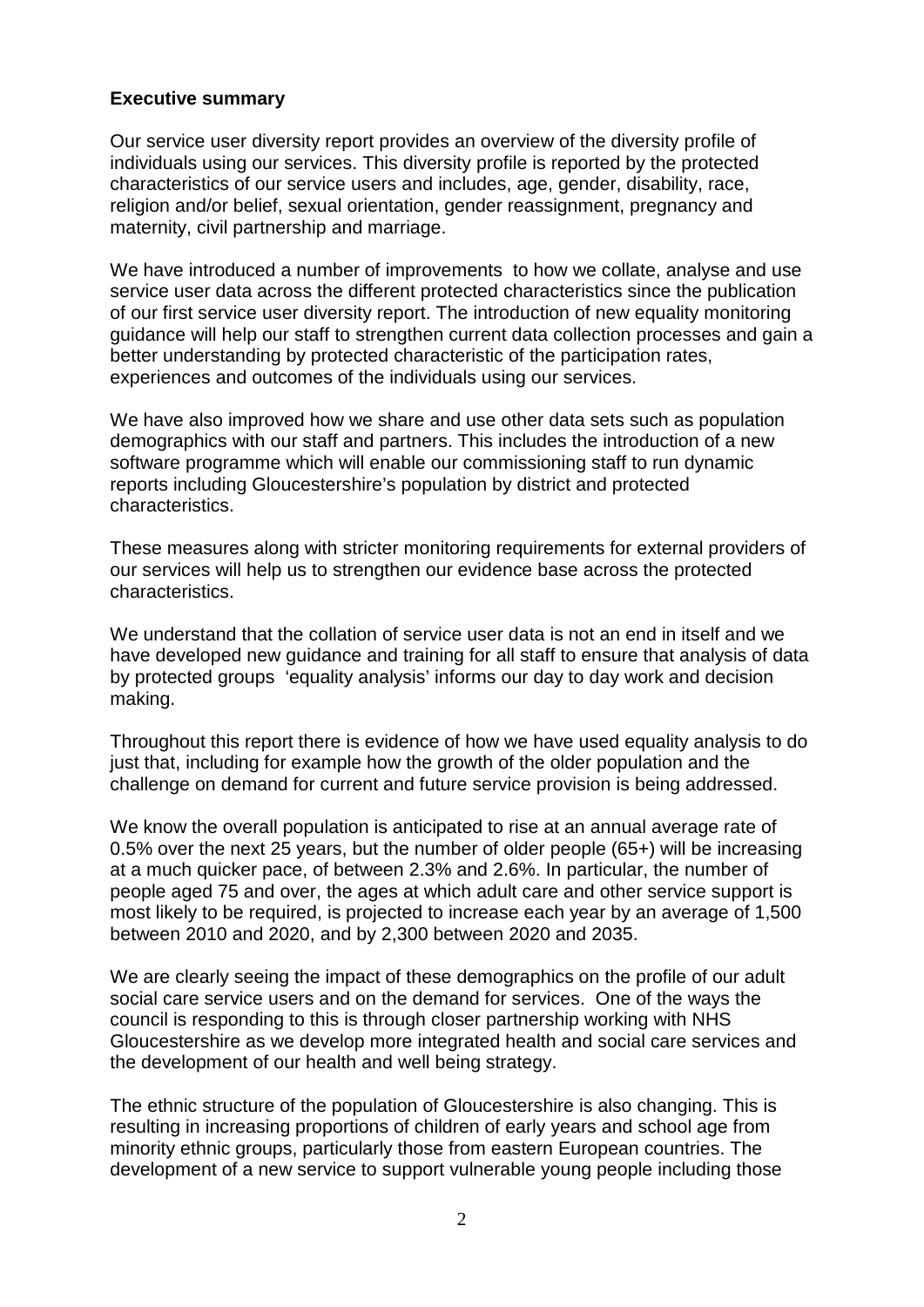**Executive summary**

Our service user diversity report provides an overview of the diversity profile of individuals using our services. This diversity profile is reported by the protected characteristics of our service users and includes, age, gender, disability, race, religion and/or belief, sexual orientation, gender reassignment, pregnancy and maternity, civil partnership and marriage.

We have introduced a number of improvements to how we collate, analyse and use service user data across the different protected characteristics since the publication of our first service user diversity report. The introduction of new equality monitoring guidance will help our staff to strengthen current data collection processes and gain a better understanding by protected characteristic of the participation rates, experiences and outcomes of the individuals using our services.

We have also improved how we share and use other data sets such as population demographics with our staff and partners. This includes the introduction of a new software programme which will enable our commissioning staff to run dynamic reports including Gloucestershire's population by district and protected characteristics.

These measures along with stricter monitoring requirements for external providers of our services will help us to strengthen our evidence base across the protected characteristics.

We understand that the collation of service user data is not an end in itself and we have developed new guidance and training for all staff to ensure that analysis of data by protected groups 'equality analysis' informs our day to day work and decision making.

Throughout this report there is evidence of how we have used equality analysis to do just that, including for example how the growth of the older population and the challenge on demand for current and future service provision is being addressed.

We know the overall population is anticipated to rise at an annual average rate of 0.5% over the next 25 years, but the number of older people (65+) will be increasing at a much quicker pace, of between 2.3% and 2.6%. In particular, the number of people aged 75 and over, the ages at which adult care and other service support is most likely to be required, is projected to increase each year by an average of 1,500 between 2010 and 2020, and by 2,300 between 2020 and 2035.

We are clearly seeing the impact of these demographics on the profile of our adult social care service users and on the demand for services. One of the ways the council is responding to this is through closer partnership working with NHS Gloucestershire as we develop more integrated health and social care services and the development of our health and well being strategy.

The ethnic structure of the population of Gloucestershire is also changing. This is resulting in increasing proportions of children of early years and school age from minority ethnic groups, particularly those from eastern European countries. The development of a new service to support vulnerable young people including those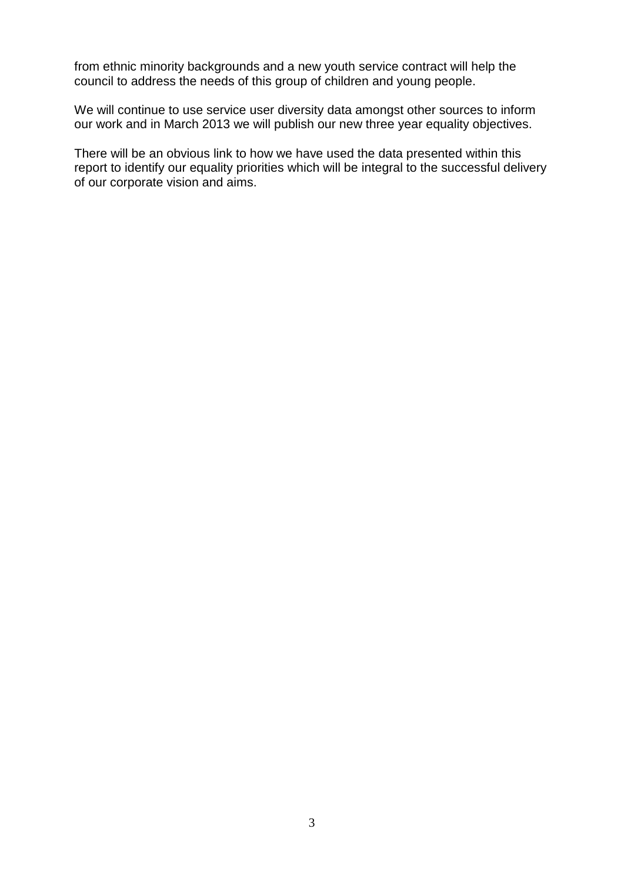from ethnic minority backgrounds and a new youth service contract will help the council to address the needs of this group of children and young people.

We will continue to use service user diversity data amongst other sources to inform our work and in March 2013 we will publish our new three year equality objectives.

There will be an obvious link to how we have used the data presented within this report to identify our equality priorities which will be integral to the successful delivery of our corporate vision and aims.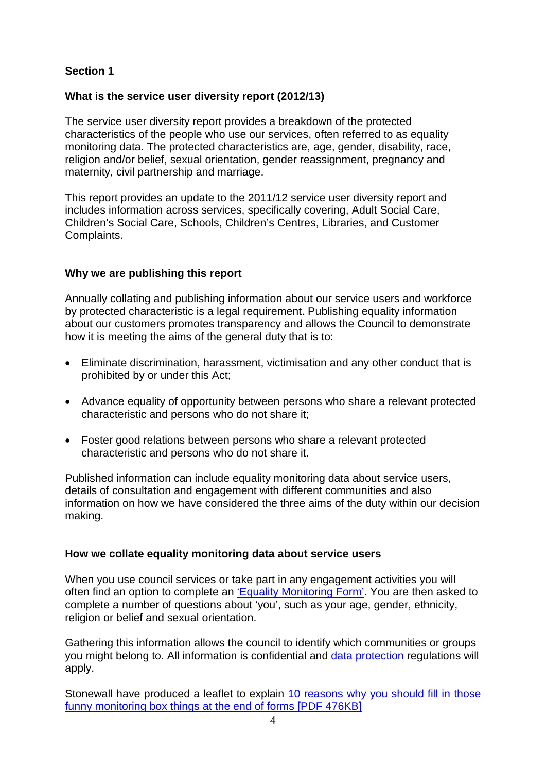## Section 1

### What is the service user diversity report (2012/13)

The service user diversity report provides a breakdown of the protected characteristics of the people who use our services, often referred to as equality monitoring data. The protected characteristics are, age, gender, disability, race, religion and/or belief, sexual orientation, gender reassignment, pregnancy and maternity, civil partnership and marriage.

This report provides an update to the 2011/12 service user diversity report and includes information across services, specifically covering, Adult Social Care, Children's Social Care, Schools, Children's Centres, Libraries, and Customer Complaints.

### Why we are publishing this report

Annually collating and publishing information about our service users and workforce by protected characteristic is a legal requirement. Publishing equality information about our customers promotes transparency and allows the Council to demonstrate how it is meeting the aims of the general duty that is to:

- Eliminate discrimination, harassment, victimisation and any other conduct that is prohibited by or under this Act;
- Advance equality of opportunity between persons who share a relevant protected characteristic and persons who do not share it;
- Foster good relations between persons who share a relevant protected characteristic and persons who do not share it.

Published information can include equality monitoring data about service users, details of consultation and engagement with different communities and also information on how we have considered the three aims of the duty within our decision making.

### How we collate equality monitoring data about service users

When you use council services or take part in any engagement activities you will often find an option to complete an 'Equality Monitoring Form'. You are then asked to complete a number of questions about 'you', such as your age, gender, ethnicity, religion or belief and sexual orientation.

Gathering this information allows the council to identify which communities or groups you might belong to. All information is confidential and data protection regulations will apply.

Stonewall have produced a leaflet to explain 10 reasons why you should fill in those funny monitoring box things at the end of forms [PDF 476KB]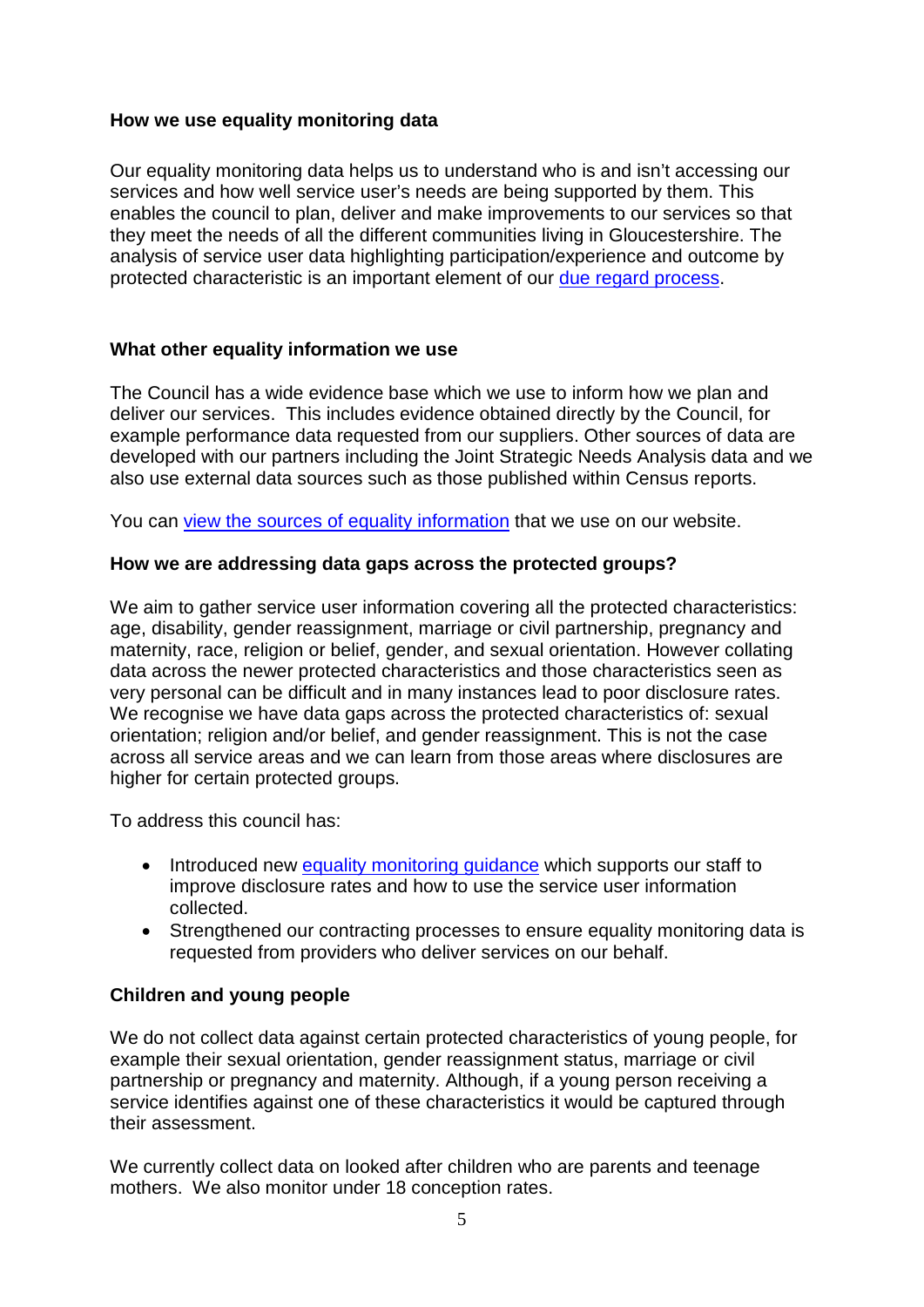### How we use equality monitoring data

Our equality monitoring data helps us to understand who is and isn't accessing our services and how well service user's needs are being supported by them. This enables the council to plan, deliver and make improvements to our services so that they meet the needs of all the different communities living in Gloucestershire. The analysis of service user data highlighting participation/experience and outcome by protected characteristic is an important element of our due regard process.

### What other equality information we use

The Council has a wide evidence base which we use to inform how we plan and deliver our services. This includes evidence obtained directly by the Council, for example performance data requested from our suppliers. Other sources of data are developed with our partners including the Joint Strategic Needs Analysis data and we also use external data sources such as those published within Census reports.

You can view the sources of equality information that we use on our website.

### How we are addressing data gaps across the protected groups?

We aim to gather service user information covering all the protected characteristics: age, disability, gender reassignment, marriage or civil partnership, pregnancy and maternity, race, religion or belief, gender, and sexual orientation. However collating data across the newer protected characteristics and those characteristics seen as very personal can be difficult and in many instances lead to poor disclosure rates. We recognise we have data gaps across the protected characteristics of: sexual orientation; religion and/or belief, and gender reassignment. This is not the case across all service areas and we can learn from those areas where disclosures are higher for certain protected groups.

To address this council has:

- Introduced new equality monitoring guidance which supports our staff to improve disclosure rates and how to use the service user information collected.
- Strengthened our contracting processes to ensure equality monitoring data is requested from providers who deliver services on our behalf.

### Children and young people

We do not collect data against certain protected characteristics of young people, for example their sexual orientation, gender reassignment status, marriage or civil partnership or pregnancy and maternity. Although, if a young person receiving a service identifies against one of these characteristics it would be captured through their assessment.

We currently collect data on looked after children who are parents and teenage mothers. We also monitor under 18 conception rates.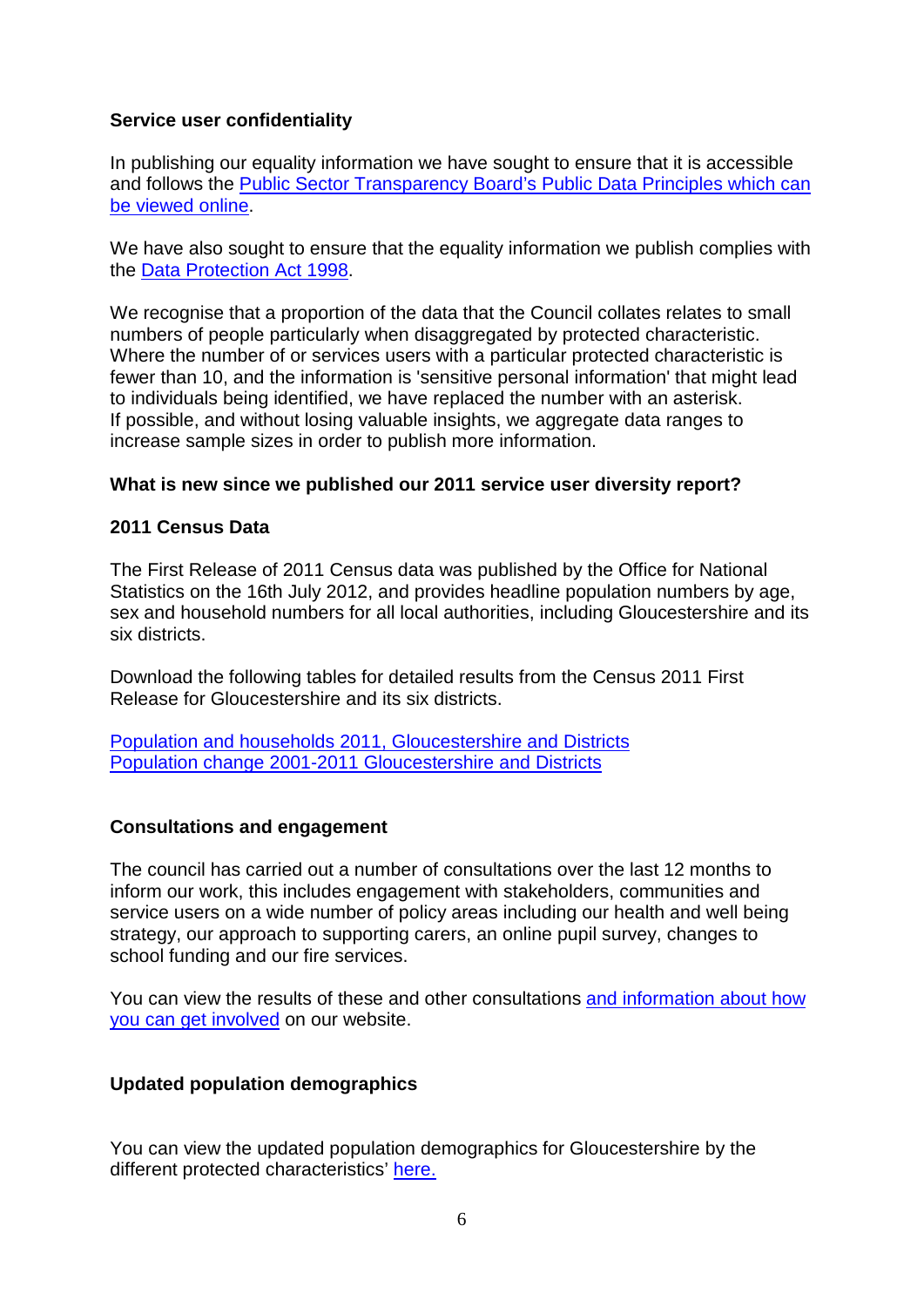**Service user confidentiality**

In publishing our equality information we have sought to ensure that it is accessible and follows the Public Sector Transparency Board's Public Data Principles which can be viewed online.

We have also sought to ensure that the equality information we publish complies with the Data Protection Act 1998.

We recognise that a proportion of the data that the Council collates relates to small numbers of people particularly when disaggregated by protected characteristic. Where the number of or services users with a particular protected characteristic is fewer than 10, and the information is 'sensitive personal information' that might lead to individuals being identified, we have replaced the number with an asterisk. If possible, and without losing valuable insights, we aggregate data ranges to increase sample sizes in order to publish more information.

**What is new since we published our 2011 service user diversity report?**

**2011 Census Data**

The First Release of 2011 Census data was published by the Office for National Statistics on the 16th July 2012, and provides headline population numbers by age, sex and household numbers for all local authorities, including Gloucestershire and its six districts.

Download the following tables for detailed results from the Census 2011 First Release for Gloucestershire and its six districts.

Population and households 2011, Gloucestershire and Districts
Population change 2001-2011 Gloucestershire and Districts

**Consultations and engagement**

The council has carried out a number of consultations over the last 12 months to inform our work, this includes engagement with stakeholders, communities and service users on a wide number of policy areas including our health and well being strategy, our approach to supporting carers, an online pupil survey, changes to school funding and our fire services.

You can view the results of these and other consultations and information about how you can get involved on our website.

**Updated population demographics**

You can view the updated population demographics for Gloucestershire by the different protected characteristics' here.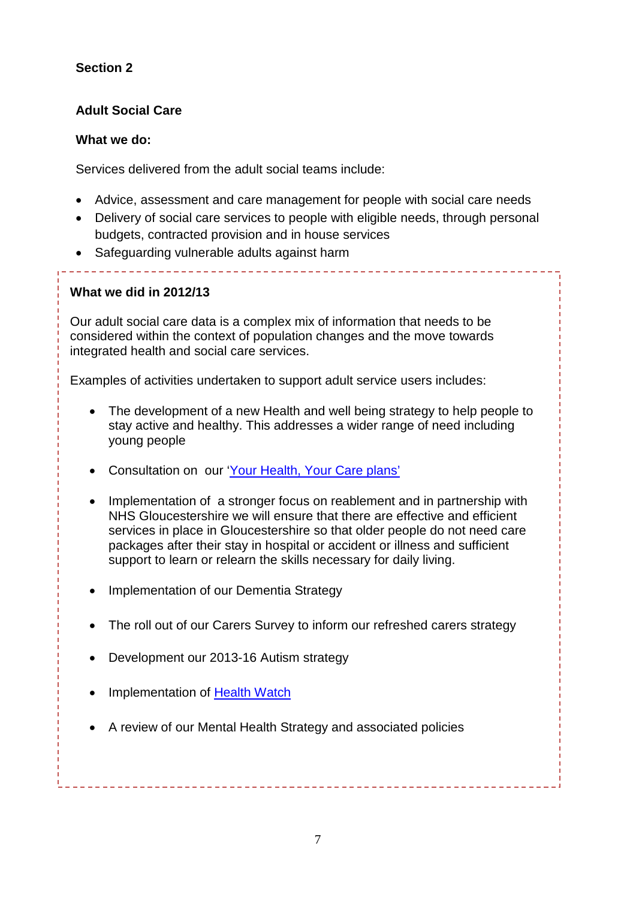## Section 2

### Adult Social Care

**What we do:**

Services delivered from the adult social teams include:

- Advice, assessment and care management for people with social care needs
- Delivery of social care services to people with eligible needs, through personal budgets, contracted provision and in house services
- Safeguarding vulnerable adults against harm

**What we did in 2012/13**

Our adult social care data is a complex mix of information that needs to be considered within the context of population changes and the move towards integrated health and social care services.

Examples of activities undertaken to support adult service users includes:

- The development of a new Health and well being strategy to help people to stay active and healthy. This addresses a wider range of need including young people
- Consultation on our 'Your Health, Your Care plans'
- Implementation of a stronger focus on reablement and in partnership with NHS Gloucestershire we will ensure that there are effective and efficient services in place in Gloucestershire so that older people do not need care packages after their stay in hospital or accident or illness and sufficient support to learn or relearn the skills necessary for daily living.
- Implementation of our Dementia Strategy
- The roll out of our Carers Survey to inform our refreshed carers strategy
- Development our 2013-16 Autism strategy
- Implementation of Health Watch
- A review of our Mental Health Strategy and associated policies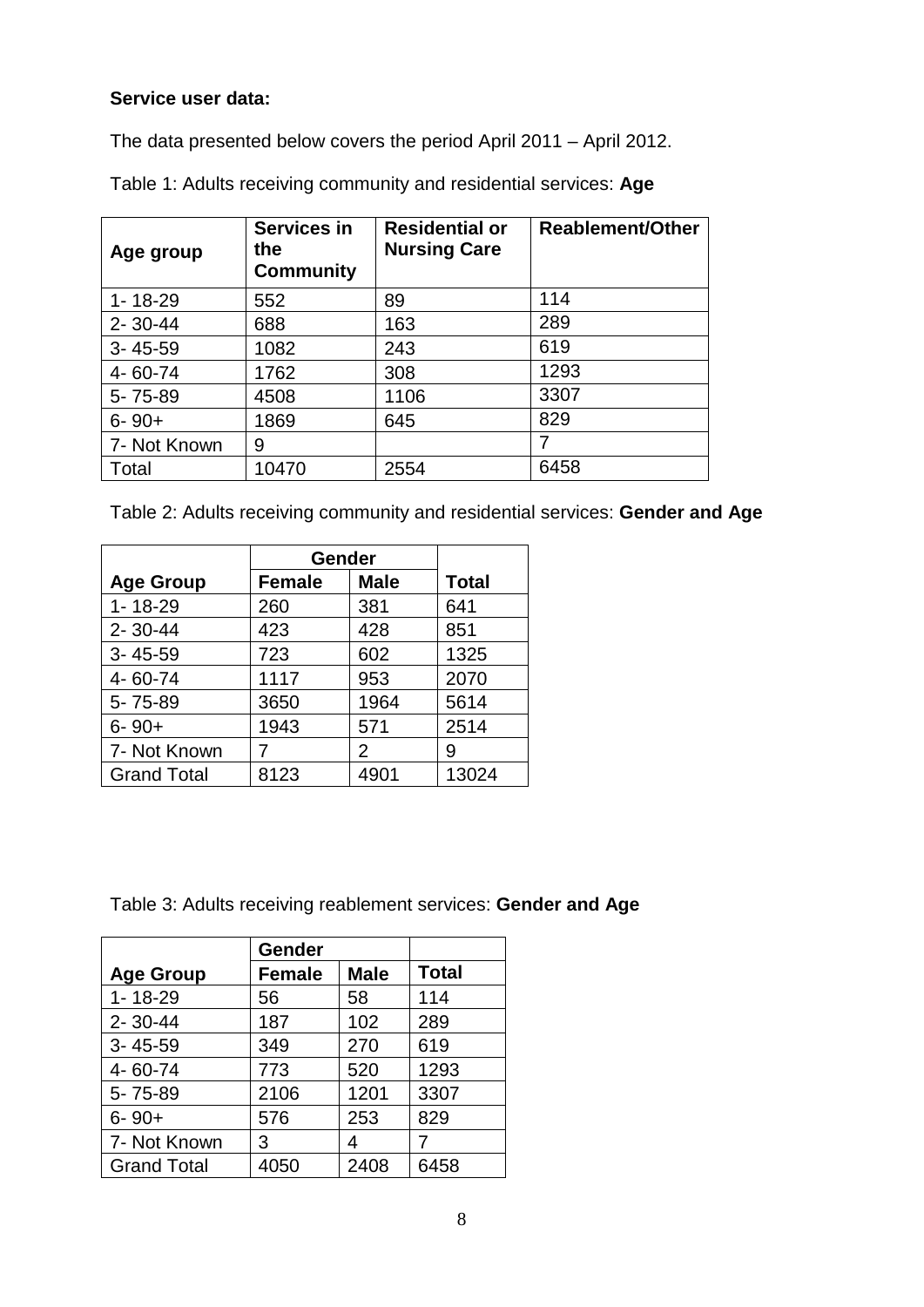**Service user data:**

The data presented below covers the period April 2011 – April 2012.

Table 1: Adults receiving community and residential services: **Age**

| Age group | Services in the Community | Residential or Nursing Care | Reablement/Other |
|---|---|---|---|
| 1- 18-29 | 552 | 89 | 114 |
| 2- 30-44 | 688 | 163 | 289 |
| 3- 45-59 | 1082 | 243 | 619 |
| 4- 60-74 | 1762 | 308 | 1293 |
| 5- 75-89 | 4508 | 1106 | 3307 |
| 6- 90+ | 1869 | 645 | 829 |
| 7- Not Known | 9 | | 7 |
| Total | 10470 | 2554 | 6458 |

Table 2: Adults receiving community and residential services: **Gender and Age**

| | Gender | | |
|---|---|---|---|
| **Age Group** | **Female** | **Male** | **Total** |
| 1- 18-29 | 260 | 381 | 641 |
| 2- 30-44 | 423 | 428 | 851 |
| 3- 45-59 | 723 | 602 | 1325 |
| 4- 60-74 | 1117 | 953 | 2070 |
| 5- 75-89 | 3650 | 1964 | 5614 |
| 6- 90+ | 1943 | 571 | 2514 |
| 7- Not Known | 7 | 2 | 9 |
| Grand Total | 8123 | 4901 | 13024 |

Table 3: Adults receiving reablement services: **Gender and Age**

| | Gender | | |
|---|---|---|---|
| **Age Group** | **Female** | **Male** | **Total** |
| 1- 18-29 | 56 | 58 | 114 |
| 2- 30-44 | 187 | 102 | 289 |
| 3- 45-59 | 349 | 270 | 619 |
| 4- 60-74 | 773 | 520 | 1293 |
| 5- 75-89 | 2106 | 1201 | 3307 |
| 6- 90+ | 576 | 253 | 829 |
| 7- Not Known | 3 | 4 | 7 |
| Grand Total | 4050 | 2408 | 6458 |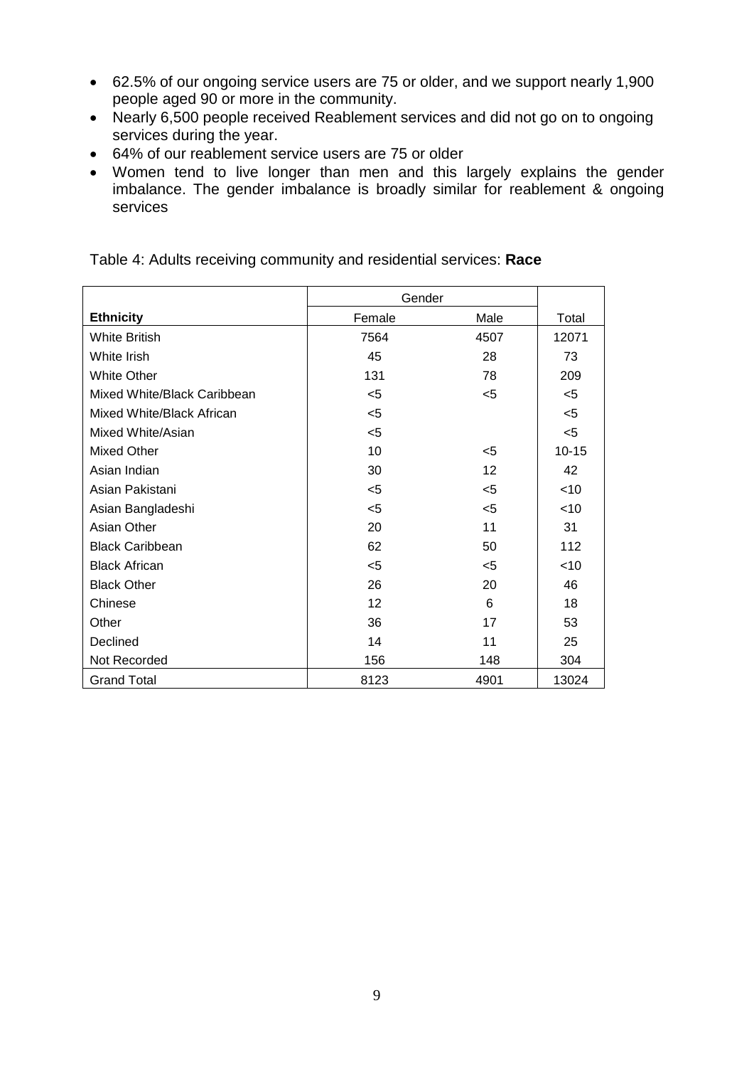- 62.5% of our ongoing service users are 75 or older, and we support nearly 1,900 people aged 90 or more in the community.
- Nearly 6,500 people received Reablement services and did not go on to ongoing services during the year.
- 64% of our reablement service users are 75 or older
- Women tend to live longer than men and this largely explains the gender imbalance. The gender imbalance is broadly similar for reablement & ongoing services

Table 4: Adults receiving community and residential services: **Race**

| | Gender | | |
|---|---|---|---|
| **Ethnicity** | Female | Male | Total |
| White British | 7564 | 4507 | 12071 |
| White Irish | 45 | 28 | 73 |
| White Other | 131 | 78 | 209 |
| Mixed White/Black Caribbean | <5 | <5 | <5 |
| Mixed White/Black African | <5 | | <5 |
| Mixed White/Asian | <5 | | <5 |
| Mixed Other | 10 | <5 | 10-15 |
| Asian Indian | 30 | 12 | 42 |
| Asian Pakistani | <5 | <5 | <10 |
| Asian Bangladeshi | <5 | <5 | <10 |
| Asian Other | 20 | 11 | 31 |
| Black Caribbean | 62 | 50 | 112 |
| Black African | <5 | <5 | <10 |
| Black Other | 26 | 20 | 46 |
| Chinese | 12 | 6 | 18 |
| Other | 36 | 17 | 53 |
| Declined | 14 | 11 | 25 |
| Not Recorded | 156 | 148 | 304 |
| Grand Total | 8123 | 4901 | 13024 |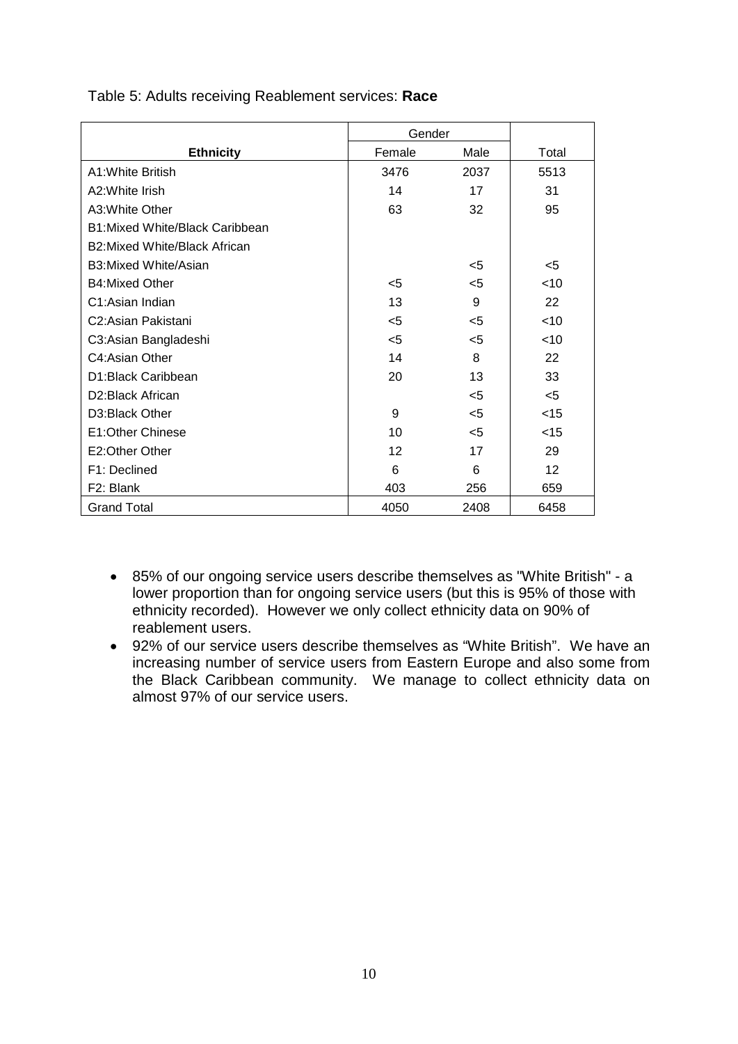Table 5: Adults receiving Reablement services: **Race**

| | Gender | | |
|---|---|---|---|
| **Ethnicity** | Female | Male | Total |
| A1:White British | 3476 | 2037 | 5513 |
| A2:White Irish | 14 | 17 | 31 |
| A3:White Other | 63 | 32 | 95 |
| B1:Mixed White/Black Caribbean | | | |
| B2:Mixed White/Black African | | | |
| B3:Mixed White/Asian | | <5 | <5 |
| B4:Mixed Other | <5 | <5 | <10 |
| C1:Asian Indian | 13 | 9 | 22 |
| C2:Asian Pakistani | <5 | <5 | <10 |
| C3:Asian Bangladeshi | <5 | <5 | <10 |
| C4:Asian Other | 14 | 8 | 22 |
| D1:Black Caribbean | 20 | 13 | 33 |
| D2:Black African | | <5 | <5 |
| D3:Black Other | 9 | <5 | <15 |
| E1:Other Chinese | 10 | <5 | <15 |
| E2:Other Other | 12 | 17 | 29 |
| F1: Declined | 6 | 6 | 12 |
| F2: Blank | 403 | 256 | 659 |
| Grand Total | 4050 | 2408 | 6458 |

- 85% of our ongoing service users describe themselves as "White British" - a lower proportion than for ongoing service users (but this is 95% of those with ethnicity recorded). However we only collect ethnicity data on 90% of reablement users.
- 92% of our service users describe themselves as "White British". We have an increasing number of service users from Eastern Europe and also some from the Black Caribbean community. We manage to collect ethnicity data on almost 97% of our service users.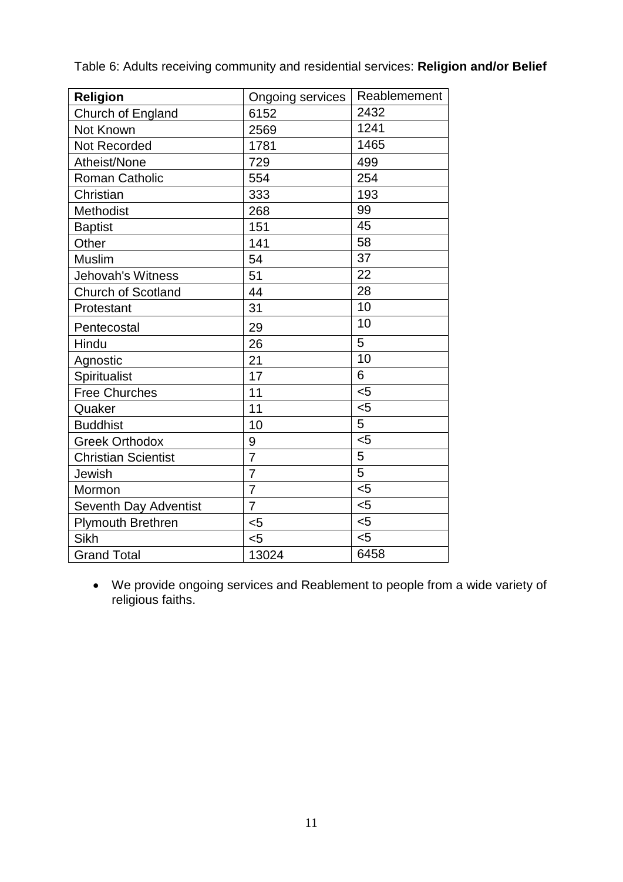Table 6: Adults receiving community and residential services: **Religion and/or Belief**

| **Religion** | Ongoing services | Reablemement |
|---|---|---|
| Church of England | 6152 | 2432 |
| Not Known | 2569 | 1241 |
| Not Recorded | 1781 | 1465 |
| Atheist/None | 729 | 499 |
| Roman Catholic | 554 | 254 |
| Christian | 333 | 193 |
| Methodist | 268 | 99 |
| Baptist | 151 | 45 |
| Other | 141 | 58 |
| Muslim | 54 | 37 |
| Jehovah's Witness | 51 | 22 |
| Church of Scotland | 44 | 28 |
| Protestant | 31 | 10 |
| Pentecostal | 29 | 10 |
| Hindu | 26 | 5 |
| Agnostic | 21 | 10 |
| Spiritualist | 17 | 6 |
| Free Churches | 11 | <5 |
| Quaker | 11 | <5 |
| Buddhist | 10 | 5 |
| Greek Orthodox | 9 | <5 |
| Christian Scientist | 7 | 5 |
| Jewish | 7 | 5 |
| Mormon | 7 | <5 |
| Seventh Day Adventist | 7 | <5 |
| Plymouth Brethren | <5 | <5 |
| Sikh | <5 | <5 |
| Grand Total | 13024 | 6458 |

- We provide ongoing services and Reablement to people from a wide variety of religious faiths.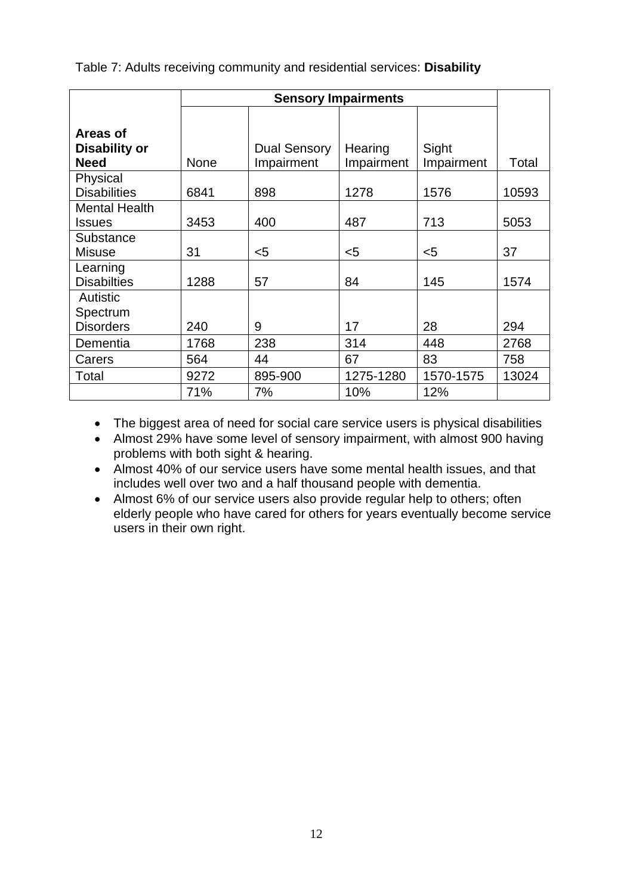Table 7: Adults receiving community and residential services: **Disability**

| | Sensory Impairments | | | | |
|---|---|---|---|---|---|
| **Areas of Disability or Need** | None | Dual Sensory Impairment | Hearing Impairment | Sight Impairment | Total |
| Physical Disabilities | 6841 | 898 | 1278 | 1576 | 10593 |
| Mental Health Issues | 3453 | 400 | 487 | 713 | 5053 |
| Substance Misuse | 31 | <5 | <5 | <5 | 37 |
| Learning Disabilties | 1288 | 57 | 84 | 145 | 1574 |
| Autistic Spectrum Disorders | 240 | 9 | 17 | 28 | 294 |
| Dementia | 1768 | 238 | 314 | 448 | 2768 |
| Carers | 564 | 44 | 67 | 83 | 758 |
| Total | 9272 | 895-900 | 1275-1280 | 1570-1575 | 13024 |
| | 71% | 7% | 10% | 12% | |

- The biggest area of need for social care service users is physical disabilities
- Almost 29% have some level of sensory impairment, with almost 900 having problems with both sight & hearing.
- Almost 40% of our service users have some mental health issues, and that includes well over two and a half thousand people with dementia.
- Almost 6% of our service users also provide regular help to others; often elderly people who have cared for others for years eventually become service users in their own right.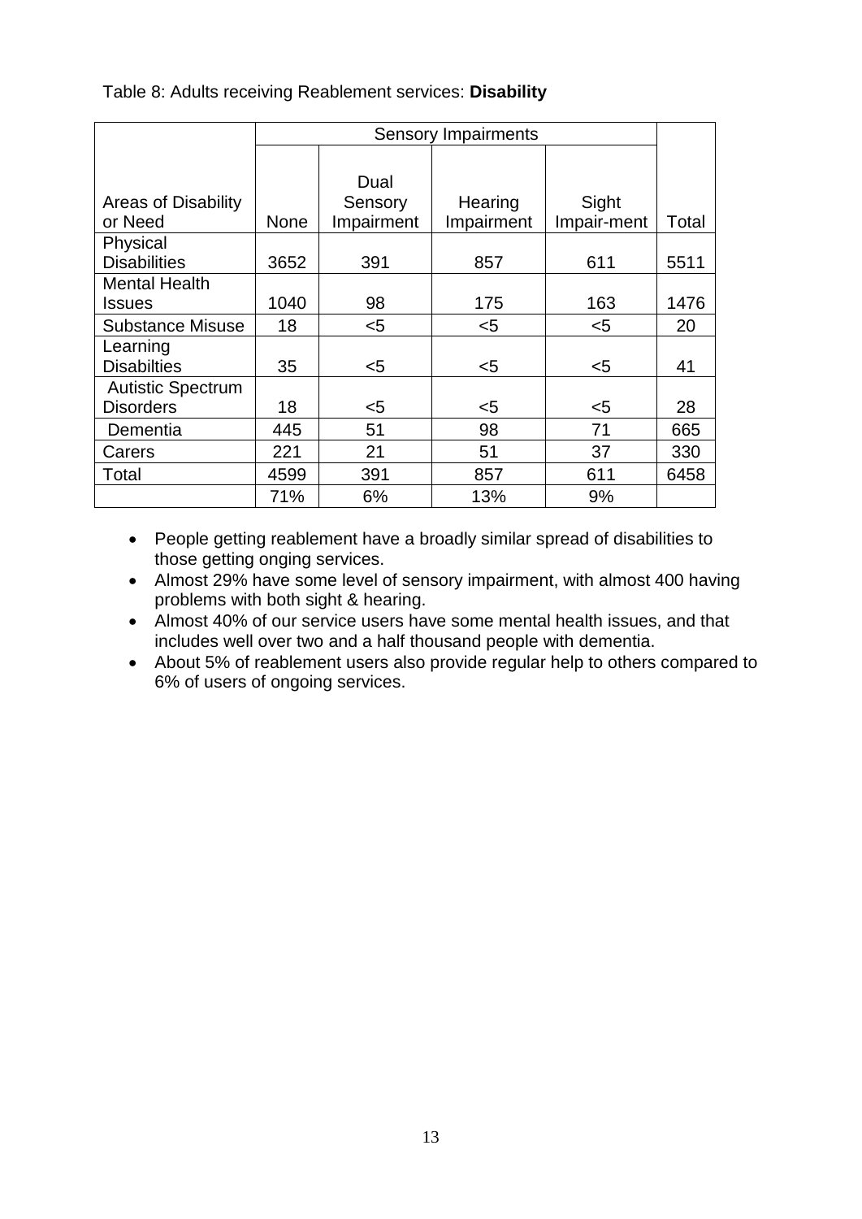Table 8: Adults receiving Reablement services: **Disability**

| | Sensory Impairments | | | | |
|---|---|---|---|---|---|
| Areas of Disability or Need | None | Dual Sensory Impairment | Hearing Impairment | Sight Impair-ment | Total |
| Physical Disabilities | 3652 | 391 | 857 | 611 | 5511 |
| Mental Health Issues | 1040 | 98 | 175 | 163 | 1476 |
| Substance Misuse | 18 | <5 | <5 | <5 | 20 |
| Learning Disabilties | 35 | <5 | <5 | <5 | 41 |
| Autistic Spectrum Disorders | 18 | <5 | <5 | <5 | 28 |
| Dementia | 445 | 51 | 98 | 71 | 665 |
| Carers | 221 | 21 | 51 | 37 | 330 |
| Total | 4599 | 391 | 857 | 611 | 6458 |
| | 71% | 6% | 13% | 9% | |

- People getting reablement have a broadly similar spread of disabilities to those getting onging services.
- Almost 29% have some level of sensory impairment, with almost 400 having problems with both sight & hearing.
- Almost 40% of our service users have some mental health issues, and that includes well over two and a half thousand people with dementia.
- About 5% of reablement users also provide regular help to others compared to 6% of users of ongoing services.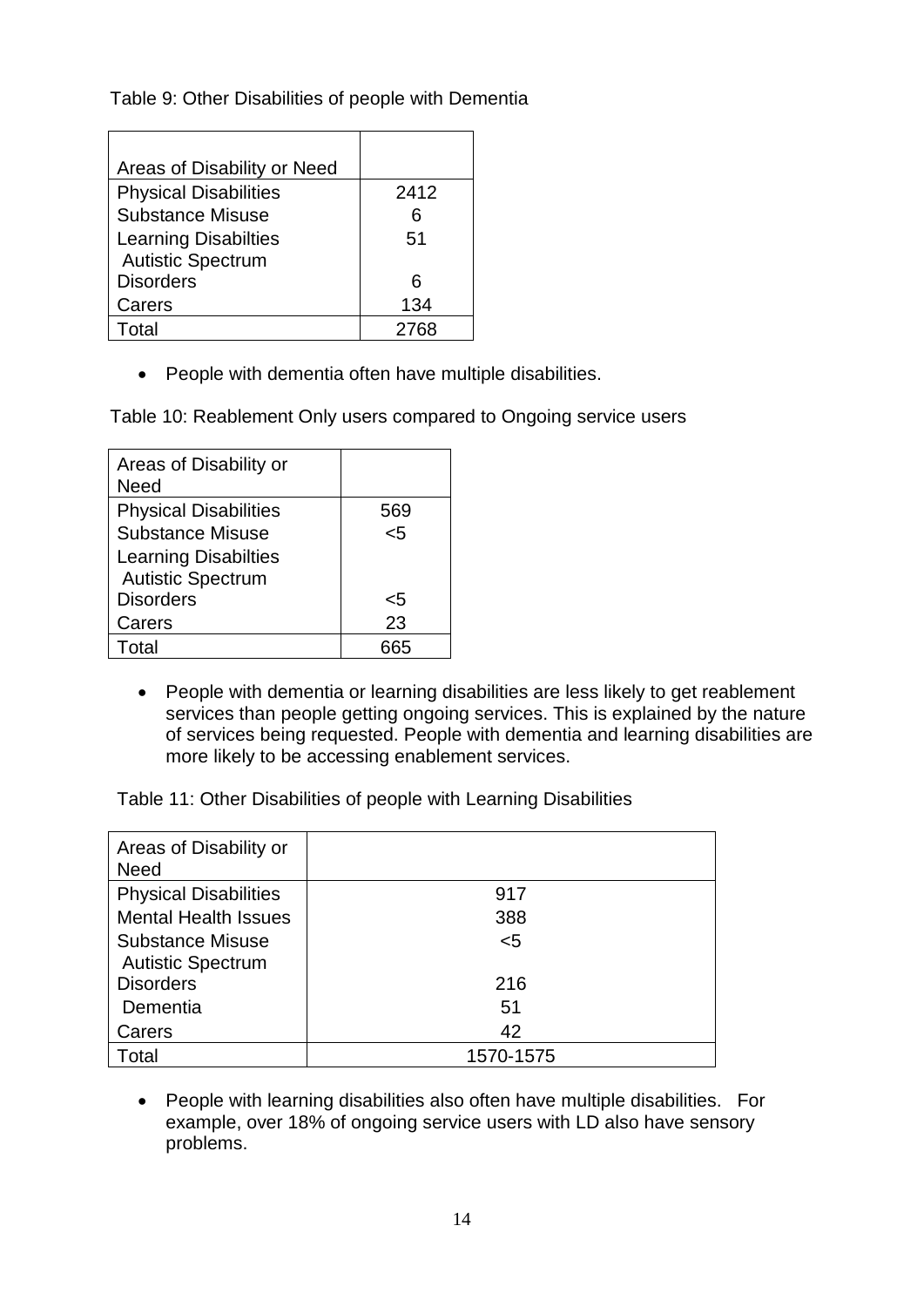Table 9: Other Disabilities of people with Dementia

| Areas of Disability or Need | |
|---|---|
| Physical Disabilities | 2412 |
| Substance Misuse | 6 |
| Learning Disabilties | 51 |
| Autistic Spectrum Disorders | 6 |
| Carers | 134 |
| Total | 2768 |

- People with dementia often have multiple disabilities.

Table 10: Reablement Only users compared to Ongoing service users

| Areas of Disability or Need | |
|---|---|
| Physical Disabilities | 569 |
| Substance Misuse | <5 |
| Learning Disabilties | |
| Autistic Spectrum Disorders | <5 |
| Carers | 23 |
| Total | 665 |

- People with dementia or learning disabilities are less likely to get reablement services than people getting ongoing services. This is explained by the nature of services being requested. People with dementia and learning disabilities are more likely to be accessing enablement services.

Table 11: Other Disabilities of people with Learning Disabilities

| Areas of Disability or Need | |
|---|---|
| Physical Disabilities | 917 |
| Mental Health Issues | 388 |
| Substance Misuse | <5 |
| Autistic Spectrum Disorders | 216 |
| Dementia | 51 |
| Carers | 42 |
| Total | 1570-1575 |

- People with learning disabilities also often have multiple disabilities. For example, over 18% of ongoing service users with LD also have sensory problems.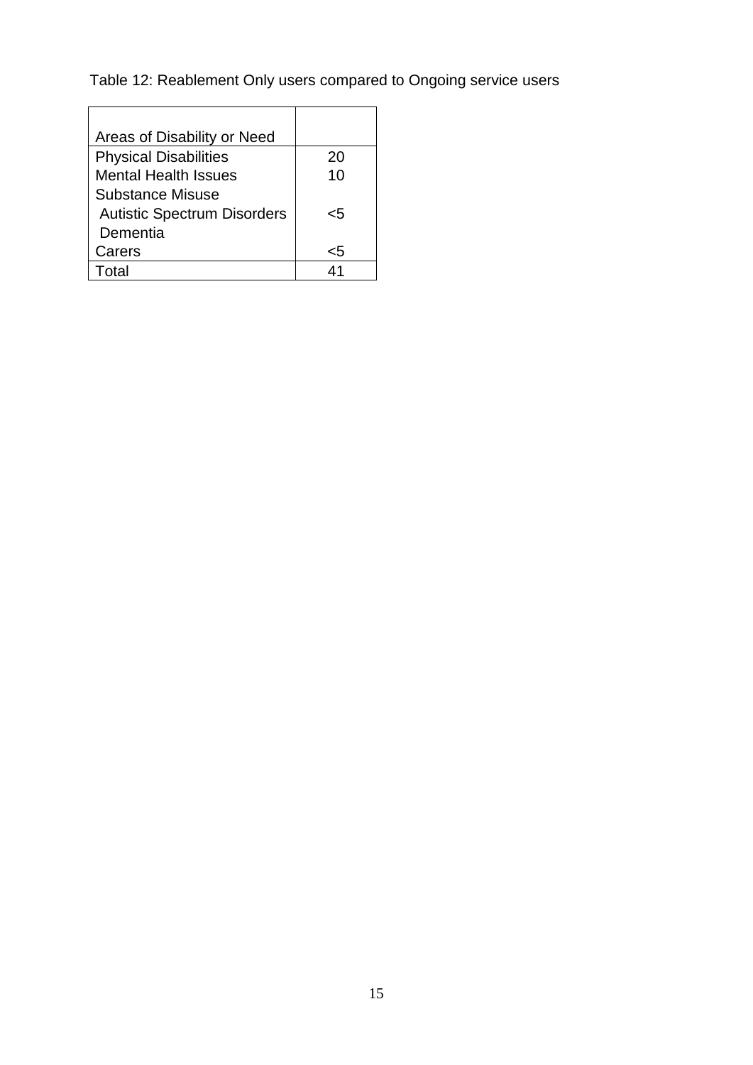Table 12: Reablement Only users compared to Ongoing service users

| Areas of Disability or Need | |
|---|---|
| Physical Disabilities | 20 |
| Mental Health Issues | 10 |
| Substance Misuse | |
| Autistic Spectrum Disorders | <5 |
| Dementia | |
| Carers | <5 |
| Total | 41 |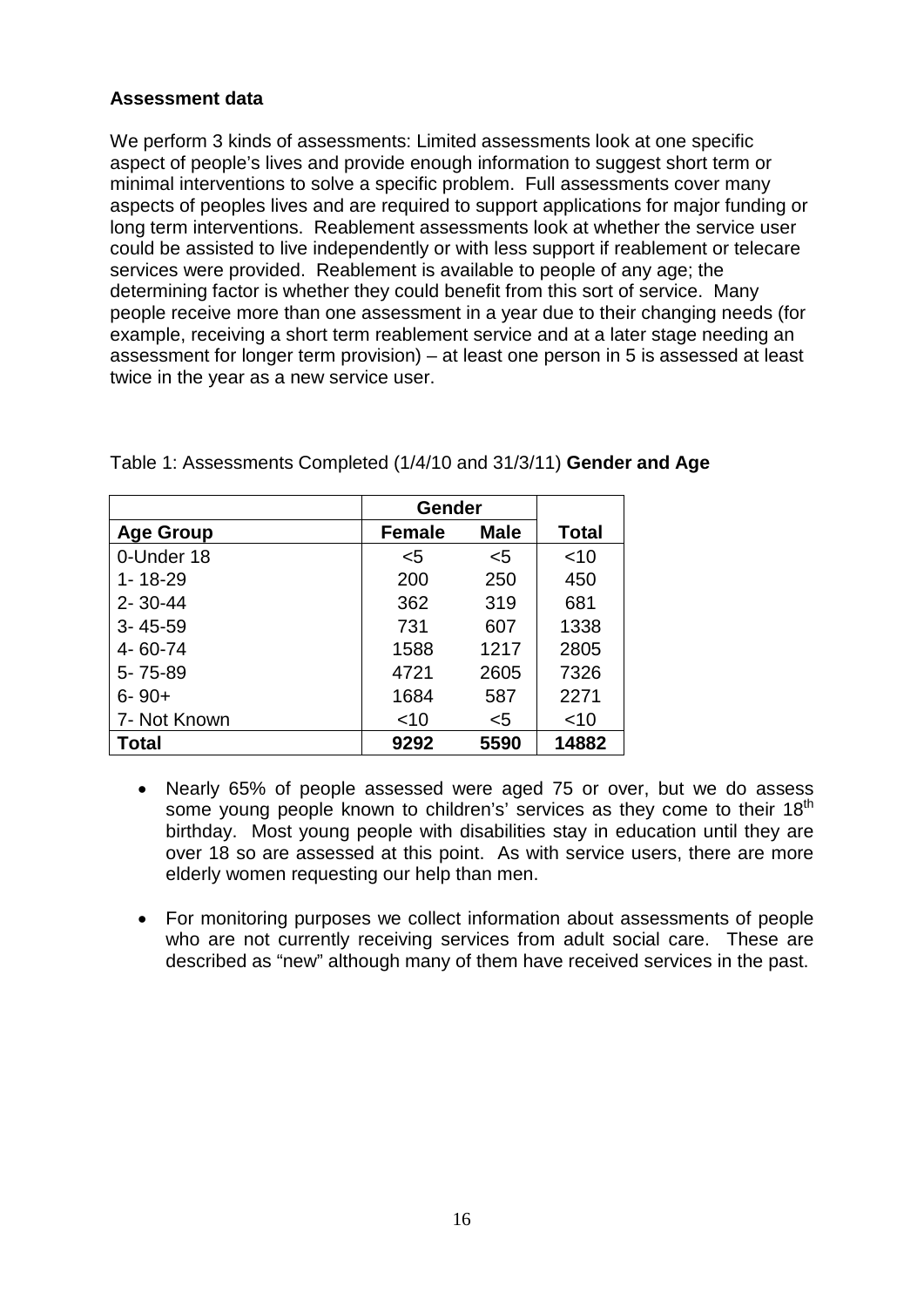**Assessment data**

We perform 3 kinds of assessments: Limited assessments look at one specific aspect of people's lives and provide enough information to suggest short term or minimal interventions to solve a specific problem. Full assessments cover many aspects of peoples lives and are required to support applications for major funding or long term interventions. Reablement assessments look at whether the service user could be assisted to live independently or with less support if reablement or telecare services were provided. Reablement is available to people of any age; the determining factor is whether they could benefit from this sort of service. Many people receive more than one assessment in a year due to their changing needs (for example, receiving a short term reablement service and at a later stage needing an assessment for longer term provision) – at least one person in 5 is assessed at least twice in the year as a new service user.

Table 1: Assessments Completed (1/4/10 and 31/3/11) **Gender and Age**

| | **Gender** | | |
|---|---|---|---|
| **Age Group** | **Female** | **Male** | **Total** |
| 0-Under 18 | <5 | <5 | <10 |
| 1- 18-29 | 200 | 250 | 450 |
| 2- 30-44 | 362 | 319 | 681 |
| 3- 45-59 | 731 | 607 | 1338 |
| 4- 60-74 | 1588 | 1217 | 2805 |
| 5- 75-89 | 4721 | 2605 | 7326 |
| 6- 90+ | 1684 | 587 | 2271 |
| 7- Not Known | <10 | <5 | <10 |
| **Total** | **9292** | **5590** | **14882** |

- Nearly 65% of people assessed were aged 75 or over, but we do assess some young people known to children's' services as they come to their 18th birthday. Most young people with disabilities stay in education until they are over 18 so are assessed at this point. As with service users, there are more elderly women requesting our help than men.

- For monitoring purposes we collect information about assessments of people who are not currently receiving services from adult social care. These are described as "new" although many of them have received services in the past.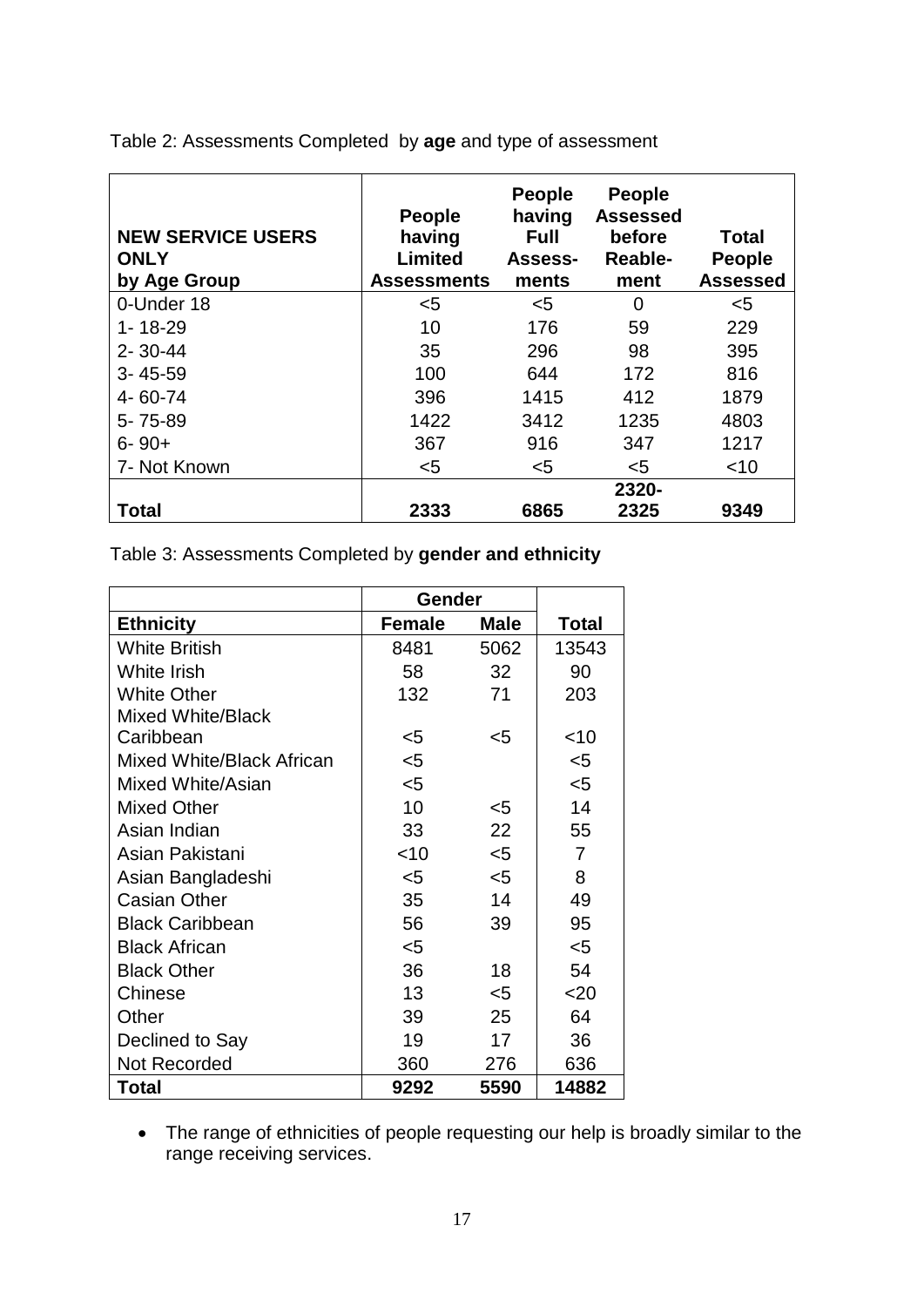Table 2: Assessments Completed by **age** and type of assessment

| NEW SERVICE USERS ONLY by Age Group | People having Limited Assessments | People having Full Assess-ments | People Assessed before Reable-ment | Total People Assessed |
|---|---|---|---|---|
| 0-Under 18 | <5 | <5 | 0 | <5 |
| 1- 18-29 | 10 | 176 | 59 | 229 |
| 2- 30-44 | 35 | 296 | 98 | 395 |
| 3- 45-59 | 100 | 644 | 172 | 816 |
| 4- 60-74 | 396 | 1415 | 412 | 1879 |
| 5- 75-89 | 1422 | 3412 | 1235 | 4803 |
| 6- 90+ | 367 | 916 | 347 | 1217 |
| 7- Not Known | <5 | <5 | <5 | <10 |
| **Total** | **2333** | **6865** | **2320-2325** | **9349** |

Table 3: Assessments Completed by **gender and ethnicity**

| | Gender | | |
|---|---|---|---|
| **Ethnicity** | **Female** | **Male** | **Total** |
| White British | 8481 | 5062 | 13543 |
| White Irish | 58 | 32 | 90 |
| White Other | 132 | 71 | 203 |
| Mixed White/Black Caribbean | <5 | <5 | <10 |
| Mixed White/Black African | <5 | | <5 |
| Mixed White/Asian | <5 | | <5 |
| Mixed Other | 10 | <5 | 14 |
| Asian Indian | 33 | 22 | 55 |
| Asian Pakistani | <10 | <5 | 7 |
| Asian Bangladeshi | <5 | <5 | 8 |
| Casian Other | 35 | 14 | 49 |
| Black Caribbean | 56 | 39 | 95 |
| Black African | <5 | | <5 |
| Black Other | 36 | 18 | 54 |
| Chinese | 13 | <5 | <20 |
| Other | 39 | 25 | 64 |
| Declined to Say | 19 | 17 | 36 |
| Not Recorded | 360 | 276 | 636 |
| **Total** | **9292** | **5590** | **14882** |

- The range of ethnicities of people requesting our help is broadly similar to the range receiving services.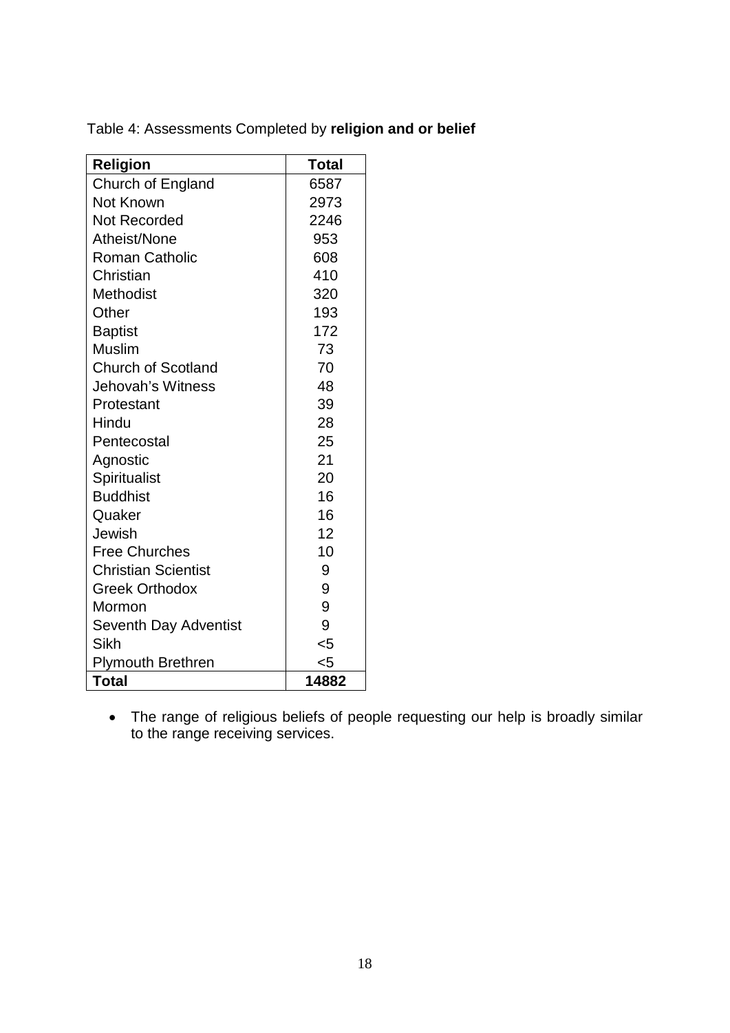Table 4: Assessments Completed by **religion and or belief**

| Religion | Total |
|---|---|
| Church of England | 6587 |
| Not Known | 2973 |
| Not Recorded | 2246 |
| Atheist/None | 953 |
| Roman Catholic | 608 |
| Christian | 410 |
| Methodist | 320 |
| Other | 193 |
| Baptist | 172 |
| Muslim | 73 |
| Church of Scotland | 70 |
| Jehovah's Witness | 48 |
| Protestant | 39 |
| Hindu | 28 |
| Pentecostal | 25 |
| Agnostic | 21 |
| Spiritualist | 20 |
| Buddhist | 16 |
| Quaker | 16 |
| Jewish | 12 |
| Free Churches | 10 |
| Christian Scientist | 9 |
| Greek Orthodox | 9 |
| Mormon | 9 |
| Seventh Day Adventist | 9 |
| Sikh | <5 |
| Plymouth Brethren | <5 |
| **Total** | **14882** |

- The range of religious beliefs of people requesting our help is broadly similar to the range receiving services.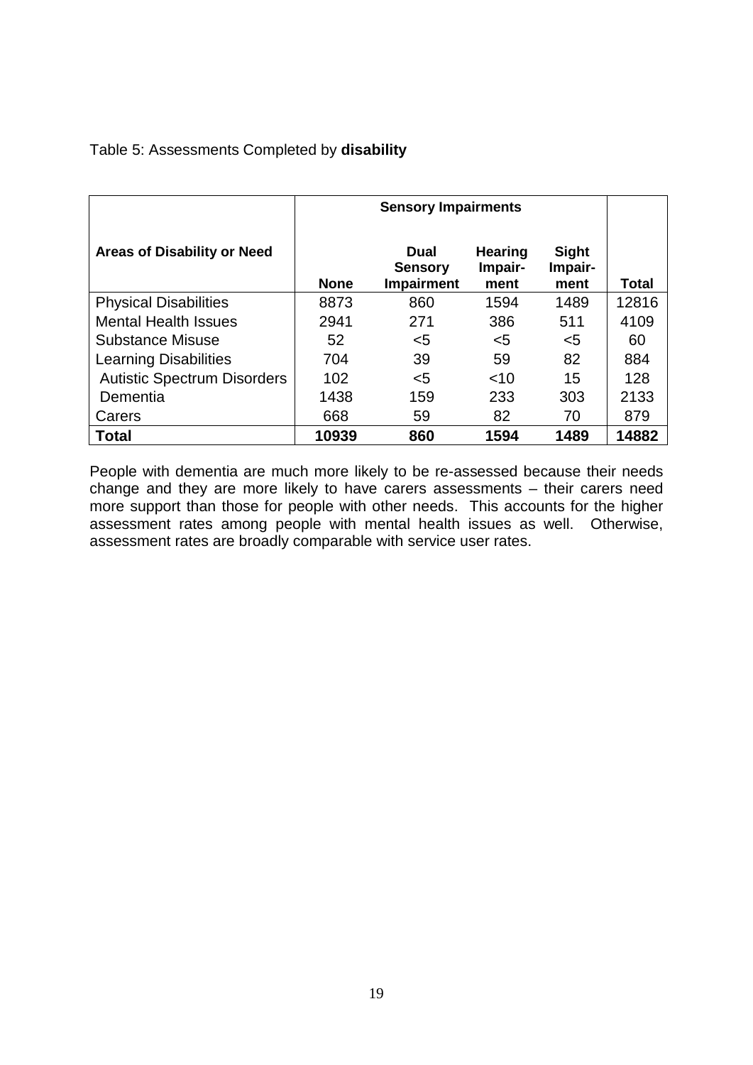Table 5: Assessments Completed by **disability**

| Areas of Disability or Need | Sensory Impairments | | | | Total |
|---|---|---|---|---|---|
| | None | Dual Sensory Impairment | Hearing Impair-ment | Sight Impair-ment | |
| Physical Disabilities | 8873 | 860 | 1594 | 1489 | 12816 |
| Mental Health Issues | 2941 | 271 | 386 | 511 | 4109 |
| Substance Misuse | 52 | <5 | <5 | <5 | 60 |
| Learning Disabilities | 704 | 39 | 59 | 82 | 884 |
| Autistic Spectrum Disorders | 102 | <5 | <10 | 15 | 128 |
| Dementia | 1438 | 159 | 233 | 303 | 2133 |
| Carers | 668 | 59 | 82 | 70 | 879 |
| **Total** | **10939** | **860** | **1594** | **1489** | **14882** |

People with dementia are much more likely to be re-assessed because their needs change and they are more likely to have carers assessments – their carers need more support than those for people with other needs. This accounts for the higher assessment rates among people with mental health issues as well. Otherwise, assessment rates are broadly comparable with service user rates.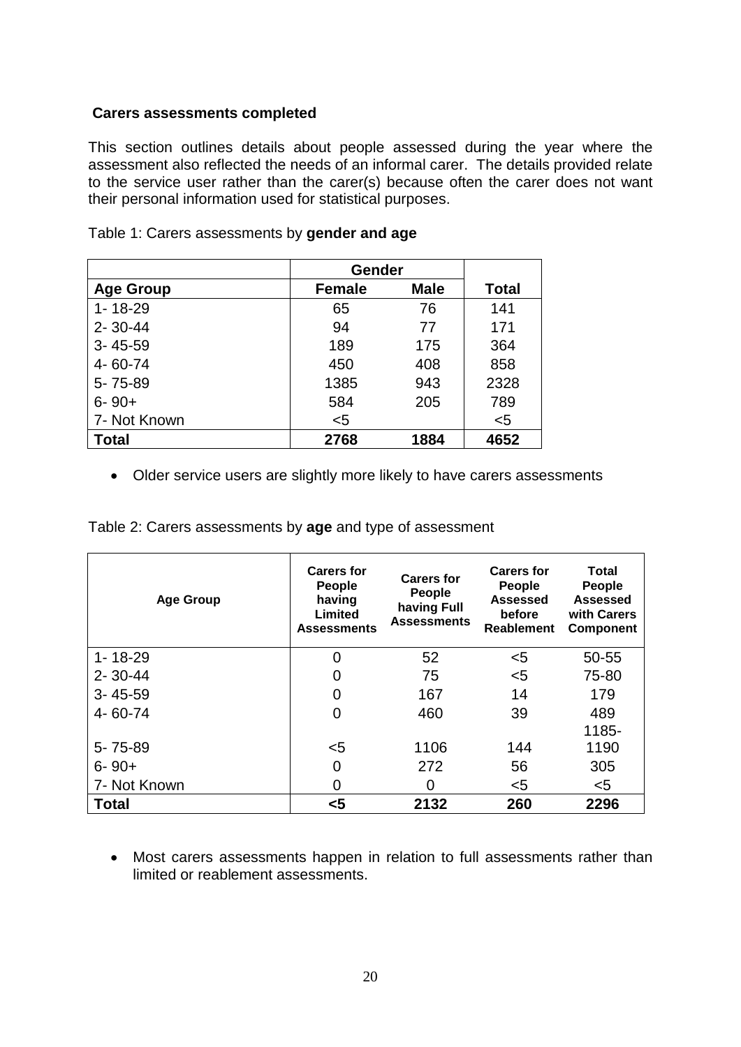**Carers assessments completed**

This section outlines details about people assessed during the year where the assessment also reflected the needs of an informal carer. The details provided relate to the service user rather than the carer(s) because often the carer does not want their personal information used for statistical purposes.

Table 1: Carers assessments by **gender and age**

| | Gender | | |
|---|---|---|---|
| **Age Group** | **Female** | **Male** | **Total** |
| 1- 18-29 | 65 | 76 | 141 |
| 2- 30-44 | 94 | 77 | 171 |
| 3- 45-59 | 189 | 175 | 364 |
| 4- 60-74 | 450 | 408 | 858 |
| 5- 75-89 | 1385 | 943 | 2328 |
| 6- 90+ | 584 | 205 | 789 |
| 7- Not Known | <5 | | <5 |
| **Total** | **2768** | **1884** | **4652** |

- Older service users are slightly more likely to have carers assessments

Table 2: Carers assessments by **age** and type of assessment

| Age Group | Carers for People having Limited Assessments | Carers for People having Full Assessments | Carers for People Assessed before Reablement | Total People Assessed with Carers Component |
|---|---|---|---|---|
| 1- 18-29 | 0 | 52 | <5 | 50-55 |
| 2- 30-44 | 0 | 75 | <5 | 75-80 |
| 3- 45-59 | 0 | 167 | 14 | 179 |
| 4- 60-74 | 0 | 460 | 39 | 489 |
| 5- 75-89 | <5 | 1106 | 144 | 1185-1190 |
| 6- 90+ | 0 | 272 | 56 | 305 |
| 7- Not Known | 0 | 0 | <5 | <5 |
| **Total** | **<5** | **2132** | **260** | **2296** |

- Most carers assessments happen in relation to full assessments rather than limited or reablement assessments.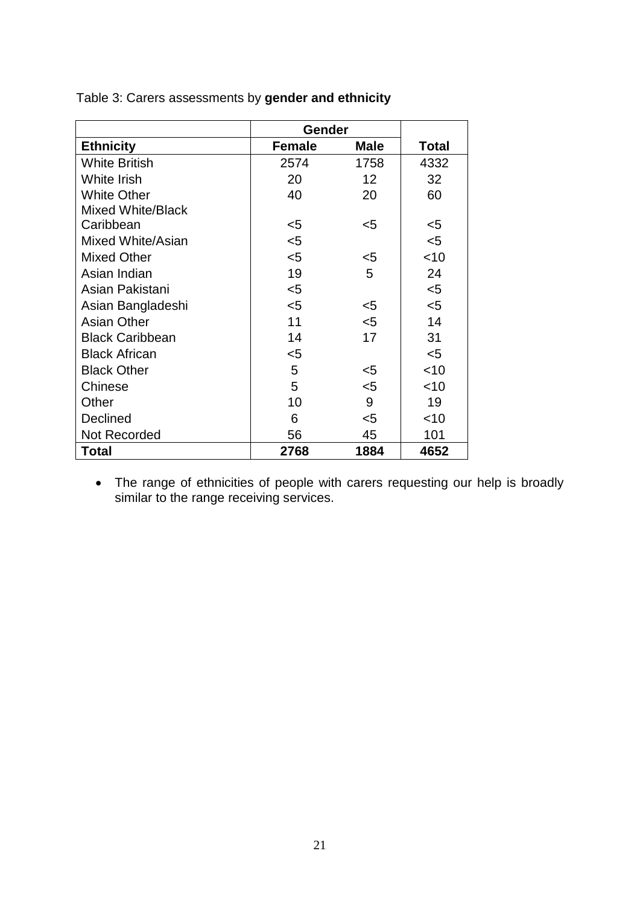Table 3: Carers assessments by **gender and ethnicity**

| | Gender | | |
|---|---|---|---|
| **Ethnicity** | **Female** | **Male** | **Total** |
| White British | 2574 | 1758 | 4332 |
| White Irish | 20 | 12 | 32 |
| White Other | 40 | 20 | 60 |
| Mixed White/Black Caribbean | <5 | <5 | <5 |
| Mixed White/Asian | <5 | | <5 |
| Mixed Other | <5 | <5 | <10 |
| Asian Indian | 19 | 5 | 24 |
| Asian Pakistani | <5 | | <5 |
| Asian Bangladeshi | <5 | <5 | <5 |
| Asian Other | 11 | <5 | 14 |
| Black Caribbean | 14 | 17 | 31 |
| Black African | <5 | | <5 |
| Black Other | 5 | <5 | <10 |
| Chinese | 5 | <5 | <10 |
| Other | 10 | 9 | 19 |
| Declined | 6 | <5 | <10 |
| Not Recorded | 56 | 45 | 101 |
| **Total** | **2768** | **1884** | **4652** |

- The range of ethnicities of people with carers requesting our help is broadly similar to the range receiving services.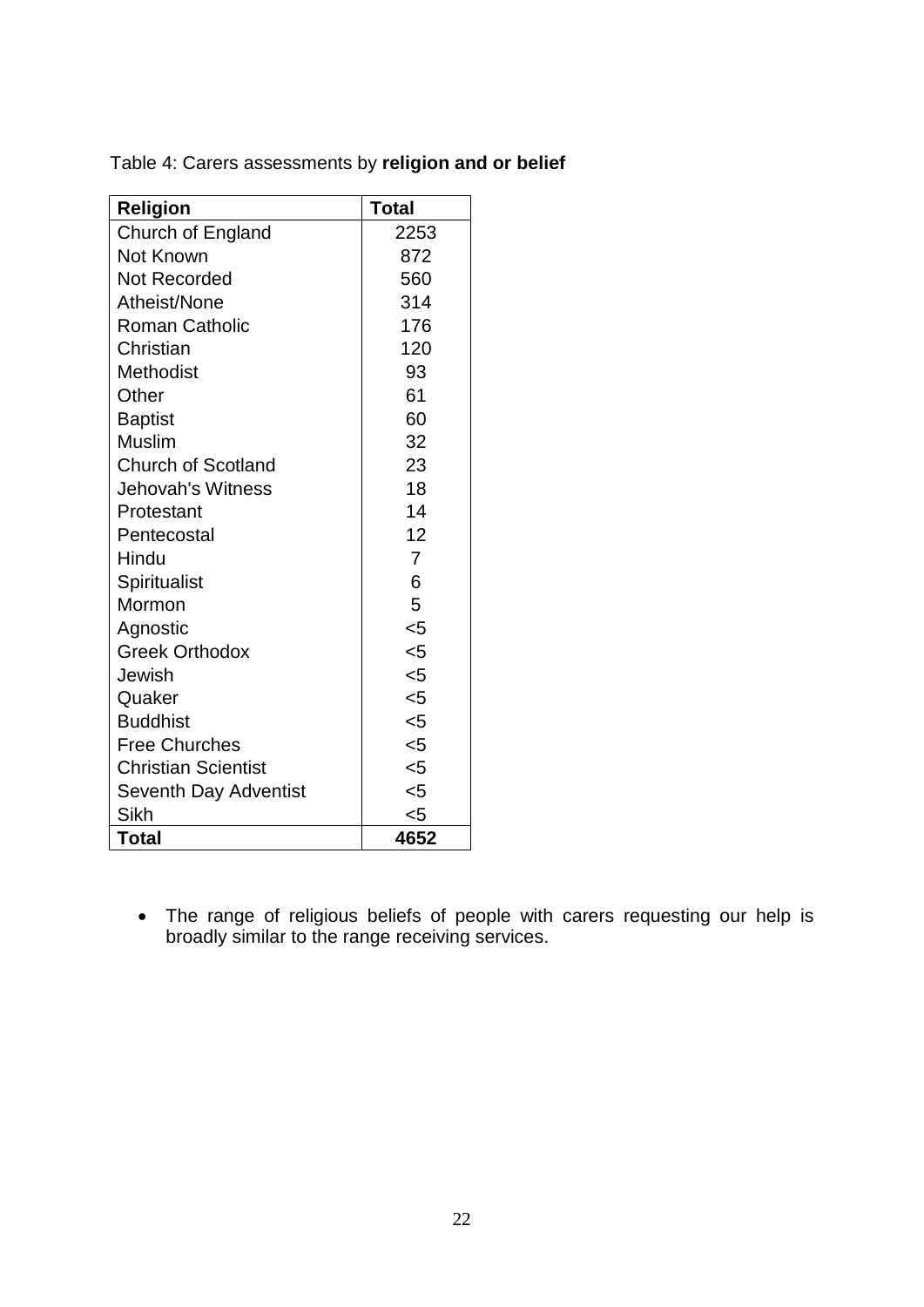Table 4: Carers assessments by **religion and or belief**

| Religion | Total |
|---|---|
| Church of England | 2253 |
| Not Known | 872 |
| Not Recorded | 560 |
| Atheist/None | 314 |
| Roman Catholic | 176 |
| Christian | 120 |
| Methodist | 93 |
| Other | 61 |
| Baptist | 60 |
| Muslim | 32 |
| Church of Scotland | 23 |
| Jehovah's Witness | 18 |
| Protestant | 14 |
| Pentecostal | 12 |
| Hindu | 7 |
| Spiritualist | 6 |
| Mormon | 5 |
| Agnostic | <5 |
| Greek Orthodox | <5 |
| Jewish | <5 |
| Quaker | <5 |
| Buddhist | <5 |
| Free Churches | <5 |
| Christian Scientist | <5 |
| Seventh Day Adventist | <5 |
| Sikh | <5 |
| **Total** | **4652** |

- The range of religious beliefs of people with carers requesting our help is broadly similar to the range receiving services.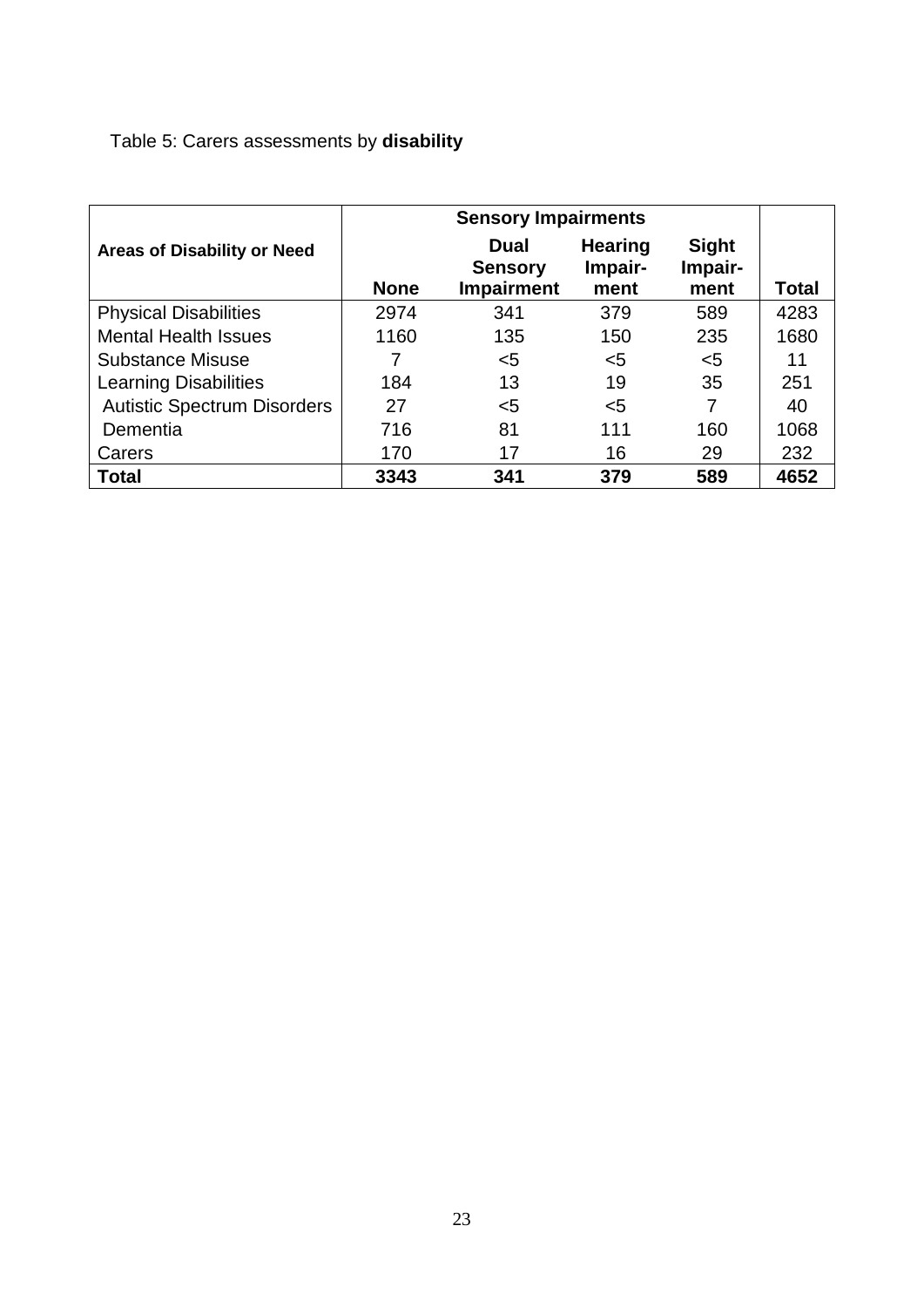Table 5: Carers assessments by **disability**

| Areas of Disability or Need | Sensory Impairments | | | | |
|---|---|---|---|---|---|
| | None | Dual Sensory Impairment | Hearing Impair-ment | Sight Impair-ment | Total |
| Physical Disabilities | 2974 | 341 | 379 | 589 | 4283 |
| Mental Health Issues | 1160 | 135 | 150 | 235 | 1680 |
| Substance Misuse | 7 | <5 | <5 | <5 | 11 |
| Learning Disabilities | 184 | 13 | 19 | 35 | 251 |
| Autistic Spectrum Disorders | 27 | <5 | <5 | 7 | 40 |
| Dementia | 716 | 81 | 111 | 160 | 1068 |
| Carers | 170 | 17 | 16 | 29 | 232 |
| **Total** | **3343** | **341** | **379** | **589** | **4652** |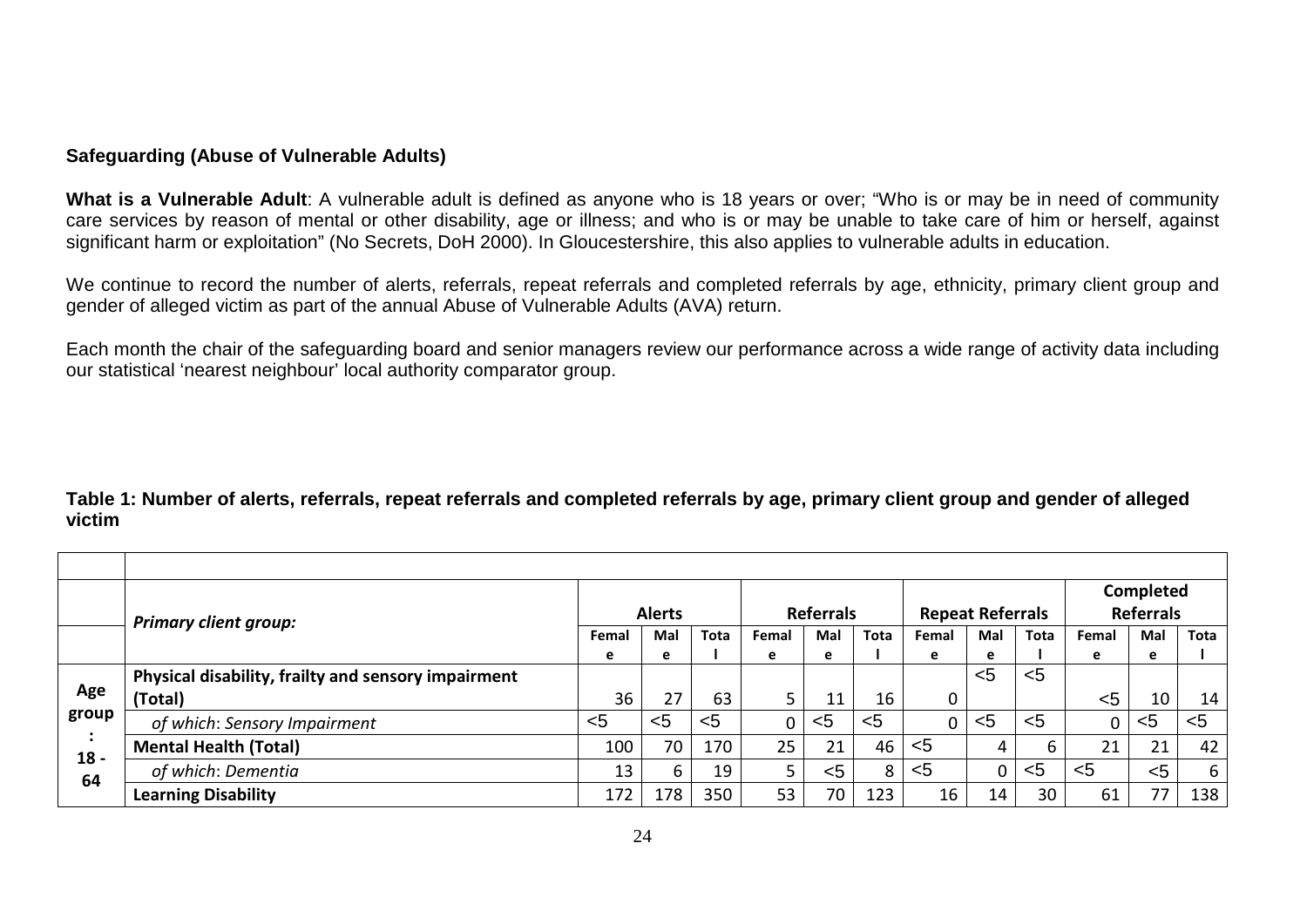**Safeguarding (Abuse of Vulnerable Adults)**

**What is a Vulnerable Adult**: A vulnerable adult is defined as anyone who is 18 years or over; "Who is or may be in need of community care services by reason of mental or other disability, age or illness; and who is or may be unable to take care of him or herself, against significant harm or exploitation" (No Secrets, DoH 2000). In Gloucestershire, this also applies to vulnerable adults in education.

We continue to record the number of alerts, referrals, repeat referrals and completed referrals by age, ethnicity, primary client group and gender of alleged victim as part of the annual Abuse of Vulnerable Adults (AVA) return.

Each month the chair of the safeguarding board and senior managers review our performance across a wide range of activity data including our statistical 'nearest neighbour' local authority comparator group.

**Table 1: Number of alerts, referrals, repeat referrals and completed referrals by age, primary client group and gender of alleged victim**

| | *Primary client group:* | Alerts | | | Referrals | | | Repeat Referrals | | | Completed Referrals | | |
|---|---|---|---|---|---|---|---|---|---|---|---|---|---|
| | | Female | Male | Total | Female | Male | Total | Female | Male | Total | Female | Male | Total |
| Age group: 18 - 64 | **Physical disability, frailty and sensory impairment (Total)** | 36 | 27 | 63 | 5 | 11 | 16 | 0 | <5 | <5 | <5 | 10 | 14 |
| | *of which: Sensory Impairment* | <5 | <5 | <5 | 0 | <5 | <5 | 0 | <5 | <5 | 0 | <5 | <5 |
| | **Mental Health (Total)** | 100 | 70 | 170 | 25 | 21 | 46 | <5 | 4 | 6 | 21 | 21 | 42 |
| | *of which: Dementia* | 13 | 6 | 19 | 5 | <5 | 8 | <5 | 0 | <5 | <5 | <5 | 6 |
| | **Learning Disability** | 172 | 178 | 350 | 53 | 70 | 123 | 16 | 14 | 30 | 61 | 77 | 138 |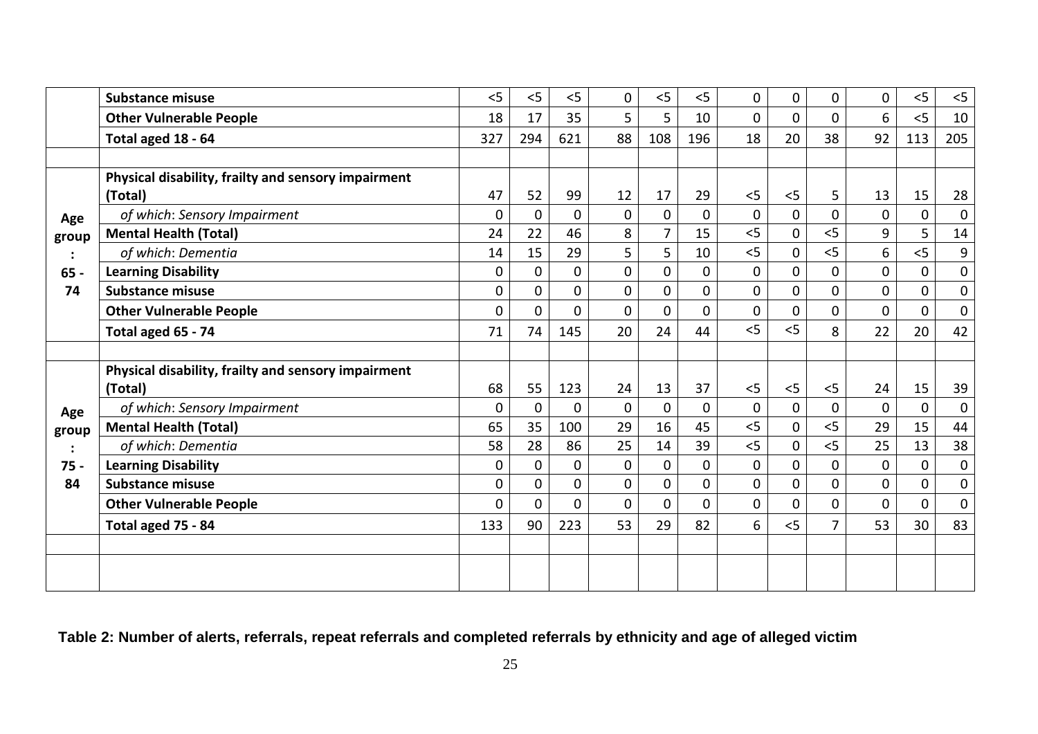| | | | | | | | | | | | | | |
|---|---|---|---|---|---|---|---|---|---|---|---|---|---|
| | **Substance misuse** | <5 | <5 | <5 | 0 | <5 | <5 | 0 | 0 | 0 | 0 | <5 | <5 |
| | **Other Vulnerable People** | 18 | 17 | 35 | 5 | 5 | 10 | 0 | 0 | 0 | 6 | <5 | 10 |
| | **Total aged 18 - 64** | 327 | 294 | 621 | 88 | 108 | 196 | 18 | 20 | 38 | 92 | 113 | 205 |
| | | | | | | | | | | | | | |
| **Age group : 65 - 74** | **Physical disability, frailty and sensory impairment (Total)** | 47 | 52 | 99 | 12 | 17 | 29 | <5 | <5 | 5 | 13 | 15 | 28 |
| | *of which: Sensory Impairment* | 0 | 0 | 0 | 0 | 0 | 0 | 0 | 0 | 0 | 0 | 0 | 0 |
| | **Mental Health (Total)** | 24 | 22 | 46 | 8 | 7 | 15 | <5 | 0 | <5 | 9 | 5 | 14 |
| | *of which: Dementia* | 14 | 15 | 29 | 5 | 5 | 10 | <5 | 0 | <5 | 6 | <5 | 9 |
| | **Learning Disability** | 0 | 0 | 0 | 0 | 0 | 0 | 0 | 0 | 0 | 0 | 0 | 0 |
| | **Substance misuse** | 0 | 0 | 0 | 0 | 0 | 0 | 0 | 0 | 0 | 0 | 0 | 0 |
| | **Other Vulnerable People** | 0 | 0 | 0 | 0 | 0 | 0 | 0 | 0 | 0 | 0 | 0 | 0 |
| | **Total aged 65 - 74** | 71 | 74 | 145 | 20 | 24 | 44 | <5 | <5 | 8 | 22 | 20 | 42 |
| | | | | | | | | | | | | | |
| **Age group : 75 - 84** | **Physical disability, frailty and sensory impairment (Total)** | 68 | 55 | 123 | 24 | 13 | 37 | <5 | <5 | <5 | 24 | 15 | 39 |
| | *of which: Sensory Impairment* | 0 | 0 | 0 | 0 | 0 | 0 | 0 | 0 | 0 | 0 | 0 | 0 |
| | **Mental Health (Total)** | 65 | 35 | 100 | 29 | 16 | 45 | <5 | 0 | <5 | 29 | 15 | 44 |
| | *of which: Dementia* | 58 | 28 | 86 | 25 | 14 | 39 | <5 | 0 | <5 | 25 | 13 | 38 |
| | **Learning Disability** | 0 | 0 | 0 | 0 | 0 | 0 | 0 | 0 | 0 | 0 | 0 | 0 |
| | **Substance misuse** | 0 | 0 | 0 | 0 | 0 | 0 | 0 | 0 | 0 | 0 | 0 | 0 |
| | **Other Vulnerable People** | 0 | 0 | 0 | 0 | 0 | 0 | 0 | 0 | 0 | 0 | 0 | 0 |
| | **Total aged 75 - 84** | 133 | 90 | 223 | 53 | 29 | 82 | 6 | <5 | 7 | 53 | 30 | 83 |

**Table 2: Number of alerts, referrals, repeat referrals and completed referrals by ethnicity and age of alleged victim**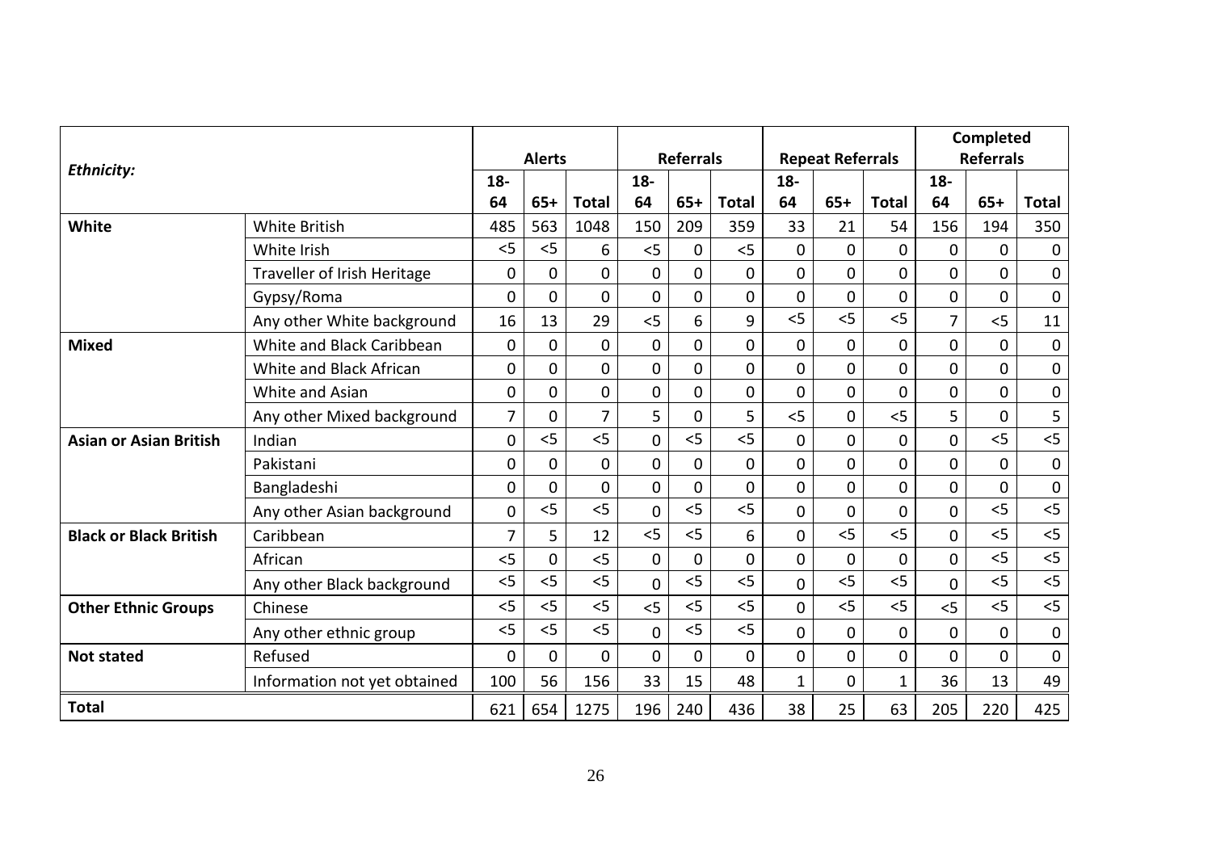| *Ethnicity:* | | Alerts | | | Referrals | | | Repeat Referrals | | | Completed Referrals | | |
|---|---|---|---|---|---|---|---|---|---|---|---|---|---|
| | | 18-64 | 65+ | Total | 18-64 | 65+ | Total | 18-64 | 65+ | Total | 18-64 | 65+ | Total |
| **White** | White British | 485 | 563 | 1048 | 150 | 209 | 359 | 33 | 21 | 54 | 156 | 194 | 350 |
| | White Irish | <5 | <5 | 6 | <5 | 0 | <5 | 0 | 0 | 0 | 0 | 0 | 0 |
| | Traveller of Irish Heritage | 0 | 0 | 0 | 0 | 0 | 0 | 0 | 0 | 0 | 0 | 0 | 0 |
| | Gypsy/Roma | 0 | 0 | 0 | 0 | 0 | 0 | 0 | 0 | 0 | 0 | 0 | 0 |
| | Any other White background | 16 | 13 | 29 | <5 | 6 | 9 | <5 | <5 | <5 | 7 | <5 | 11 |
| **Mixed** | White and Black Caribbean | 0 | 0 | 0 | 0 | 0 | 0 | 0 | 0 | 0 | 0 | 0 | 0 |
| | White and Black African | 0 | 0 | 0 | 0 | 0 | 0 | 0 | 0 | 0 | 0 | 0 | 0 |
| | White and Asian | 0 | 0 | 0 | 0 | 0 | 0 | 0 | 0 | 0 | 0 | 0 | 0 |
| | Any other Mixed background | 7 | 0 | 7 | 5 | 0 | 5 | <5 | 0 | <5 | 5 | 0 | 5 |
| **Asian or Asian British** | Indian | 0 | <5 | <5 | 0 | <5 | <5 | 0 | 0 | 0 | 0 | <5 | <5 |
| | Pakistani | 0 | 0 | 0 | 0 | 0 | 0 | 0 | 0 | 0 | 0 | 0 | 0 |
| | Bangladeshi | 0 | 0 | 0 | 0 | 0 | 0 | 0 | 0 | 0 | 0 | 0 | 0 |
| | Any other Asian background | 0 | <5 | <5 | 0 | <5 | <5 | 0 | 0 | 0 | 0 | <5 | <5 |
| **Black or Black British** | Caribbean | 7 | 5 | 12 | <5 | <5 | 6 | 0 | <5 | <5 | 0 | <5 | <5 |
| | African | <5 | 0 | <5 | 0 | 0 | 0 | 0 | 0 | 0 | 0 | <5 | <5 |
| | Any other Black background | <5 | <5 | <5 | 0 | <5 | <5 | 0 | <5 | <5 | 0 | <5 | <5 |
| **Other Ethnic Groups** | Chinese | <5 | <5 | <5 | <5 | <5 | <5 | 0 | <5 | <5 | <5 | <5 | <5 |
| | Any other ethnic group | <5 | <5 | <5 | 0 | <5 | <5 | 0 | 0 | 0 | 0 | 0 | 0 |
| **Not stated** | Refused | 0 | 0 | 0 | 0 | 0 | 0 | 0 | 0 | 0 | 0 | 0 | 0 |
| | Information not yet obtained | 100 | 56 | 156 | 33 | 15 | 48 | 1 | 0 | 1 | 36 | 13 | 49 |
| **Total** | | 621 | 654 | 1275 | 196 | 240 | 436 | 38 | 25 | 63 | 205 | 220 | 425 |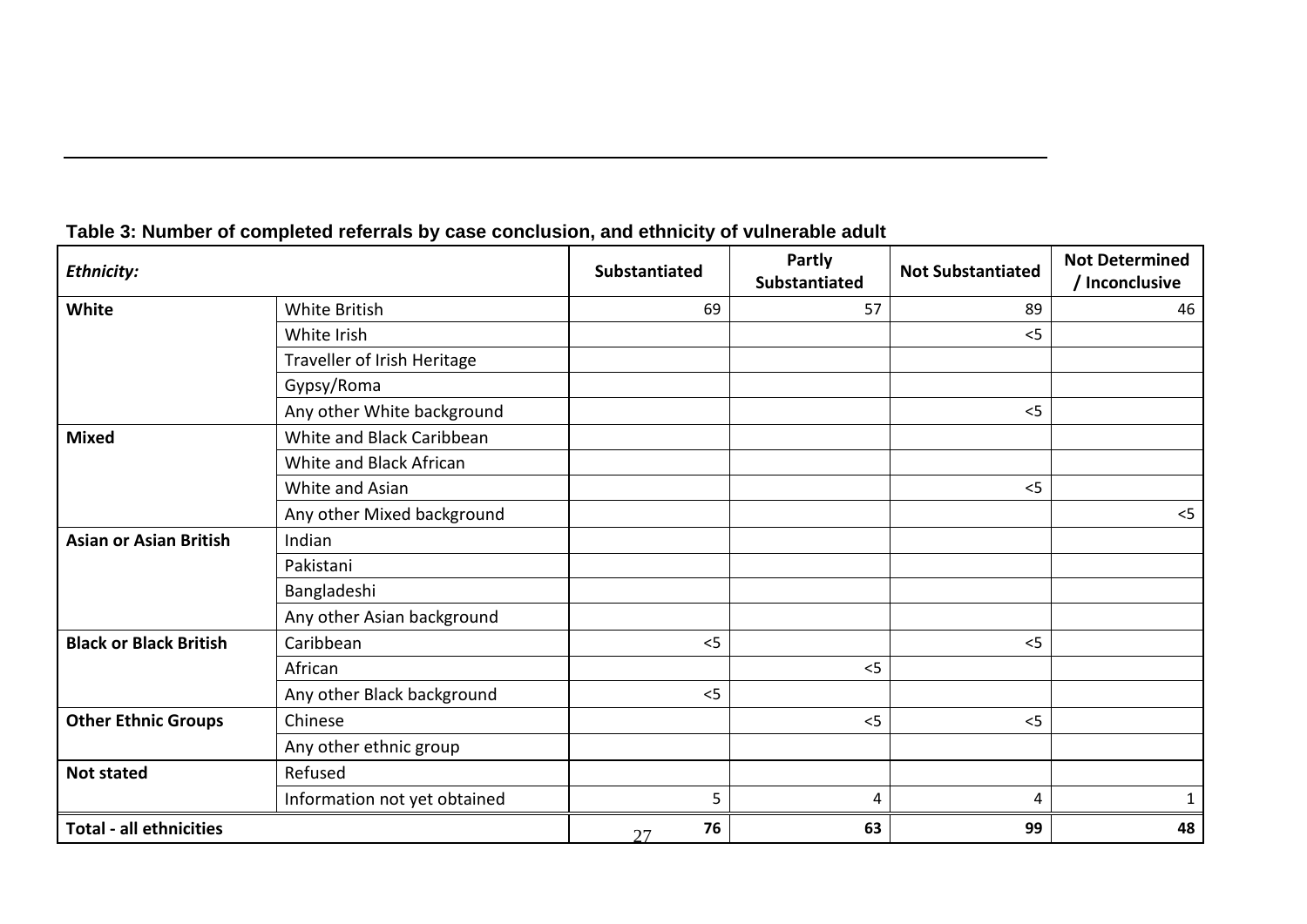**Table 3: Number of completed referrals by case conclusion, and ethnicity of vulnerable adult**

| *Ethnicity:* | | Substantiated | Partly Substantiated | Not Substantiated | Not Determined / Inconclusive |
|---|---|---|---|---|---|
| **White** | White British | 69 | 57 | 89 | 46 |
| | White Irish | | | <5 | |
| | Traveller of Irish Heritage | | | | |
| | Gypsy/Roma | | | | |
| | Any other White background | | | <5 | |
| **Mixed** | White and Black Caribbean | | | | |
| | White and Black African | | | | |
| | White and Asian | | | <5 | |
| | Any other Mixed background | | | | <5 |
| **Asian or Asian British** | Indian | | | | |
| | Pakistani | | | | |
| | Bangladeshi | | | | |
| | Any other Asian background | | | | |
| **Black or Black British** | Caribbean | <5 | | <5 | |
| | African | | <5 | | |
| | Any other Black background | <5 | | | |
| **Other Ethnic Groups** | Chinese | | <5 | <5 | |
| | Any other ethnic group | | | | |
| **Not stated** | Refused | | | | |
| | Information not yet obtained | 5 | 4 | 4 | 1 |
| **Total - all ethnicities** | | **76** | **63** | **99** | **48** |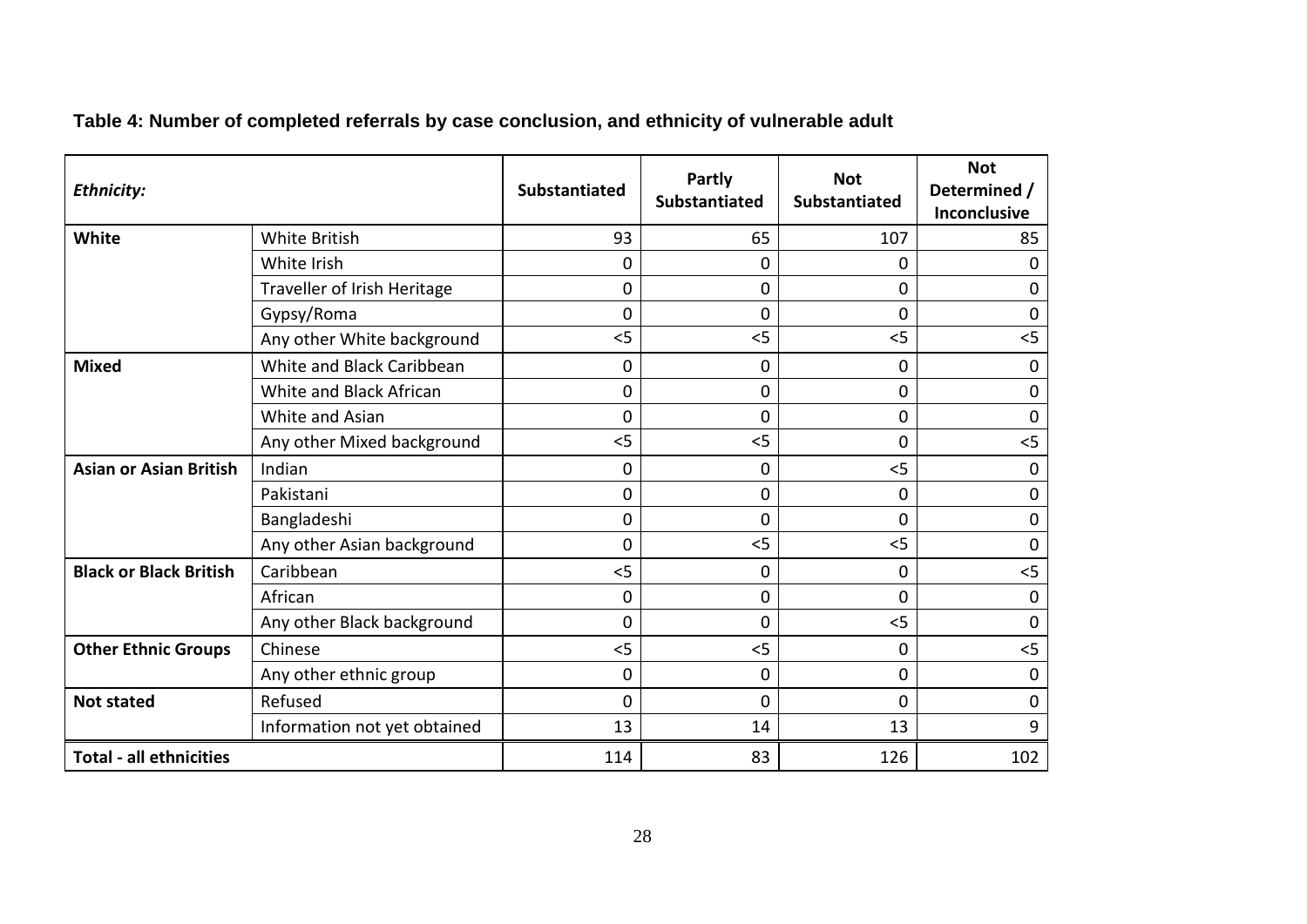**Table 4: Number of completed referrals by case conclusion, and ethnicity of vulnerable adult**

| *Ethnicity:* | | Substantiated | Partly Substantiated | Not Substantiated | Not Determined / Inconclusive |
|---|---|---|---|---|---|
| **White** | White British | 93 | 65 | 107 | 85 |
| | White Irish | 0 | 0 | 0 | 0 |
| | Traveller of Irish Heritage | 0 | 0 | 0 | 0 |
| | Gypsy/Roma | 0 | 0 | 0 | 0 |
| | Any other White background | <5 | <5 | <5 | <5 |
| **Mixed** | White and Black Caribbean | 0 | 0 | 0 | 0 |
| | White and Black African | 0 | 0 | 0 | 0 |
| | White and Asian | 0 | 0 | 0 | 0 |
| | Any other Mixed background | <5 | <5 | 0 | <5 |
| **Asian or Asian British** | Indian | 0 | 0 | <5 | 0 |
| | Pakistani | 0 | 0 | 0 | 0 |
| | Bangladeshi | 0 | 0 | 0 | 0 |
| | Any other Asian background | 0 | <5 | <5 | 0 |
| **Black or Black British** | Caribbean | <5 | 0 | 0 | <5 |
| | African | 0 | 0 | 0 | 0 |
| | Any other Black background | 0 | 0 | <5 | 0 |
| **Other Ethnic Groups** | Chinese | <5 | <5 | 0 | <5 |
| | Any other ethnic group | 0 | 0 | 0 | 0 |
| **Not stated** | Refused | 0 | 0 | 0 | 0 |
| | Information not yet obtained | 13 | 14 | 13 | 9 |
| **Total - all ethnicities** | | 114 | 83 | 126 | 102 |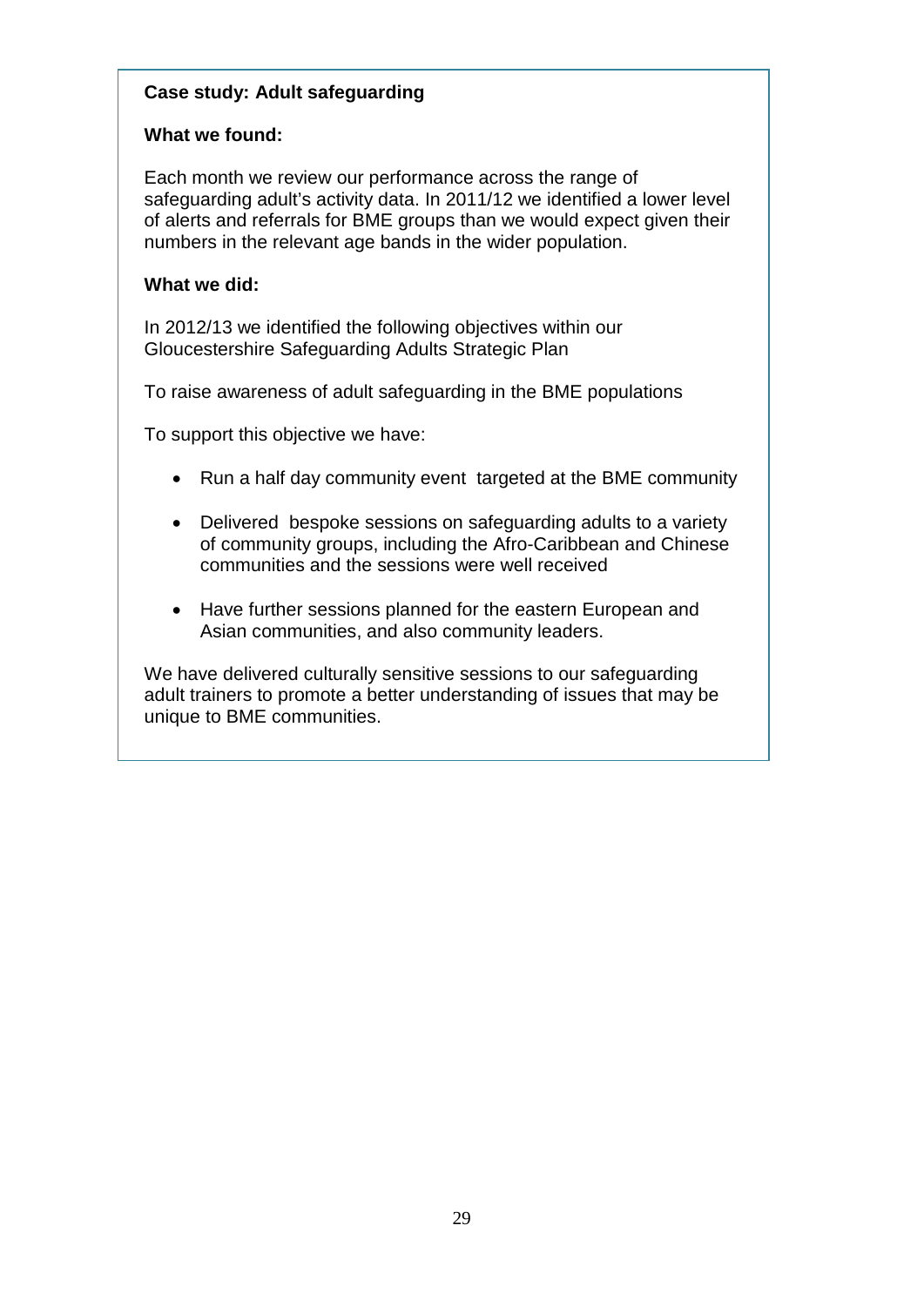**Case study: Adult safeguarding**

**What we found:**

Each month we review our performance across the range of safeguarding adult's activity data. In 2011/12 we identified a lower level of alerts and referrals for BME groups than we would expect given their numbers in the relevant age bands in the wider population.

**What we did:**

In 2012/13 we identified the following objectives within our Gloucestershire Safeguarding Adults Strategic Plan

To raise awareness of adult safeguarding in the BME populations

To support this objective we have:

- Run a half day community event targeted at the BME community
- Delivered bespoke sessions on safeguarding adults to a variety of community groups, including the Afro-Caribbean and Chinese communities and the sessions were well received
- Have further sessions planned for the eastern European and Asian communities, and also community leaders.

We have delivered culturally sensitive sessions to our safeguarding adult trainers to promote a better understanding of issues that may be unique to BME communities.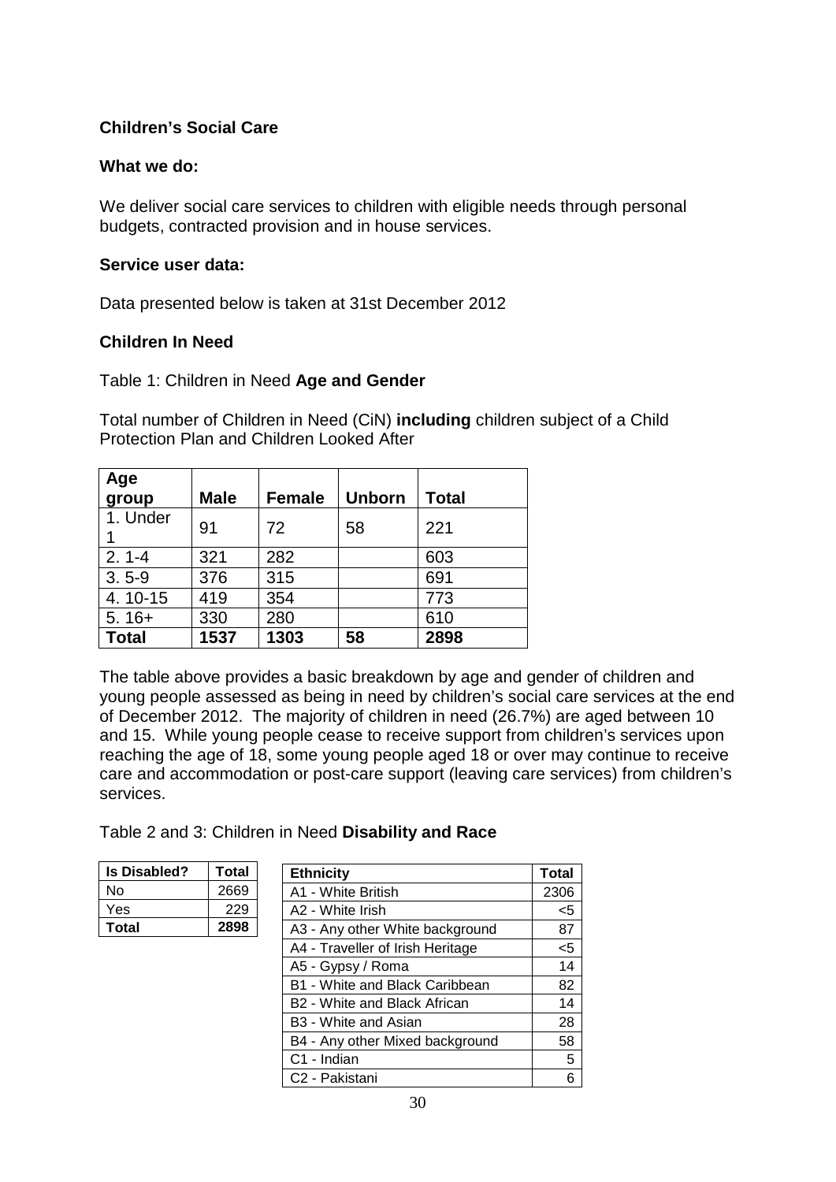**Children's Social Care**

**What we do:**

We deliver social care services to children with eligible needs through personal budgets, contracted provision and in house services.

**Service user data:**

Data presented below is taken at 31st December 2012

**Children In Need**

Table 1: Children in Need **Age and Gender**

Total number of Children in Need (CiN) **including** children subject of a Child Protection Plan and Children Looked After

| Age group | Male | Female | Unborn | Total |
|---|---|---|---|---|
| 1. Under 1 | 91 | 72 | 58 | 221 |
| 2. 1-4 | 321 | 282 | | 603 |
| 3. 5-9 | 376 | 315 | | 691 |
| 4. 10-15 | 419 | 354 | | 773 |
| 5. 16+ | 330 | 280 | | 610 |
| **Total** | **1537** | **1303** | **58** | **2898** |

The table above provides a basic breakdown by age and gender of children and young people assessed as being in need by children's social care services at the end of December 2012. The majority of children in need (26.7%) are aged between 10 and 15. While young people cease to receive support from children's services upon reaching the age of 18, some young people aged 18 or over may continue to receive care and accommodation or post-care support (leaving care services) from children's services.

Table 2 and 3: Children in Need **Disability and Race**

| Is Disabled? | Total |
|---|---|
| No | 2669 |
| Yes | 229 |
| **Total** | **2898** |

| Ethnicity | Total |
|---|---|
| A1 - White British | 2306 |
| A2 - White Irish | <5 |
| A3 - Any other White background | 87 |
| A4 - Traveller of Irish Heritage | <5 |
| A5 - Gypsy / Roma | 14 |
| B1 - White and Black Caribbean | 82 |
| B2 - White and Black African | 14 |
| B3 - White and Asian | 28 |
| B4 - Any other Mixed background | 58 |
| C1 - Indian | 5 |
| C2 - Pakistani | 6 |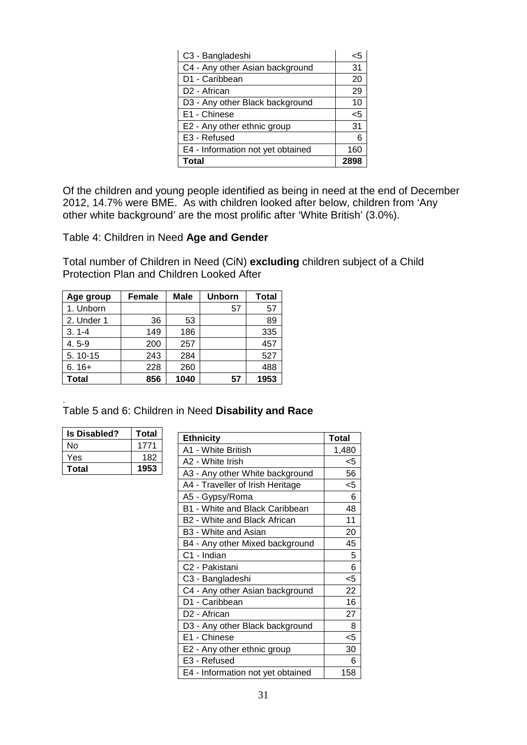| | |
|---|---|
| C3 - Bangladeshi | <5 |
| C4 - Any other Asian background | 31 |
| D1 - Caribbean | 20 |
| D2 - African | 29 |
| D3 - Any other Black background | 10 |
| E1 - Chinese | <5 |
| E2 - Any other ethnic group | 31 |
| E3 - Refused | 6 |
| E4 - Information not yet obtained | 160 |
| **Total** | **2898** |

Of the children and young people identified as being in need at the end of December 2012, 14.7% were BME. As with children looked after below, children from 'Any other white background' are the most prolific after 'White British' (3.0%).

Table 4: Children in Need **Age and Gender**

Total number of Children in Need (CiN) **excluding** children subject of a Child Protection Plan and Children Looked After

| Age group | Female | Male | Unborn | Total |
|---|---|---|---|---|
| 1. Unborn | | | 57 | 57 |
| 2. Under 1 | 36 | 53 | | 89 |
| 3. 1-4 | 149 | 186 | | 335 |
| 4. 5-9 | 200 | 257 | | 457 |
| 5. 10-15 | 243 | 284 | | 527 |
| 6. 16+ | 228 | 260 | | 488 |
| **Total** | **856** | **1040** | **57** | **1953** |

Table 5 and 6: Children in Need **Disability and Race**

| Is Disabled? | Total |
|---|---|
| No | 1771 |
| Yes | 182 |
| **Total** | **1953** |

| Ethnicity | Total |
|---|---|
| A1 - White British | 1,480 |
| A2 - White Irish | <5 |
| A3 - Any other White background | 56 |
| A4 - Traveller of Irish Heritage | <5 |
| A5 - Gypsy/Roma | 6 |
| B1 - White and Black Caribbean | 48 |
| B2 - White and Black African | 11 |
| B3 - White and Asian | 20 |
| B4 - Any other Mixed background | 45 |
| C1 - Indian | 5 |
| C2 - Pakistani | 6 |
| C3 - Bangladeshi | <5 |
| C4 - Any other Asian background | 22 |
| D1 - Caribbean | 16 |
| D2 - African | 27 |
| D3 - Any other Black background | 8 |
| E1 - Chinese | <5 |
| E2 - Any other ethnic group | 30 |
| E3 - Refused | 6 |
| E4 - Information not yet obtained | 158 |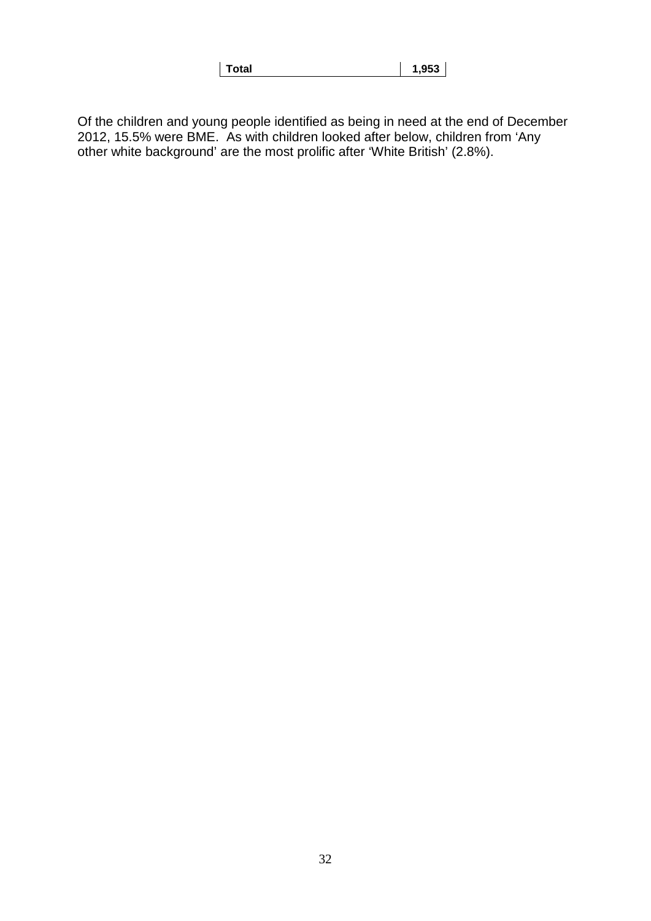| Total | 1,953 |
|---|---|

Of the children and young people identified as being in need at the end of December 2012, 15.5% were BME. As with children looked after below, children from 'Any other white background' are the most prolific after 'White British' (2.8%).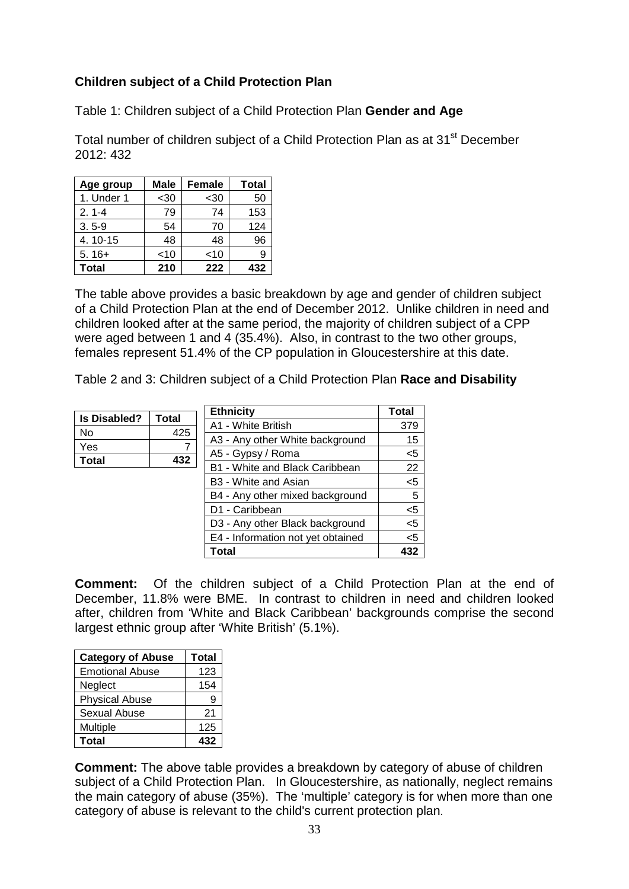**Children subject of a Child Protection Plan**

Table 1: Children subject of a Child Protection Plan **Gender and Age**

Total number of children subject of a Child Protection Plan as at 31st December 2012: 432

| Age group | Male | Female | Total |
|---|---|---|---|
| 1. Under 1 | <30 | <30 | 50 |
| 2. 1-4 | 79 | 74 | 153 |
| 3. 5-9 | 54 | 70 | 124 |
| 4. 10-15 | 48 | 48 | 96 |
| 5. 16+ | <10 | <10 | 9 |
| **Total** | **210** | **222** | **432** |

The table above provides a basic breakdown by age and gender of children subject of a Child Protection Plan at the end of December 2012. Unlike children in need and children looked after at the same period, the majority of children subject of a CPP were aged between 1 and 4 (35.4%). Also, in contrast to the two other groups, females represent 51.4% of the CP population in Gloucestershire at this date.

Table 2 and 3: Children subject of a Child Protection Plan **Race and Disability**

| Is Disabled? | Total |
|---|---|
| No | 425 |
| Yes | 7 |
| **Total** | **432** |

| Ethnicity | Total |
|---|---|
| A1 - White British | 379 |
| A3 - Any other White background | 15 |
| A5 - Gypsy / Roma | <5 |
| B1 - White and Black Caribbean | 22 |
| B3 - White and Asian | <5 |
| B4 - Any other mixed background | 5 |
| D1 - Caribbean | <5 |
| D3 - Any other Black background | <5 |
| E4 - Information not yet obtained | <5 |
| **Total** | **432** |

**Comment:** Of the children subject of a Child Protection Plan at the end of December, 11.8% were BME. In contrast to children in need and children looked after, children from 'White and Black Caribbean' backgrounds comprise the second largest ethnic group after 'White British' (5.1%).

| Category of Abuse | Total |
|---|---|
| Emotional Abuse | 123 |
| Neglect | 154 |
| Physical Abuse | 9 |
| Sexual Abuse | 21 |
| Multiple | 125 |
| **Total** | **432** |

**Comment:** The above table provides a breakdown by category of abuse of children subject of a Child Protection Plan. In Gloucestershire, as nationally, neglect remains the main category of abuse (35%). The 'multiple' category is for when more than one category of abuse is relevant to the child's current protection plan.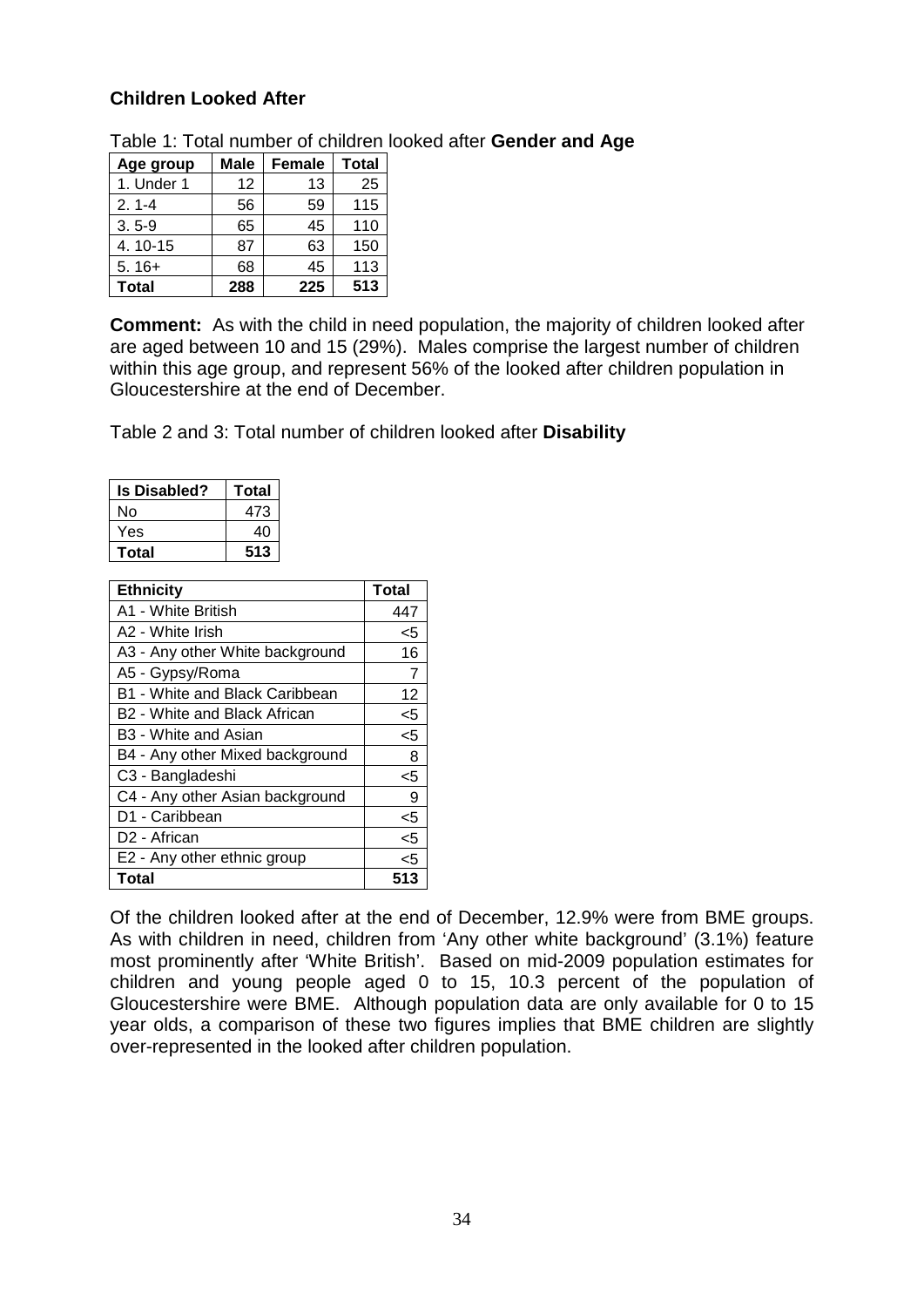## Children Looked After

Table 1: Total number of children looked after **Gender and Age**

| Age group | Male | Female | Total |
|---|---|---|---|
| 1. Under 1 | 12 | 13 | 25 |
| 2. 1-4 | 56 | 59 | 115 |
| 3. 5-9 | 65 | 45 | 110 |
| 4. 10-15 | 87 | 63 | 150 |
| 5. 16+ | 68 | 45 | 113 |
| **Total** | **288** | **225** | **513** |

**Comment:** As with the child in need population, the majority of children looked after are aged between 10 and 15 (29%). Males comprise the largest number of children within this age group, and represent 56% of the looked after children population in Gloucestershire at the end of December.

Table 2 and 3: Total number of children looked after **Disability**

| Is Disabled? | Total |
|---|---|
| No | 473 |
| Yes | 40 |
| **Total** | **513** |

| Ethnicity | Total |
|---|---|
| A1 - White British | 447 |
| A2 - White Irish | <5 |
| A3 - Any other White background | 16 |
| A5 - Gypsy/Roma | 7 |
| B1 - White and Black Caribbean | 12 |
| B2 - White and Black African | <5 |
| B3 - White and Asian | <5 |
| B4 - Any other Mixed background | 8 |
| C3 - Bangladeshi | <5 |
| C4 - Any other Asian background | 9 |
| D1 - Caribbean | <5 |
| D2 - African | <5 |
| E2 - Any other ethnic group | <5 |
| **Total** | **513** |

Of the children looked after at the end of December, 12.9% were from BME groups. As with children in need, children from 'Any other white background' (3.1%) feature most prominently after 'White British'. Based on mid-2009 population estimates for children and young people aged 0 to 15, 10.3 percent of the population of Gloucestershire were BME. Although population data are only available for 0 to 15 year olds, a comparison of these two figures implies that BME children are slightly over-represented in the looked after children population.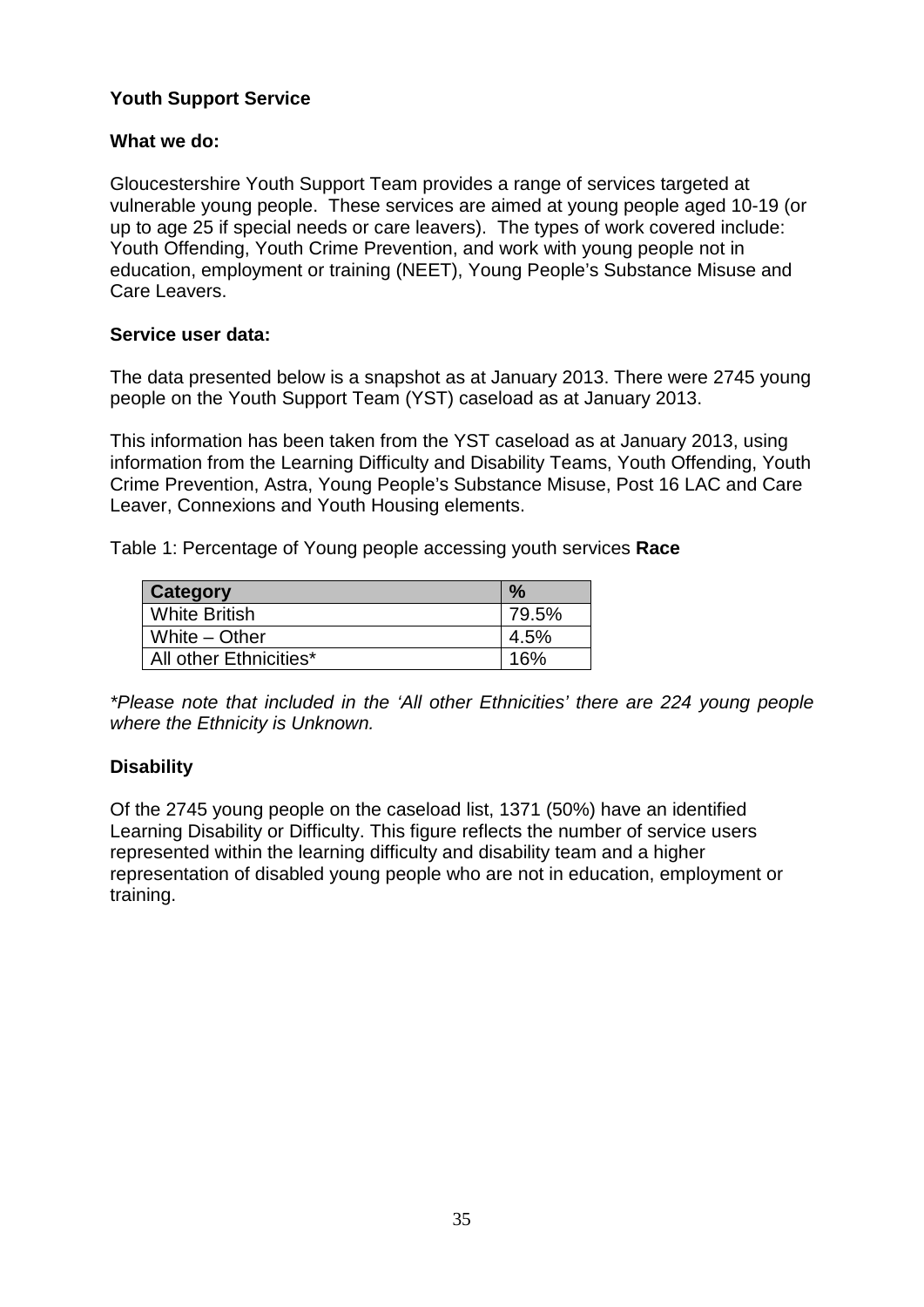## Youth Support Service

### What we do:

Gloucestershire Youth Support Team provides a range of services targeted at vulnerable young people. These services are aimed at young people aged 10-19 (or up to age 25 if special needs or care leavers). The types of work covered include: Youth Offending, Youth Crime Prevention, and work with young people not in education, employment or training (NEET), Young People's Substance Misuse and Care Leavers.

### Service user data:

The data presented below is a snapshot as at January 2013. There were 2745 young people on the Youth Support Team (YST) caseload as at January 2013.

This information has been taken from the YST caseload as at January 2013, using information from the Learning Difficulty and Disability Teams, Youth Offending, Youth Crime Prevention, Astra, Young People's Substance Misuse, Post 16 LAC and Care Leaver, Connexions and Youth Housing elements.

Table 1: Percentage of Young people accessing youth services **Race**

| Category | % |
|---|---|
| White British | 79.5% |
| White – Other | 4.5% |
| All other Ethnicities* | 16% |

*\*Please note that included in the 'All other Ethnicities' there are 224 young people where the Ethnicity is Unknown.*

### Disability

Of the 2745 young people on the caseload list, 1371 (50%) have an identified Learning Disability or Difficulty. This figure reflects the number of service users represented within the learning difficulty and disability team and a higher representation of disabled young people who are not in education, employment or training.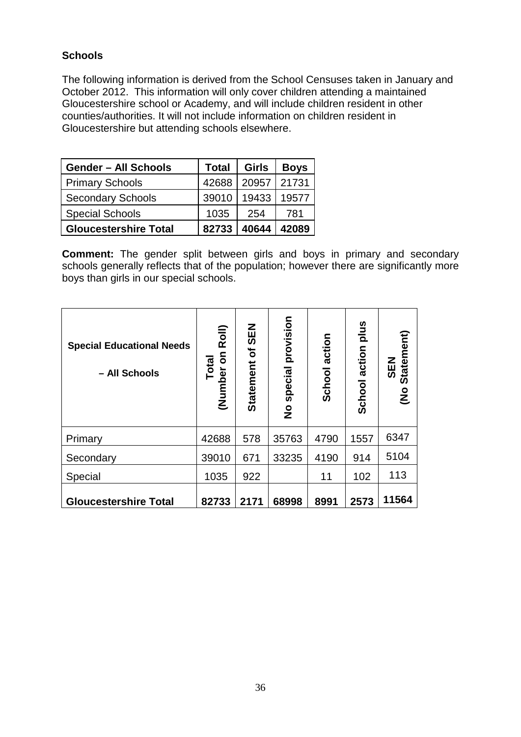**Schools**

The following information is derived from the School Censuses taken in January and October 2012. This information will only cover children attending a maintained Gloucestershire school or Academy, and will include children resident in other counties/authorities. It will not include information on children resident in Gloucestershire but attending schools elsewhere.

| Gender – All Schools | Total | Girls | Boys |
|---|---|---|---|
| Primary Schools | 42688 | 20957 | 21731 |
| Secondary Schools | 39010 | 19433 | 19577 |
| Special Schools | 1035 | 254 | 781 |
| **Gloucestershire Total** | **82733** | **40644** | **42089** |

**Comment:** The gender split between girls and boys in primary and secondary schools generally reflects that of the population; however there are significantly more boys than girls in our special schools.

| Special Educational Needs – All Schools | Total (Number on Roll) | Statement of SEN | No special provision | School action | School action plus | SEN (No Statement) |
|---|---|---|---|---|---|---|
| Primary | 42688 | 578 | 35763 | 4790 | 1557 | 6347 |
| Secondary | 39010 | 671 | 33235 | 4190 | 914 | 5104 |
| Special | 1035 | 922 | | 11 | 102 | 113 |
| **Gloucestershire Total** | **82733** | **2171** | **68998** | **8991** | **2573** | **11564** |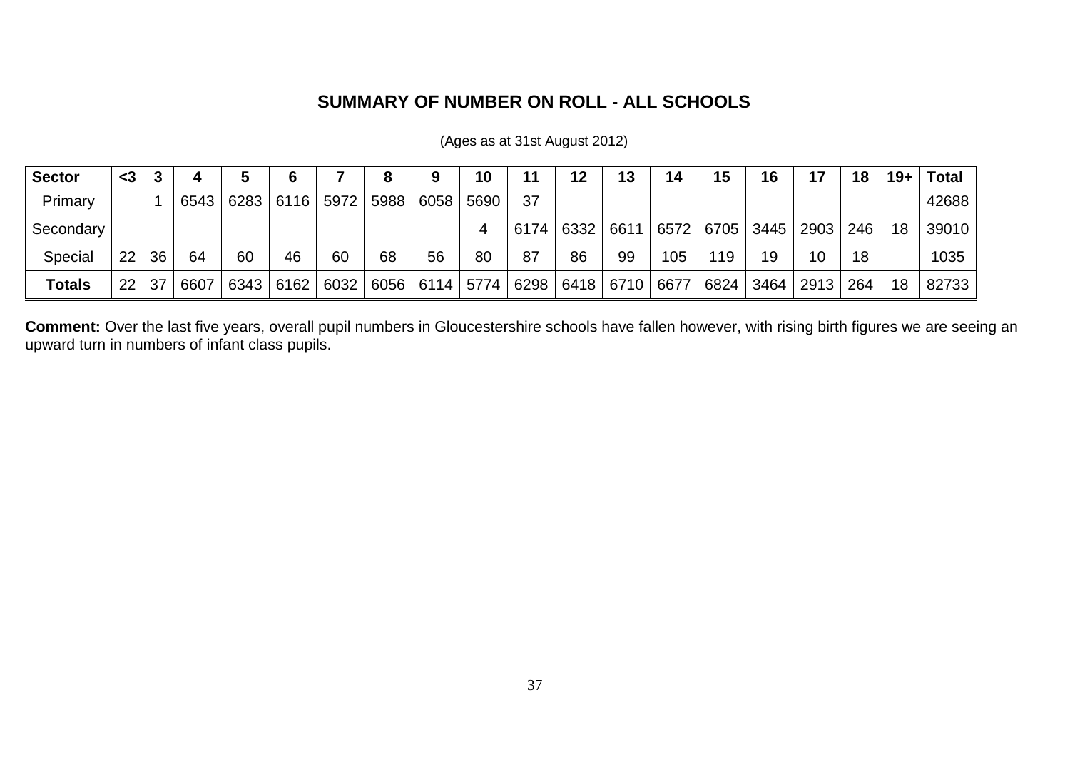## SUMMARY OF NUMBER ON ROLL - ALL SCHOOLS

(Ages as at 31st August 2012)

| Sector | <3 | 3 | 4 | 5 | 6 | 7 | 8 | 9 | 10 | 11 | 12 | 13 | 14 | 15 | 16 | 17 | 18 | 19+ | Total |
|---|---|---|---|---|---|---|---|---|---|---|---|---|---|---|---|---|---|---|---|
| Primary | | 1 | 6543 | 6283 | 6116 | 5972 | 5988 | 6058 | 5690 | 37 | | | | | | | | | 42688 |
| Secondary | | | | | | | | | 4 | 6174 | 6332 | 6611 | 6572 | 6705 | 3445 | 2903 | 246 | 18 | 39010 |
| Special | 22 | 36 | 64 | 60 | 46 | 60 | 68 | 56 | 80 | 87 | 86 | 99 | 105 | 119 | 19 | 10 | 18 | | 1035 |
| **Totals** | 22 | 37 | 6607 | 6343 | 6162 | 6032 | 6056 | 6114 | 5774 | 6298 | 6418 | 6710 | 6677 | 6824 | 3464 | 2913 | 264 | 18 | 82733 |

**Comment:** Over the last five years, overall pupil numbers in Gloucestershire schools have fallen however, with rising birth figures we are seeing an upward turn in numbers of infant class pupils.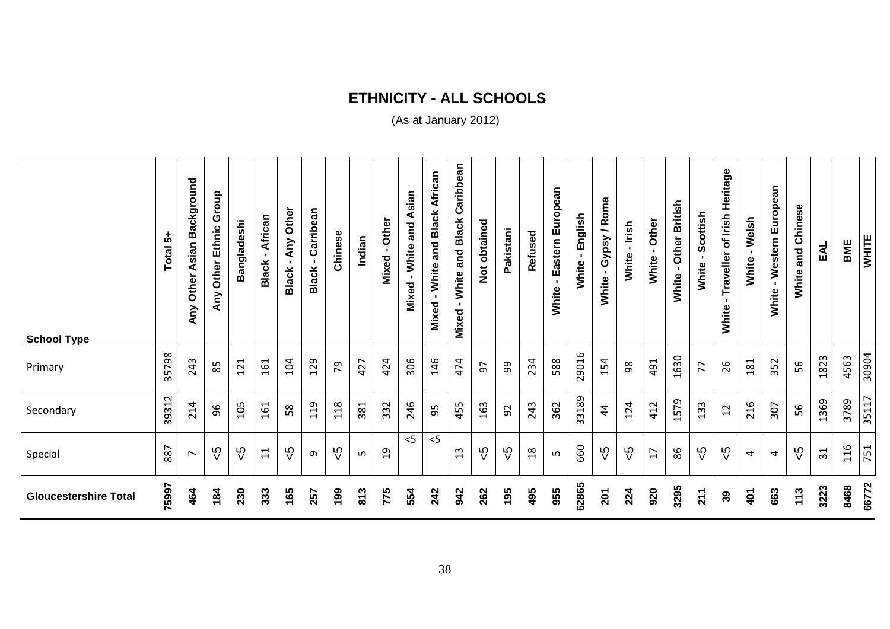## ETHNICITY - ALL SCHOOLS

(As at January 2012)

| School Type | Total 5+ | Any Other Asian Background | Any Other Ethnic Group | Bangladeshi | Black - African | Black - Any Other | Black - Carribean | Chinese | Indian | Mixed - Other | Mixed - White and Asian | Mixed - White and Black African | Mixed - White and Black Caribbean | Not obtained | Pakistani | Refused | White - Eastern European | White - English | White - Gypsy / Roma | White - Irish | White - Other | White - Other British | White - Scottish | White - Traveller of Irish Heritage | White - Welsh | White - Western European | White and Chinese | EAL | BME | WHITE |
|---|---|---|---|---|---|---|---|---|---|---|---|---|---|---|---|---|---|---|---|---|---|---|---|---|---|---|---|---|---|---|
| Primary | 35798 | 243 | 85 | 121 | 161 | 104 | 129 | 79 | 427 | 424 | 306 | 146 | 474 | 97 | 99 | 234 | 588 | 29016 | 154 | 98 | 491 | 1630 | 77 | 26 | 181 | 352 | 56 | 1823 | 4563 | 30904 |
| Secondary | 39312 | 214 | 96 | 105 | 161 | 58 | 119 | 118 | 381 | 332 | 246 | 95 | 455 | 163 | 92 | 243 | 362 | 33189 | 44 | 124 | 412 | 1579 | 133 | 12 | 216 | 307 | 56 | 1369 | 3789 | 35117 |
| Special | 887 | 7 | <5 | <5 | 11 | <5 | 9 | <5 | 5 | 19 | <5 | <5 | 13 | <5 | <5 | 18 | 5 | 660 | <5 | <5 | 17 | 86 | <5 | <5 | 4 | 4 | <5 | 31 | 116 | 751 |
| **Gloucestershire Total** | **75997** | **464** | **184** | **230** | **333** | **165** | **257** | **199** | **813** | **775** | **554** | **242** | **942** | **262** | **195** | **495** | **955** | **62865** | **201** | **224** | **920** | **3295** | **211** | **39** | **401** | **663** | **113** | **3223** | **8468** | **66772** |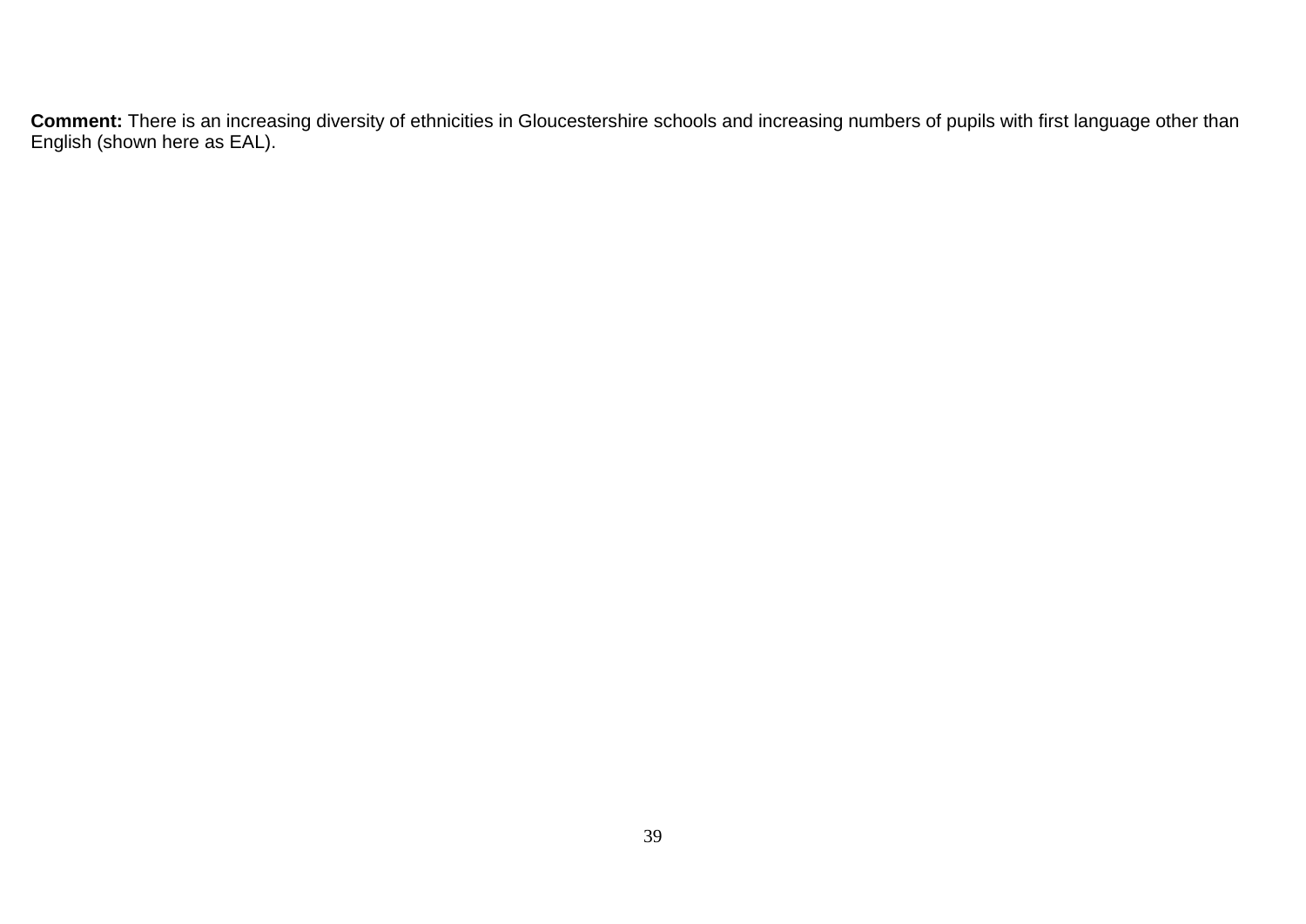**Comment:** There is an increasing diversity of ethnicities in Gloucestershire schools and increasing numbers of pupils with first language other than English (shown here as EAL).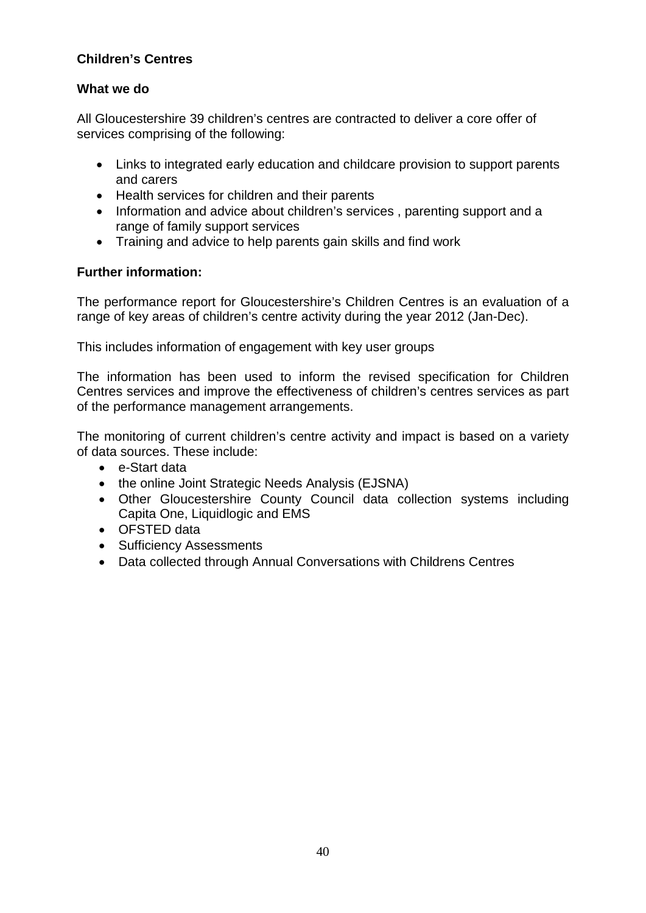## Children's Centres

### What we do

All Gloucestershire 39 children's centres are contracted to deliver a core offer of services comprising of the following:

- Links to integrated early education and childcare provision to support parents and carers
- Health services for children and their parents
- Information and advice about children's services , parenting support and a range of family support services
- Training and advice to help parents gain skills and find work

### Further information:

The performance report for Gloucestershire's Children Centres is an evaluation of a range of key areas of children's centre activity during the year 2012 (Jan-Dec).

This includes information of engagement with key user groups

The information has been used to inform the revised specification for Children Centres services and improve the effectiveness of children's centres services as part of the performance management arrangements.

The monitoring of current children's centre activity and impact is based on a variety of data sources. These include:

- e-Start data
- the online Joint Strategic Needs Analysis (EJSNA)
- Other Gloucestershire County Council data collection systems including Capita One, Liquidlogic and EMS
- OFSTED data
- Sufficiency Assessments
- Data collected through Annual Conversations with Childrens Centres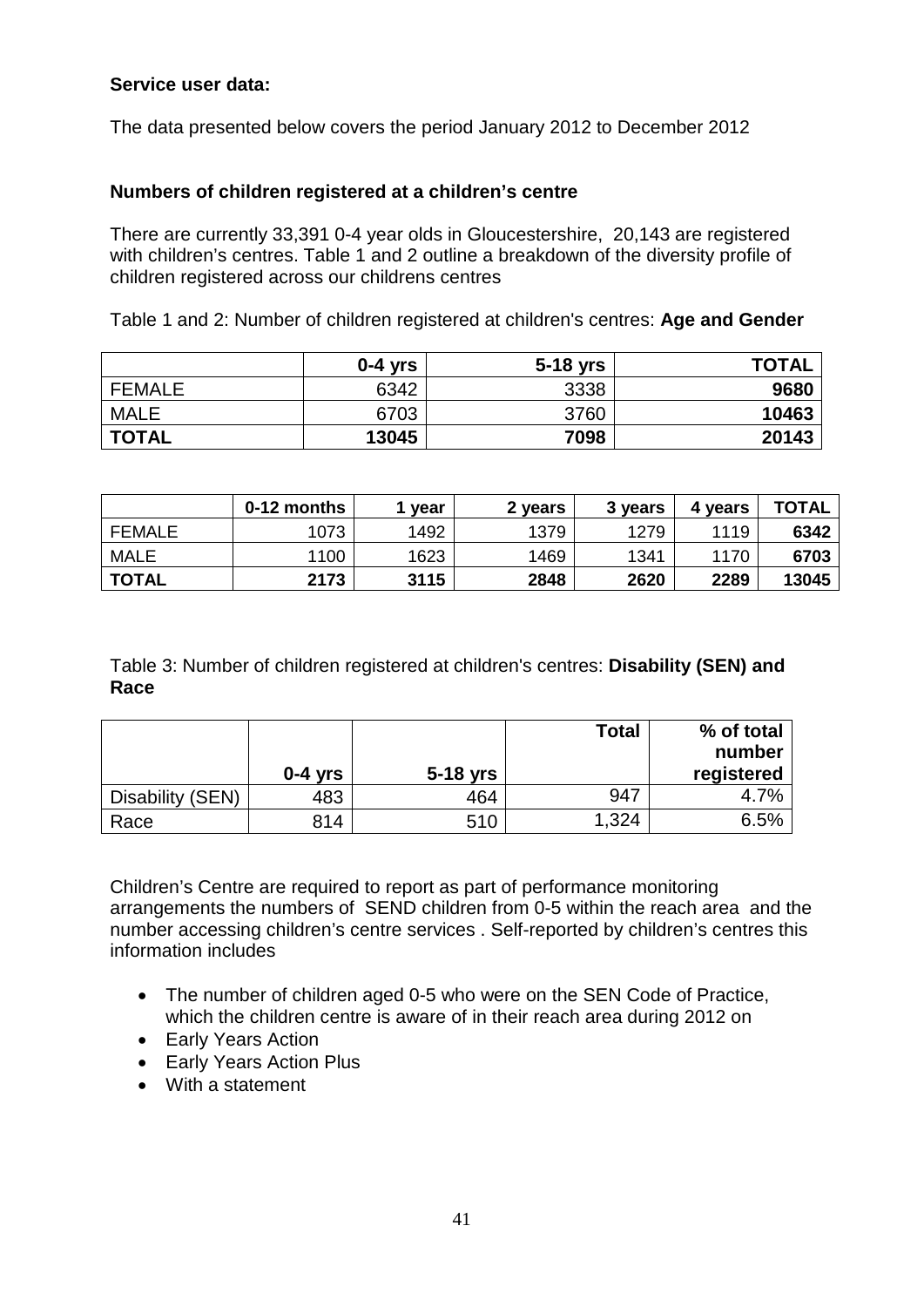**Service user data:**

The data presented below covers the period January 2012 to December 2012

**Numbers of children registered at a children's centre**

There are currently 33,391 0-4 year olds in Gloucestershire, 20,143 are registered with children's centres. Table 1 and 2 outline a breakdown of the diversity profile of children registered across our childrens centres

Table 1 and 2: Number of children registered at children's centres: **Age and Gender**

| | **0-4 yrs** | **5-18 yrs** | **TOTAL** |
|---|---|---|---|
| FEMALE | 6342 | 3338 | **9680** |
| MALE | 6703 | 3760 | **10463** |
| **TOTAL** | **13045** | **7098** | **20143** |

| | **0-12 months** | **1 year** | **2 years** | **3 years** | **4 years** | **TOTAL** |
|---|---|---|---|---|---|---|
| FEMALE | 1073 | 1492 | 1379 | 1279 | 1119 | **6342** |
| MALE | 1100 | 1623 | 1469 | 1341 | 1170 | **6703** |
| **TOTAL** | **2173** | **3115** | **2848** | **2620** | **2289** | **13045** |

Table 3: Number of children registered at children's centres: **Disability (SEN) and Race**

| | **0-4 yrs** | **5-18 yrs** | **Total** | **% of total number registered** |
|---|---|---|---|---|
| Disability (SEN) | 483 | 464 | 947 | 4.7% |
| Race | 814 | 510 | 1,324 | 6.5% |

Children's Centre are required to report as part of performance monitoring arrangements the numbers of SEND children from 0-5 within the reach area and the number accessing children's centre services . Self-reported by children's centres this information includes

- The number of children aged 0-5 who were on the SEN Code of Practice, which the children centre is aware of in their reach area during 2012 on
- Early Years Action
- Early Years Action Plus
- With a statement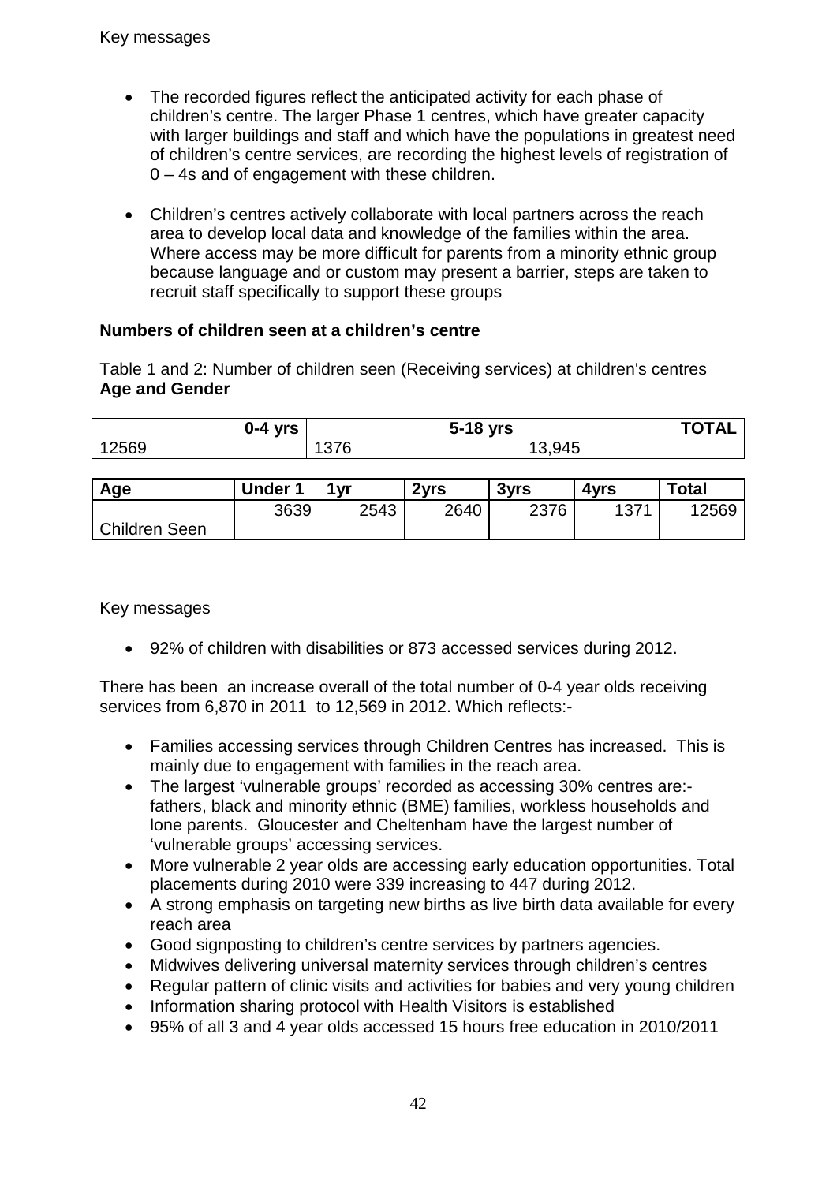Key messages

- The recorded figures reflect the anticipated activity for each phase of children's centre. The larger Phase 1 centres, which have greater capacity with larger buildings and staff and which have the populations in greatest need of children's centre services, are recording the highest levels of registration of 0 – 4s and of engagement with these children.

- Children's centres actively collaborate with local partners across the reach area to develop local data and knowledge of the families within the area. Where access may be more difficult for parents from a minority ethnic group because language and or custom may present a barrier, steps are taken to recruit staff specifically to support these groups

**Numbers of children seen at a children's centre**

Table 1 and 2: Number of children seen (Receiving services) at children's centres
**Age and Gender**

| 0-4 yrs | 5-18 yrs | TOTAL |
|---|---|---|
| 12569 | 1376 | 13,945 |

| Age | Under 1 | 1yr | 2yrs | 3yrs | 4yrs | Total |
|---|---|---|---|---|---|---|
| Children Seen | 3639 | 2543 | 2640 | 2376 | 1371 | 12569 |

Key messages

- 92% of children with disabilities or 873 accessed services during 2012.

There has been an increase overall of the total number of 0-4 year olds receiving services from 6,870 in 2011 to 12,569 in 2012. Which reflects:-

- Families accessing services through Children Centres has increased. This is mainly due to engagement with families in the reach area.
- The largest 'vulnerable groups' recorded as accessing 30% centres are:- fathers, black and minority ethnic (BME) families, workless households and lone parents. Gloucester and Cheltenham have the largest number of 'vulnerable groups' accessing services.
- More vulnerable 2 year olds are accessing early education opportunities. Total placements during 2010 were 339 increasing to 447 during 2012.
- A strong emphasis on targeting new births as live birth data available for every reach area
- Good signposting to children's centre services by partners agencies.
- Midwives delivering universal maternity services through children's centres
- Regular pattern of clinic visits and activities for babies and very young children
- Information sharing protocol with Health Visitors is established
- 95% of all 3 and 4 year olds accessed 15 hours free education in 2010/2011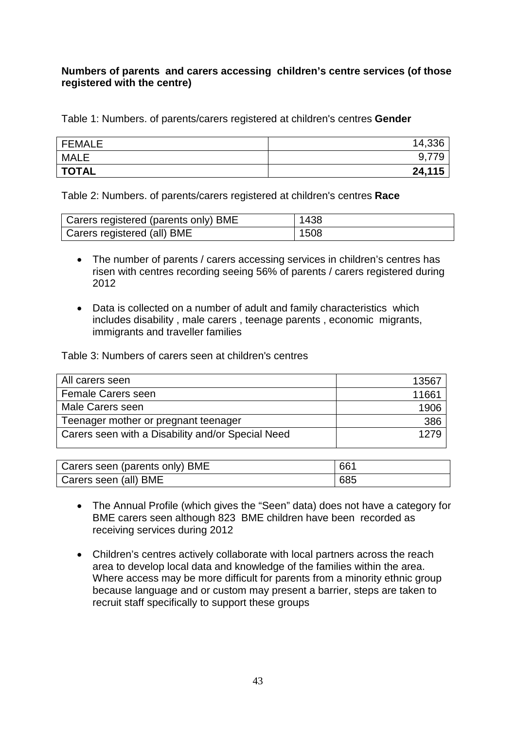**Numbers of parents and carers accessing children's centre services (of those registered with the centre)**

Table 1: Numbers. of parents/carers registered at children's centres **Gender**

| | |
|---|---:|
| FEMALE | 14,336 |
| MALE | 9,779 |
| **TOTAL** | **24,115** |

Table 2: Numbers. of parents/carers registered at children's centres **Race**

| | |
|---|---|
| Carers registered (parents only) BME | 1438 |
| Carers registered (all) BME | 1508 |

- The number of parents / carers accessing services in children's centres has risen with centres recording seeing 56% of parents / carers registered during 2012
- Data is collected on a number of adult and family characteristics which includes disability , male carers , teenage parents , economic migrants, immigrants and traveller families

Table 3: Numbers of carers seen at children's centres

| | |
|---|---:|
| All carers seen | 13567 |
| Female Carers seen | 11661 |
| Male Carers seen | 1906 |
| Teenager mother or pregnant teenager | 386 |
| Carers seen with a Disability and/or Special Need | 1279 |

| | |
|---|---|
| Carers seen (parents only) BME | 661 |
| Carers seen (all) BME | 685 |

- The Annual Profile (which gives the "Seen" data) does not have a category for BME carers seen although 823 BME children have been recorded as receiving services during 2012
- Children's centres actively collaborate with local partners across the reach area to develop local data and knowledge of the families within the area. Where access may be more difficult for parents from a minority ethnic group because language and or custom may present a barrier, steps are taken to recruit staff specifically to support these groups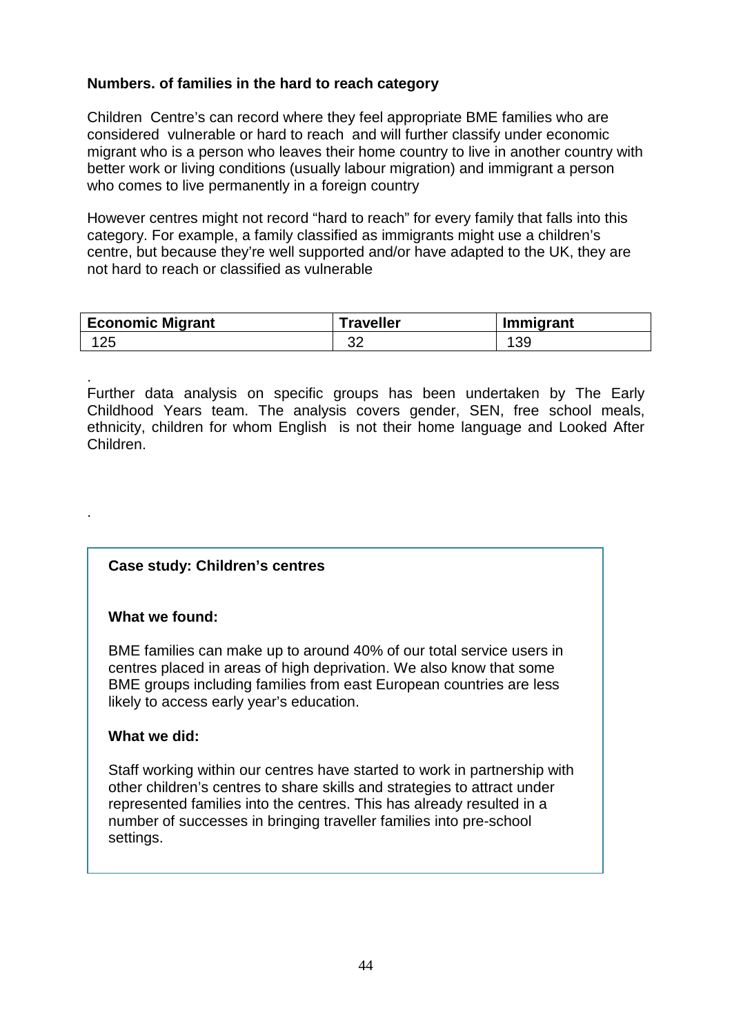**Numbers. of families in the hard to reach category**

Children Centre's can record where they feel appropriate BME families who are considered vulnerable or hard to reach and will further classify under economic migrant who is a person who leaves their home country to live in another country with better work or living conditions (usually labour migration) and immigrant a person who comes to live permanently in a foreign country

However centres might not record "hard to reach" for every family that falls into this category. For example, a family classified as immigrants might use a children's centre, but because they're well supported and/or have adapted to the UK, they are not hard to reach or classified as vulnerable

| Economic Migrant | Traveller | Immigrant |
|---|---|---|
| 125 | 32 | 139 |

.
Further data analysis on specific groups has been undertaken by The Early Childhood Years team. The analysis covers gender, SEN, free school meals, ethnicity, children for whom English is not their home language and Looked After Children.

.

**Case study: Children's centres**

**What we found:**

BME families can make up to around 40% of our total service users in centres placed in areas of high deprivation. We also know that some BME groups including families from east European countries are less likely to access early year's education.

**What we did:**

Staff working within our centres have started to work in partnership with other children's centres to share skills and strategies to attract under represented families into the centres. This has already resulted in a number of successes in bringing traveller families into pre-school settings.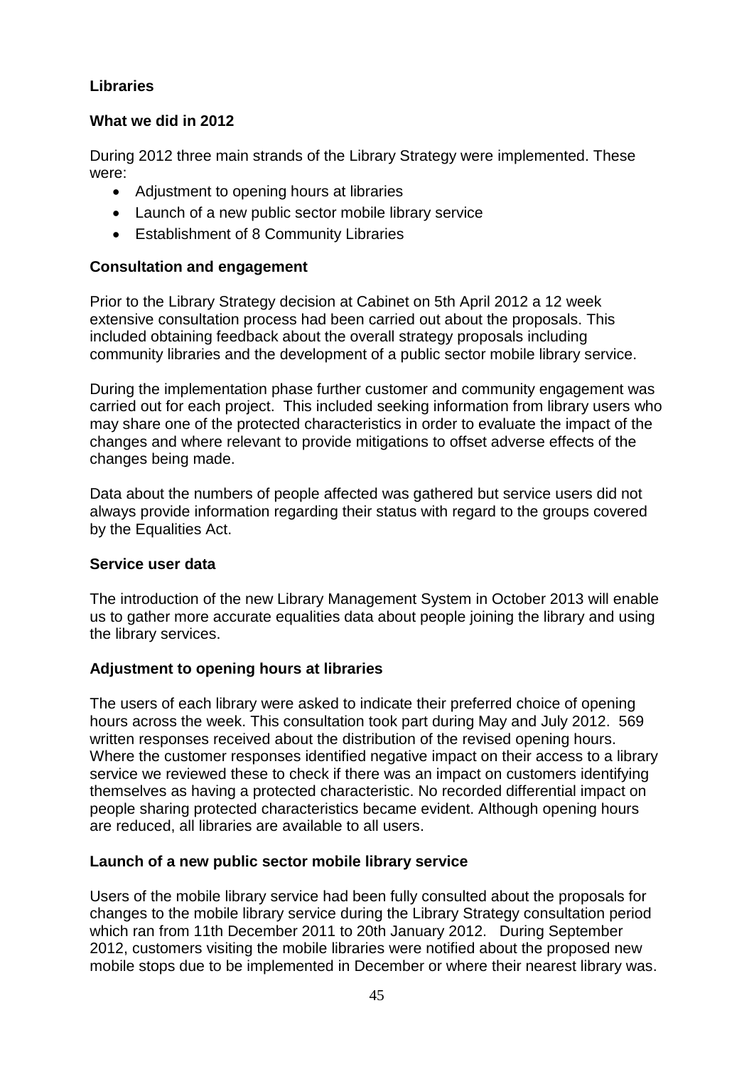## Libraries

### What we did in 2012

During 2012 three main strands of the Library Strategy were implemented. These were:

- Adjustment to opening hours at libraries
- Launch of a new public sector mobile library service
- Establishment of 8 Community Libraries

### Consultation and engagement

Prior to the Library Strategy decision at Cabinet on 5th April 2012 a 12 week extensive consultation process had been carried out about the proposals. This included obtaining feedback about the overall strategy proposals including community libraries and the development of a public sector mobile library service.

During the implementation phase further customer and community engagement was carried out for each project. This included seeking information from library users who may share one of the protected characteristics in order to evaluate the impact of the changes and where relevant to provide mitigations to offset adverse effects of the changes being made.

Data about the numbers of people affected was gathered but service users did not always provide information regarding their status with regard to the groups covered by the Equalities Act.

### Service user data

The introduction of the new Library Management System in October 2013 will enable us to gather more accurate equalities data about people joining the library and using the library services.

### Adjustment to opening hours at libraries

The users of each library were asked to indicate their preferred choice of opening hours across the week. This consultation took part during May and July 2012. 569 written responses received about the distribution of the revised opening hours. Where the customer responses identified negative impact on their access to a library service we reviewed these to check if there was an impact on customers identifying themselves as having a protected characteristic. No recorded differential impact on people sharing protected characteristics became evident. Although opening hours are reduced, all libraries are available to all users.

### Launch of a new public sector mobile library service

Users of the mobile library service had been fully consulted about the proposals for changes to the mobile library service during the Library Strategy consultation period which ran from 11th December 2011 to 20th January 2012. During September 2012, customers visiting the mobile libraries were notified about the proposed new mobile stops due to be implemented in December or where their nearest library was.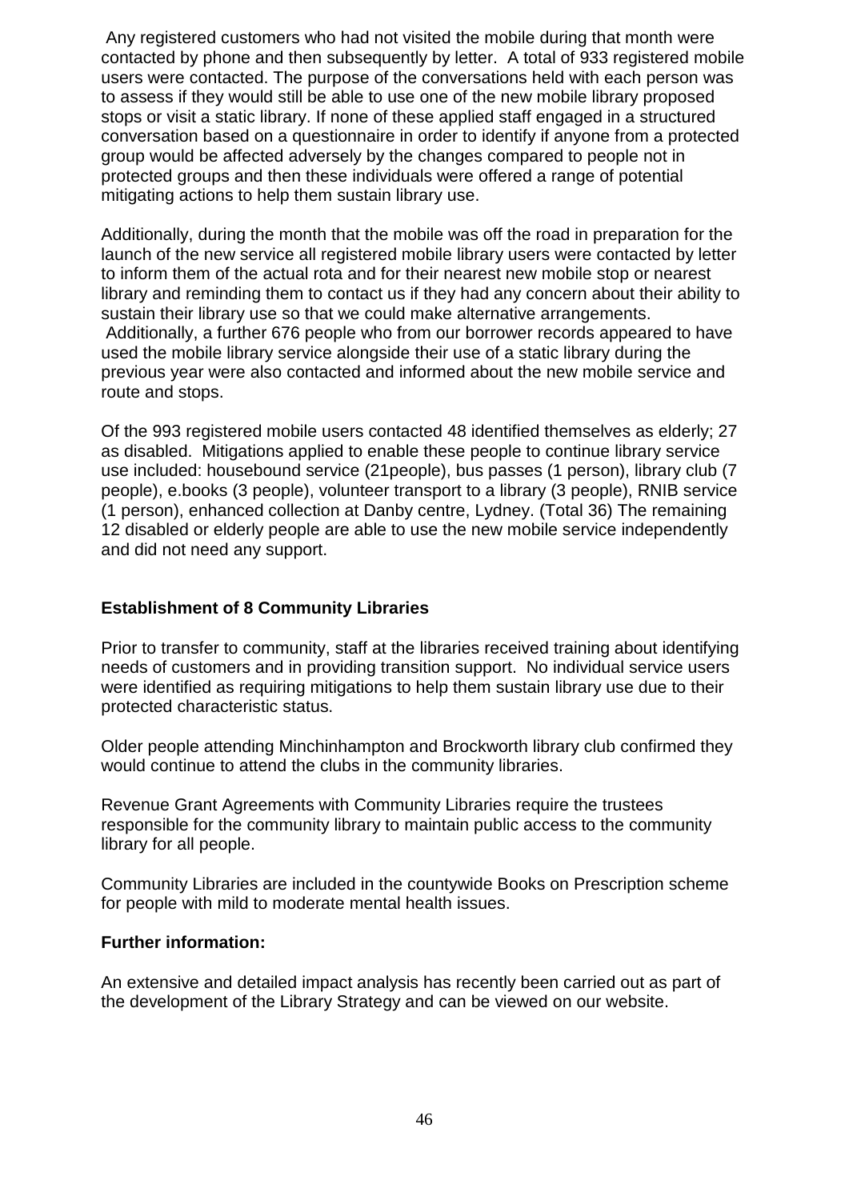Any registered customers who had not visited the mobile during that month were contacted by phone and then subsequently by letter. A total of 933 registered mobile users were contacted. The purpose of the conversations held with each person was to assess if they would still be able to use one of the new mobile library proposed stops or visit a static library. If none of these applied staff engaged in a structured conversation based on a questionnaire in order to identify if anyone from a protected group would be affected adversely by the changes compared to people not in protected groups and then these individuals were offered a range of potential mitigating actions to help them sustain library use.

Additionally, during the month that the mobile was off the road in preparation for the launch of the new service all registered mobile library users were contacted by letter to inform them of the actual rota and for their nearest new mobile stop or nearest library and reminding them to contact us if they had any concern about their ability to sustain their library use so that we could make alternative arrangements.
Additionally, a further 676 people who from our borrower records appeared to have used the mobile library service alongside their use of a static library during the previous year were also contacted and informed about the new mobile service and route and stops.

Of the 993 registered mobile users contacted 48 identified themselves as elderly; 27 as disabled. Mitigations applied to enable these people to continue library service use included: housebound service (21people), bus passes (1 person), library club (7 people), e.books (3 people), volunteer transport to a library (3 people), RNIB service (1 person), enhanced collection at Danby centre, Lydney. (Total 36) The remaining 12 disabled or elderly people are able to use the new mobile service independently and did not need any support.

**Establishment of 8 Community Libraries**

Prior to transfer to community, staff at the libraries received training about identifying needs of customers and in providing transition support. No individual service users were identified as requiring mitigations to help them sustain library use due to their protected characteristic status.

Older people attending Minchinhampton and Brockworth library club confirmed they would continue to attend the clubs in the community libraries.

Revenue Grant Agreements with Community Libraries require the trustees responsible for the community library to maintain public access to the community library for all people.

Community Libraries are included in the countywide Books on Prescription scheme for people with mild to moderate mental health issues.

**Further information:**

An extensive and detailed impact analysis has recently been carried out as part of the development of the Library Strategy and can be viewed on our website.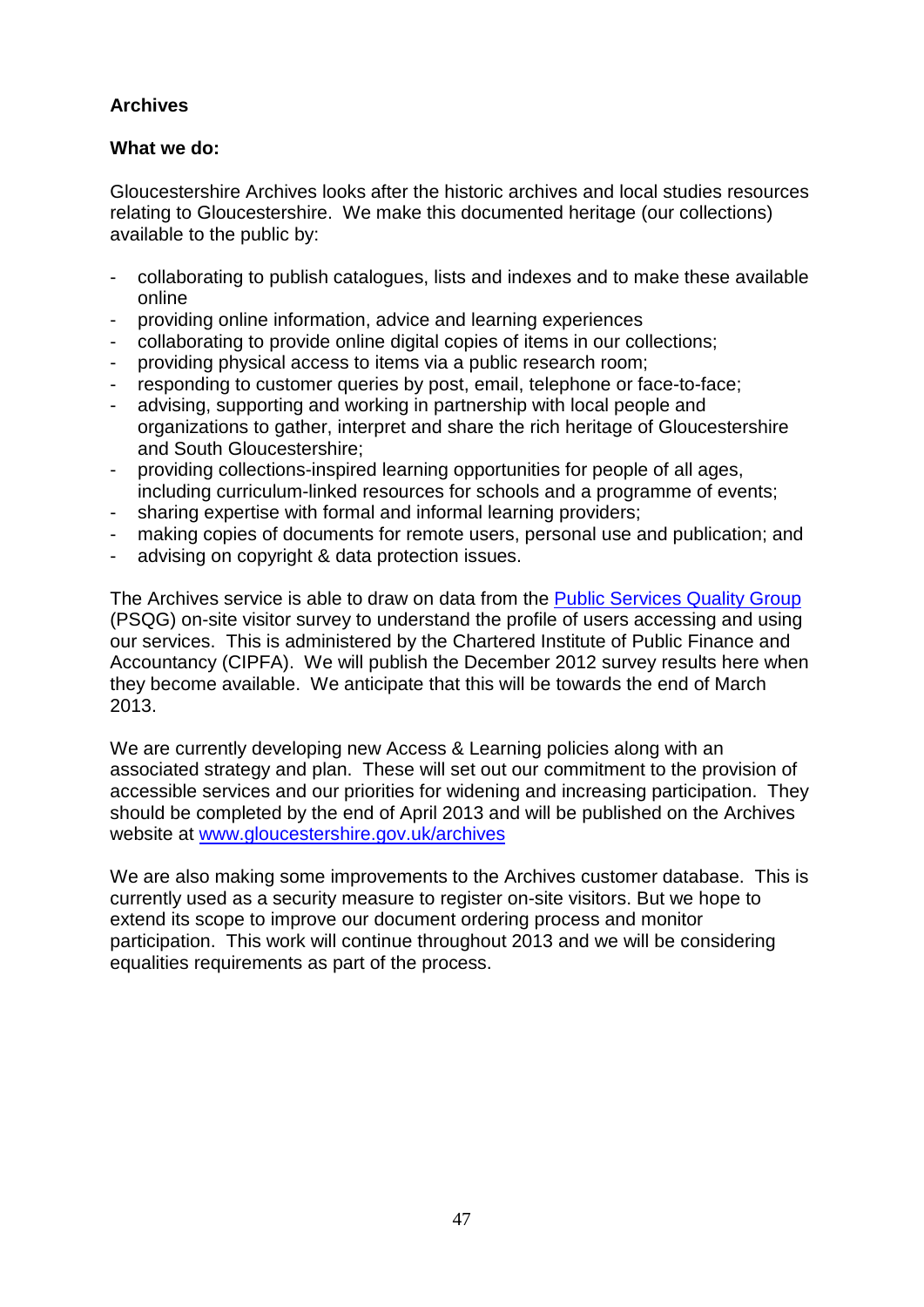**Archives**

**What we do:**

Gloucestershire Archives looks after the historic archives and local studies resources relating to Gloucestershire. We make this documented heritage (our collections) available to the public by:

- collaborating to publish catalogues, lists and indexes and to make these available online
- providing online information, advice and learning experiences
- collaborating to provide online digital copies of items in our collections;
- providing physical access to items via a public research room;
- responding to customer queries by post, email, telephone or face-to-face;
- advising, supporting and working in partnership with local people and organizations to gather, interpret and share the rich heritage of Gloucestershire and South Gloucestershire;
- providing collections-inspired learning opportunities for people of all ages, including curriculum-linked resources for schools and a programme of events;
- sharing expertise with formal and informal learning providers;
- making copies of documents for remote users, personal use and publication; and
- advising on copyright & data protection issues.

The Archives service is able to draw on data from the Public Services Quality Group (PSQG) on-site visitor survey to understand the profile of users accessing and using our services. This is administered by the Chartered Institute of Public Finance and Accountancy (CIPFA). We will publish the December 2012 survey results here when they become available. We anticipate that this will be towards the end of March 2013.

We are currently developing new Access & Learning policies along with an associated strategy and plan. These will set out our commitment to the provision of accessible services and our priorities for widening and increasing participation. They should be completed by the end of April 2013 and will be published on the Archives website at www.gloucestershire.gov.uk/archives

We are also making some improvements to the Archives customer database. This is currently used as a security measure to register on-site visitors. But we hope to extend its scope to improve our document ordering process and monitor participation. This work will continue throughout 2013 and we will be considering equalities requirements as part of the process.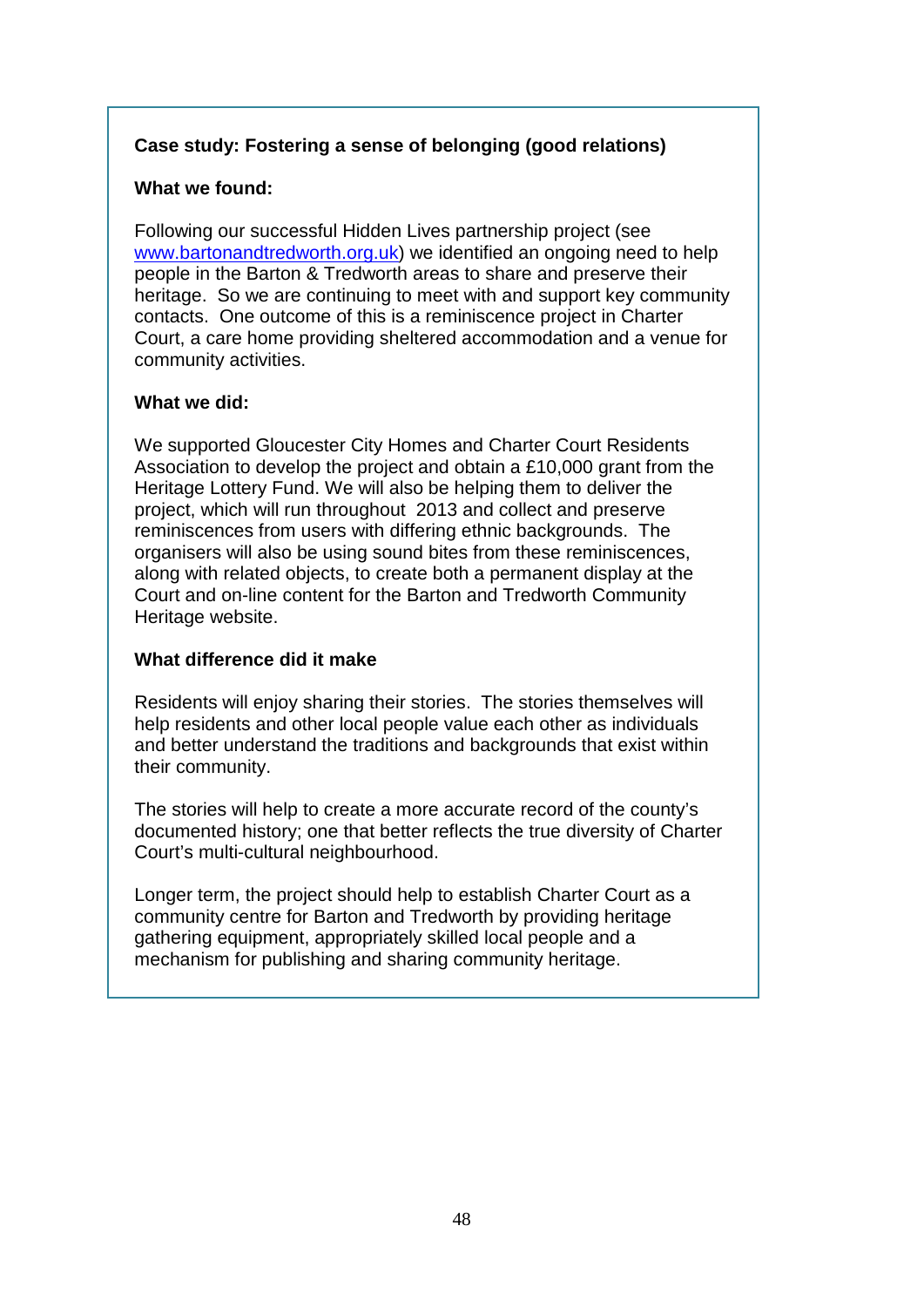**Case study: Fostering a sense of belonging (good relations)**

**What we found:**

Following our successful Hidden Lives partnership project (see www.bartonandtredworth.org.uk) we identified an ongoing need to help people in the Barton & Tredworth areas to share and preserve their heritage. So we are continuing to meet with and support key community contacts. One outcome of this is a reminiscence project in Charter Court, a care home providing sheltered accommodation and a venue for community activities.

**What we did:**

We supported Gloucester City Homes and Charter Court Residents Association to develop the project and obtain a £10,000 grant from the Heritage Lottery Fund. We will also be helping them to deliver the project, which will run throughout 2013 and collect and preserve reminiscences from users with differing ethnic backgrounds. The organisers will also be using sound bites from these reminiscences, along with related objects, to create both a permanent display at the Court and on-line content for the Barton and Tredworth Community Heritage website.

**What difference did it make**

Residents will enjoy sharing their stories. The stories themselves will help residents and other local people value each other as individuals and better understand the traditions and backgrounds that exist within their community.

The stories will help to create a more accurate record of the county's documented history; one that better reflects the true diversity of Charter Court's multi-cultural neighbourhood.

Longer term, the project should help to establish Charter Court as a community centre for Barton and Tredworth by providing heritage gathering equipment, appropriately skilled local people and a mechanism for publishing and sharing community heritage.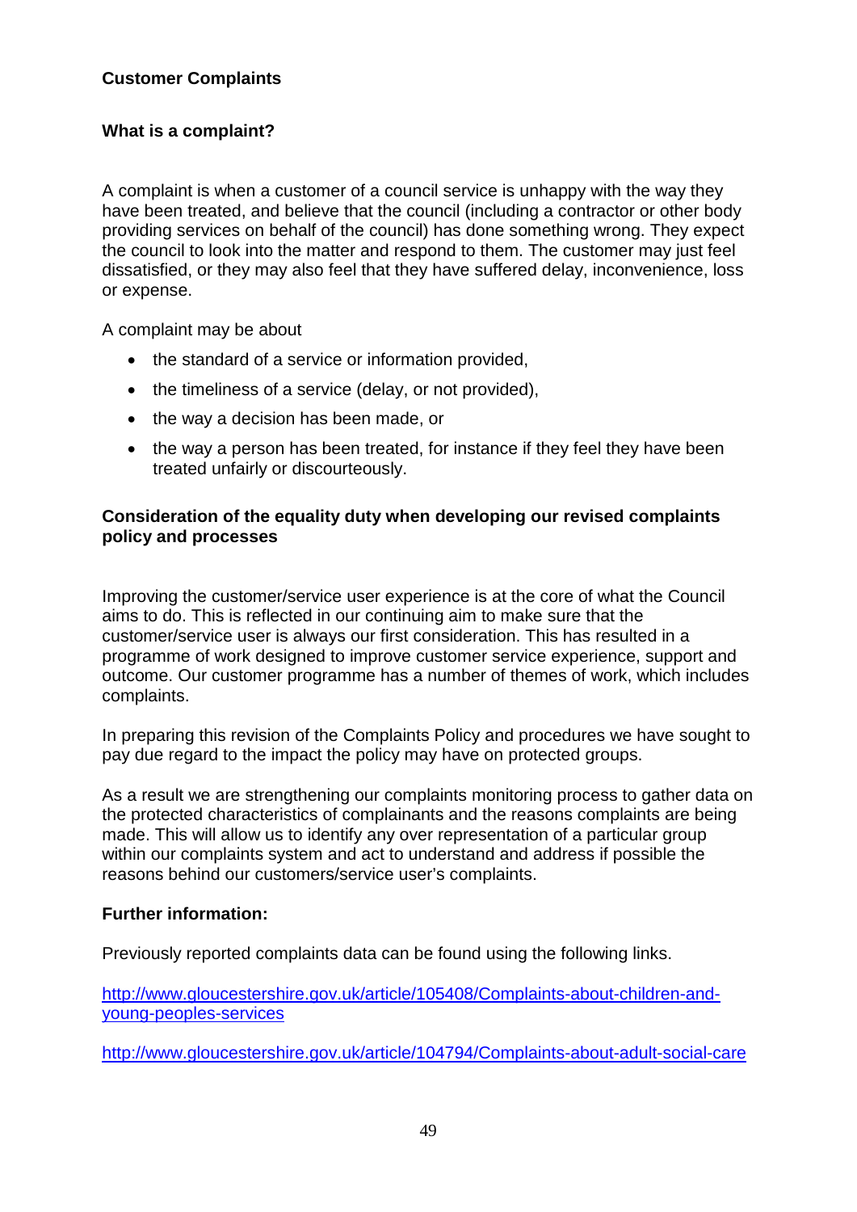**Customer Complaints**

**What is a complaint?**

A complaint is when a customer of a council service is unhappy with the way they have been treated, and believe that the council (including a contractor or other body providing services on behalf of the council) has done something wrong. They expect the council to look into the matter and respond to them. The customer may just feel dissatisfied, or they may also feel that they have suffered delay, inconvenience, loss or expense.

A complaint may be about

- the standard of a service or information provided,
- the timeliness of a service (delay, or not provided),
- the way a decision has been made, or
- the way a person has been treated, for instance if they feel they have been treated unfairly or discourteously.

**Consideration of the equality duty when developing our revised complaints policy and processes**

Improving the customer/service user experience is at the core of what the Council aims to do. This is reflected in our continuing aim to make sure that the customer/service user is always our first consideration. This has resulted in a programme of work designed to improve customer service experience, support and outcome. Our customer programme has a number of themes of work, which includes complaints.

In preparing this revision of the Complaints Policy and procedures we have sought to pay due regard to the impact the policy may have on protected groups.

As a result we are strengthening our complaints monitoring process to gather data on the protected characteristics of complainants and the reasons complaints are being made. This will allow us to identify any over representation of a particular group within our complaints system and act to understand and address if possible the reasons behind our customers/service user's complaints.

**Further information:**

Previously reported complaints data can be found using the following links.

[http://www.gloucestershire.gov.uk/article/105408/Complaints-about-children-and-young-peoples-services](http://www.gloucestershire.gov.uk/article/105408/Complaints-about-children-and-young-peoples-services)

[http://www.gloucestershire.gov.uk/article/104794/Complaints-about-adult-social-care](http://www.gloucestershire.gov.uk/article/104794/Complaints-about-adult-social-care)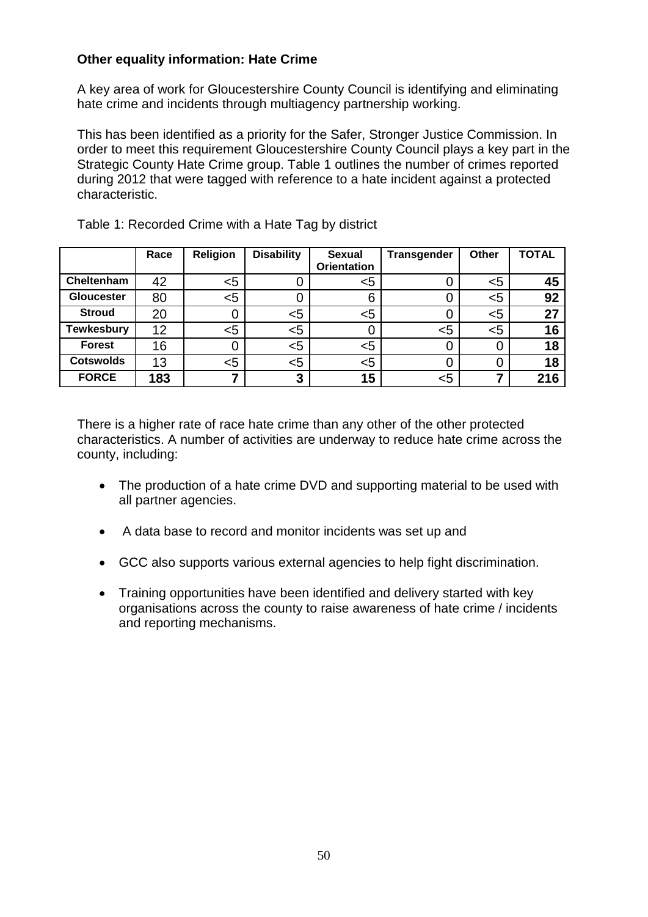**Other equality information: Hate Crime**

A key area of work for Gloucestershire County Council is identifying and eliminating hate crime and incidents through multiagency partnership working.

This has been identified as a priority for the Safer, Stronger Justice Commission. In order to meet this requirement Gloucestershire County Council plays a key part in the Strategic County Hate Crime group. Table 1 outlines the number of crimes reported during 2012 that were tagged with reference to a hate incident against a protected characteristic.

Table 1: Recorded Crime with a Hate Tag by district

| | Race | Religion | Disability | Sexual Orientation | Transgender | Other | TOTAL |
|---|---|---|---|---|---|---|---|
| **Cheltenham** | 42 | <5 | 0 | <5 | 0 | <5 | **45** |
| **Gloucester** | 80 | <5 | 0 | 6 | 0 | <5 | **92** |
| **Stroud** | 20 | 0 | <5 | <5 | 0 | <5 | **27** |
| **Tewkesbury** | 12 | <5 | <5 | 0 | <5 | <5 | **16** |
| **Forest** | 16 | 0 | <5 | <5 | 0 | 0 | **18** |
| **Cotswolds** | 13 | <5 | <5 | <5 | 0 | 0 | **18** |
| **FORCE** | **183** | **7** | **3** | **15** | <5 | **7** | **216** |

There is a higher rate of race hate crime than any other of the other protected characteristics. A number of activities are underway to reduce hate crime across the county, including:

- The production of a hate crime DVD and supporting material to be used with all partner agencies.
- A data base to record and monitor incidents was set up and
- GCC also supports various external agencies to help fight discrimination.
- Training opportunities have been identified and delivery started with key organisations across the county to raise awareness of hate crime / incidents and reporting mechanisms.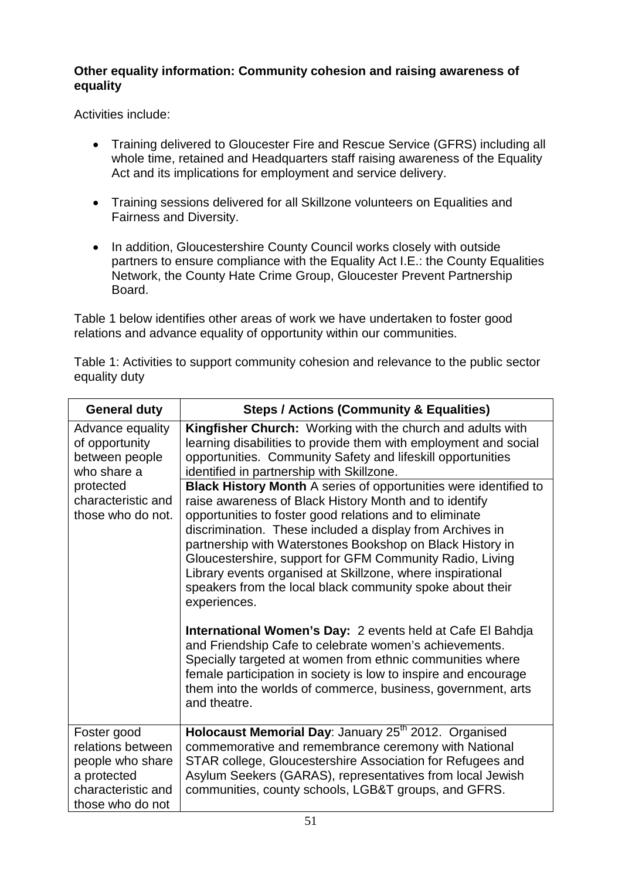**Other equality information: Community cohesion and raising awareness of equality**

Activities include:

- Training delivered to Gloucester Fire and Rescue Service (GFRS) including all whole time, retained and Headquarters staff raising awareness of the Equality Act and its implications for employment and service delivery.
- Training sessions delivered for all Skillzone volunteers on Equalities and Fairness and Diversity.
- In addition, Gloucestershire County Council works closely with outside partners to ensure compliance with the Equality Act I.E.: the County Equalities Network, the County Hate Crime Group, Gloucester Prevent Partnership Board.

Table 1 below identifies other areas of work we have undertaken to foster good relations and advance equality of opportunity within our communities.

Table 1: Activities to support community cohesion and relevance to the public sector equality duty

| General duty | Steps / Actions (Community & Equalities) |
|---|---|
| Advance equality of opportunity between people who share a protected characteristic and those who do not. | **Kingfisher Church:** Working with the church and adults with learning disabilities to provide them with employment and social opportunities. Community Safety and lifeskill opportunities identified in partnership with Skillzone. |
| | **Black History Month** A series of opportunities were identified to raise awareness of Black History Month and to identify opportunities to foster good relations and to eliminate discrimination. These included a display from Archives in partnership with Waterstones Bookshop on Black History in Gloucestershire, support for GFM Community Radio, Living Library events organised at Skillzone, where inspirational speakers from the local black community spoke about their experiences.<br><br>**International Women's Day:** 2 events held at Cafe El Bahdja and Friendship Cafe to celebrate women's achievements. Specially targeted at women from ethnic communities where female participation in society is low to inspire and encourage them into the worlds of commerce, business, government, arts and theatre. |
| Foster good relations between people who share a protected characteristic and those who do not | **Holocaust Memorial Day**: January 25th 2012. Organised commemorative and remembrance ceremony with National STAR college, Gloucestershire Association for Refugees and Asylum Seekers (GARAS), representatives from local Jewish communities, county schools, LGB&T groups, and GFRS. |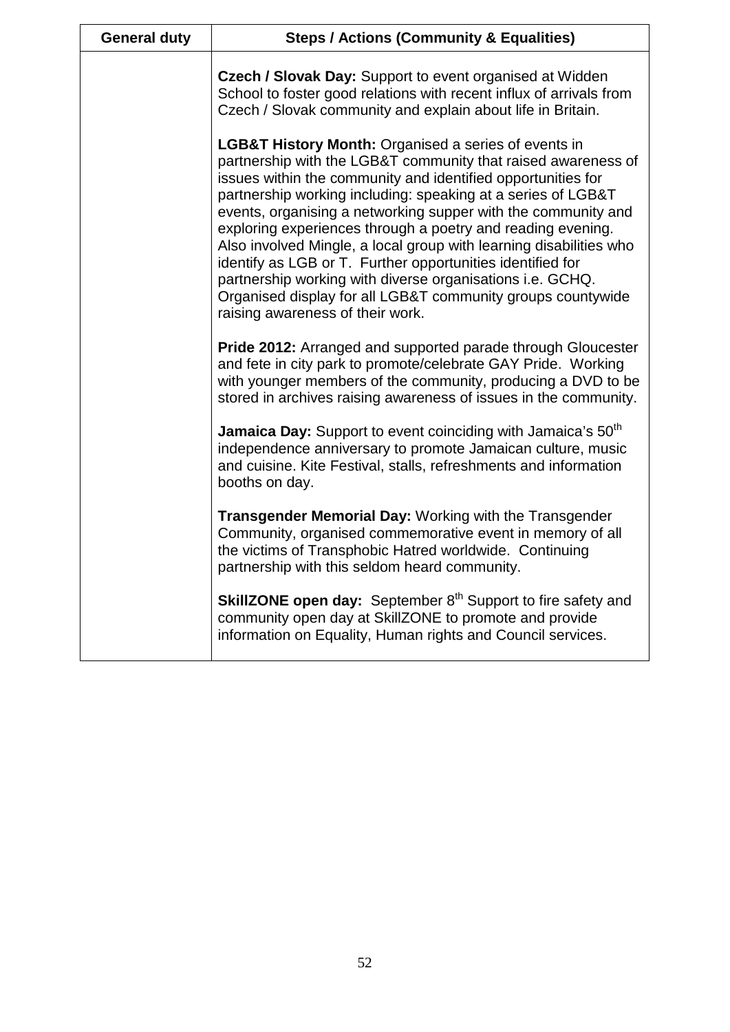| General duty | Steps / Actions (Community & Equalities) |
|---|---|
| | **Czech / Slovak Day:** Support to event organised at Widden School to foster good relations with recent influx of arrivals from Czech / Slovak community and explain about life in Britain.<br><br>**LGB&T History Month:** Organised a series of events in partnership with the LGB&T community that raised awareness of issues within the community and identified opportunities for partnership working including: speaking at a series of LGB&T events, organising a networking supper with the community and exploring experiences through a poetry and reading evening. Also involved Mingle, a local group with learning disabilities who identify as LGB or T. Further opportunities identified for partnership working with diverse organisations i.e. GCHQ. Organised display for all LGB&T community groups countywide raising awareness of their work.<br><br>**Pride 2012:** Arranged and supported parade through Gloucester and fete in city park to promote/celebrate GAY Pride. Working with younger members of the community, producing a DVD to be stored in archives raising awareness of issues in the community.<br><br>**Jamaica Day:** Support to event coinciding with Jamaica's 50th independence anniversary to promote Jamaican culture, music and cuisine. Kite Festival, stalls, refreshments and information booths on day.<br><br>**Transgender Memorial Day:** Working with the Transgender Community, organised commemorative event in memory of all the victims of Transphobic Hatred worldwide. Continuing partnership with this seldom heard community.<br><br>**SkillZONE open day:** September 8th Support to fire safety and community open day at SkillZONE to promote and provide information on Equality, Human rights and Council services. |